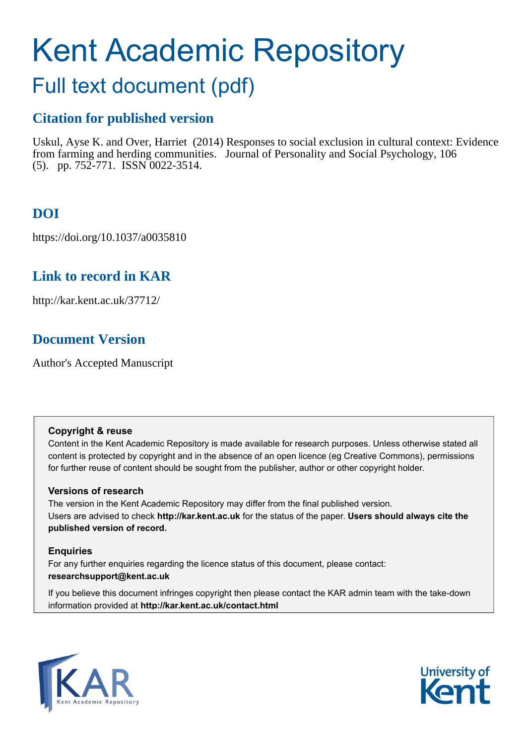# Kent Academic Repository

## Full text document (pdf)

### Citation for published version

Uskul, Ayse K. and Over, Harriet (2014) Responses to social exclusion in cultural context: Evidence from farming and herding communities. Journal of Personality and Social Psychology, 106 (5). pp. 752-771. ISSN 0022-3514.

### DOI

https://doi.org/10.1037/a0035810

### Link to record in KAR

http://kar.kent.ac.uk/37712/

### Document Version

Author's Accepted Manuscript

**Copyright & reuse**

Content in the Kent Academic Repository is made available for research purposes. Unless otherwise stated all content is protected by copyright and in the absence of an open licence (eg Creative Commons), permissions for further reuse of content should be sought from the publisher, author or other copyright holder.

**Versions of research**

The version in the Kent Academic Repository may differ from the final published version. Users are advised to check **http://kar.kent.ac.uk** for the status of the paper. **Users should always cite the published version of record.**

**Enquiries**

For any further enquiries regarding the licence status of this document, please contact: **researchsupport@kent.ac.uk**

If you believe this document infringes copyright then please contact the KAR admin team with the take-down information provided at **http://kar.kent.ac.uk/contact.html**

KAR Kent Academic Repository

University of Kent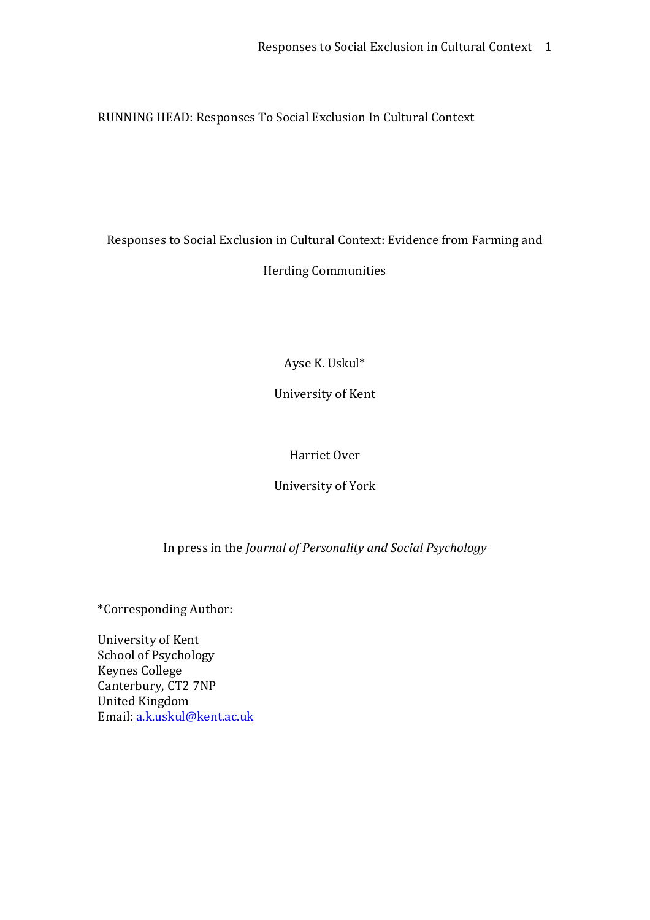RUNNING HEAD: Responses To Social Exclusion In Cultural Context

# Responses to Social Exclusion in Cultural Context: Evidence from Farming and Herding Communities

Ayse K. Uskul*

University of Kent

Harriet Over

University of York

In press in the *Journal of Personality and Social Psychology*

*Corresponding Author:

University of Kent
School of Psychology
Keynes College
Canterbury, CT2 7NP
United Kingdom
Email: a.k.uskul@kent.ac.uk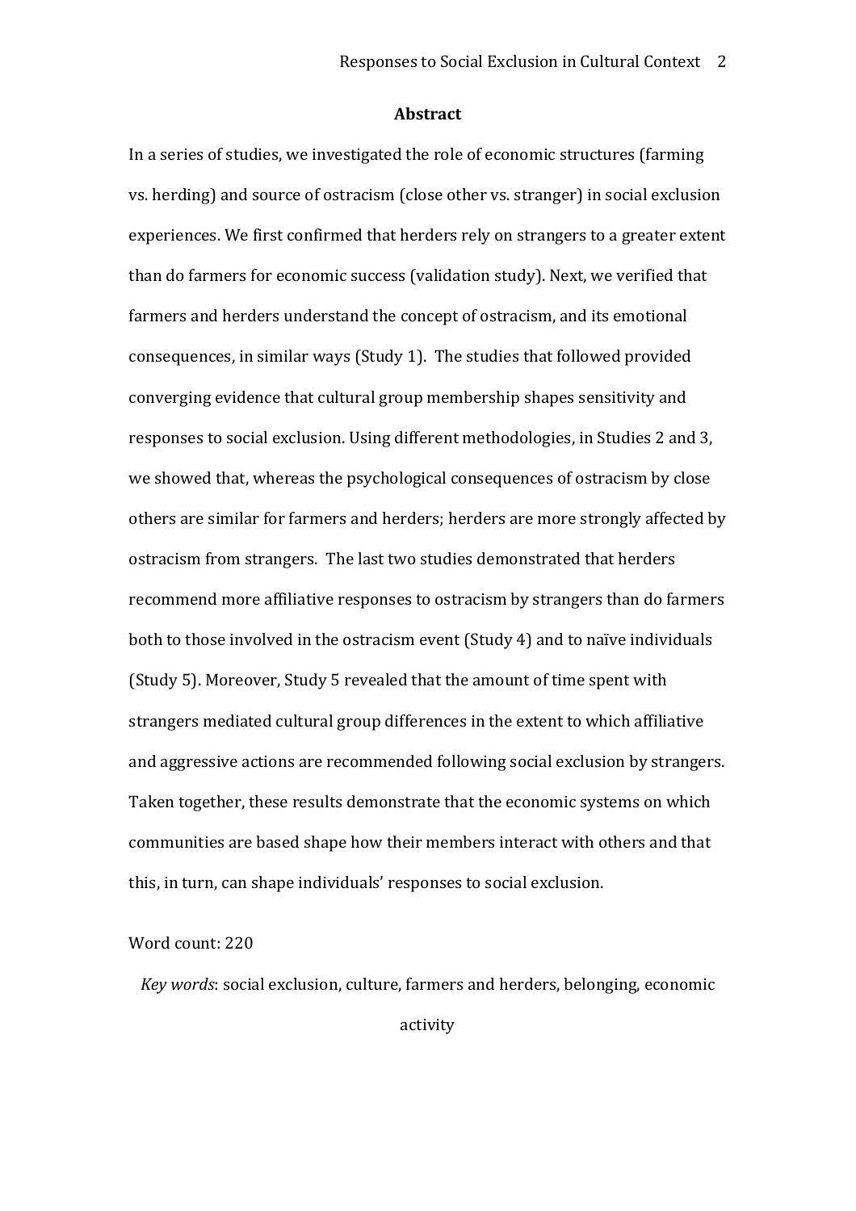## Abstract

In a series of studies, we investigated the role of economic structures (farming vs. herding) and source of ostracism (close other vs. stranger) in social exclusion experiences. We first confirmed that herders rely on strangers to a greater extent than do farmers for economic success (validation study). Next, we verified that farmers and herders understand the concept of ostracism, and its emotional consequences, in similar ways (Study 1). The studies that followed provided converging evidence that cultural group membership shapes sensitivity and responses to social exclusion. Using different methodologies, in Studies 2 and 3, we showed that, whereas the psychological consequences of ostracism by close others are similar for farmers and herders; herders are more strongly affected by ostracism from strangers. The last two studies demonstrated that herders recommend more affiliative responses to ostracism by strangers than do farmers both to those involved in the ostracism event (Study 4) and to naïve individuals (Study 5). Moreover, Study 5 revealed that the amount of time spent with strangers mediated cultural group differences in the extent to which affiliative and aggressive actions are recommended following social exclusion by strangers. Taken together, these results demonstrate that the economic systems on which communities are based shape how their members interact with others and that this, in turn, can shape individuals' responses to social exclusion.

Word count: 220

*Key words*: social exclusion, culture, farmers and herders, belonging, economic activity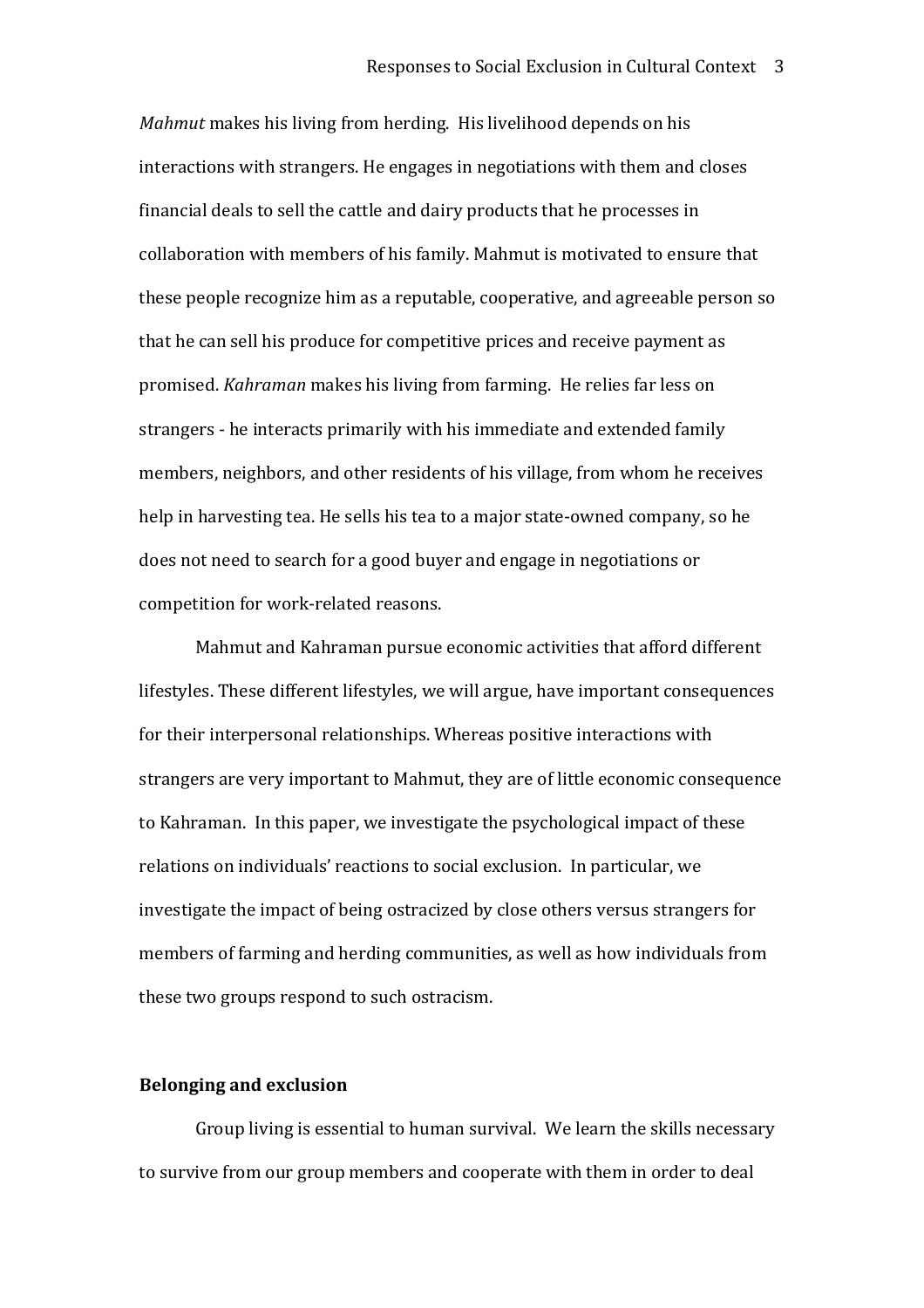*Mahmut* makes his living from herding. His livelihood depends on his interactions with strangers. He engages in negotiations with them and closes financial deals to sell the cattle and dairy products that he processes in collaboration with members of his family. Mahmut is motivated to ensure that these people recognize him as a reputable, cooperative, and agreeable person so that he can sell his produce for competitive prices and receive payment as promised. *Kahraman* makes his living from farming. He relies far less on strangers - he interacts primarily with his immediate and extended family members, neighbors, and other residents of his village, from whom he receives help in harvesting tea. He sells his tea to a major state-owned company, so he does not need to search for a good buyer and engage in negotiations or competition for work-related reasons.

Mahmut and Kahraman pursue economic activities that afford different lifestyles. These different lifestyles, we will argue, have important consequences for their interpersonal relationships. Whereas positive interactions with strangers are very important to Mahmut, they are of little economic consequence to Kahraman. In this paper, we investigate the psychological impact of these relations on individuals' reactions to social exclusion. In particular, we investigate the impact of being ostracized by close others versus strangers for members of farming and herding communities, as well as how individuals from these two groups respond to such ostracism.

## Belonging and exclusion

Group living is essential to human survival. We learn the skills necessary to survive from our group members and cooperate with them in order to deal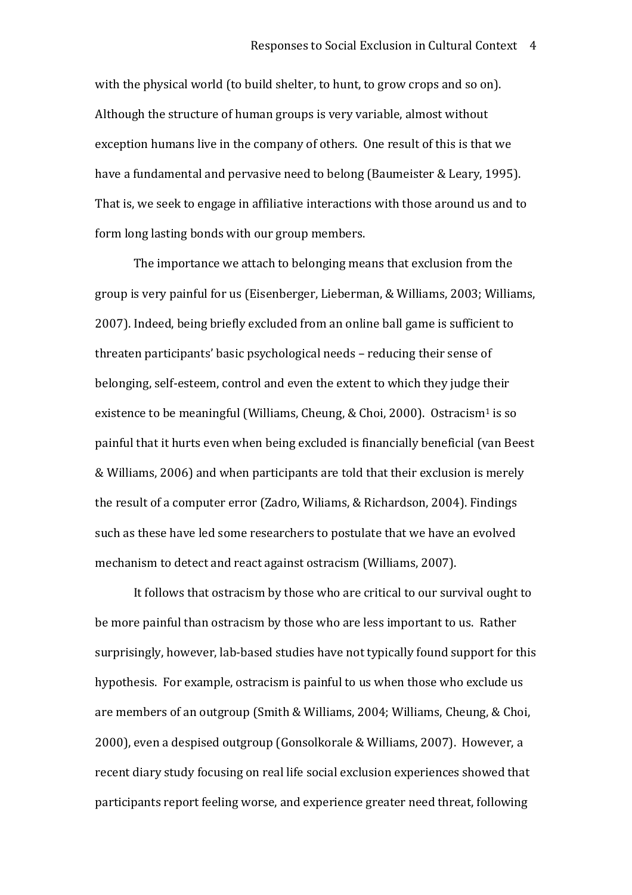with the physical world (to build shelter, to hunt, to grow crops and so on). Although the structure of human groups is very variable, almost without exception humans live in the company of others. One result of this is that we have a fundamental and pervasive need to belong (Baumeister & Leary, 1995). That is, we seek to engage in affiliative interactions with those around us and to form long lasting bonds with our group members.

The importance we attach to belonging means that exclusion from the group is very painful for us (Eisenberger, Lieberman, & Williams, 2003; Williams, 2007). Indeed, being briefly excluded from an online ball game is sufficient to threaten participants' basic psychological needs – reducing their sense of belonging, self-esteem, control and even the extent to which they judge their existence to be meaningful (Williams, Cheung, & Choi, 2000). Ostracism[1] is so painful that it hurts even when being excluded is financially beneficial (van Beest & Williams, 2006) and when participants are told that their exclusion is merely the result of a computer error (Zadro, Wiliams, & Richardson, 2004). Findings such as these have led some researchers to postulate that we have an evolved mechanism to detect and react against ostracism (Williams, 2007).

It follows that ostracism by those who are critical to our survival ought to be more painful than ostracism by those who are less important to us. Rather surprisingly, however, lab-based studies have not typically found support for this hypothesis. For example, ostracism is painful to us when those who exclude us are members of an outgroup (Smith & Williams, 2004; Williams, Cheung, & Choi, 2000), even a despised outgroup (Gonsolkorale & Williams, 2007). However, a recent diary study focusing on real life social exclusion experiences showed that participants report feeling worse, and experience greater need threat, following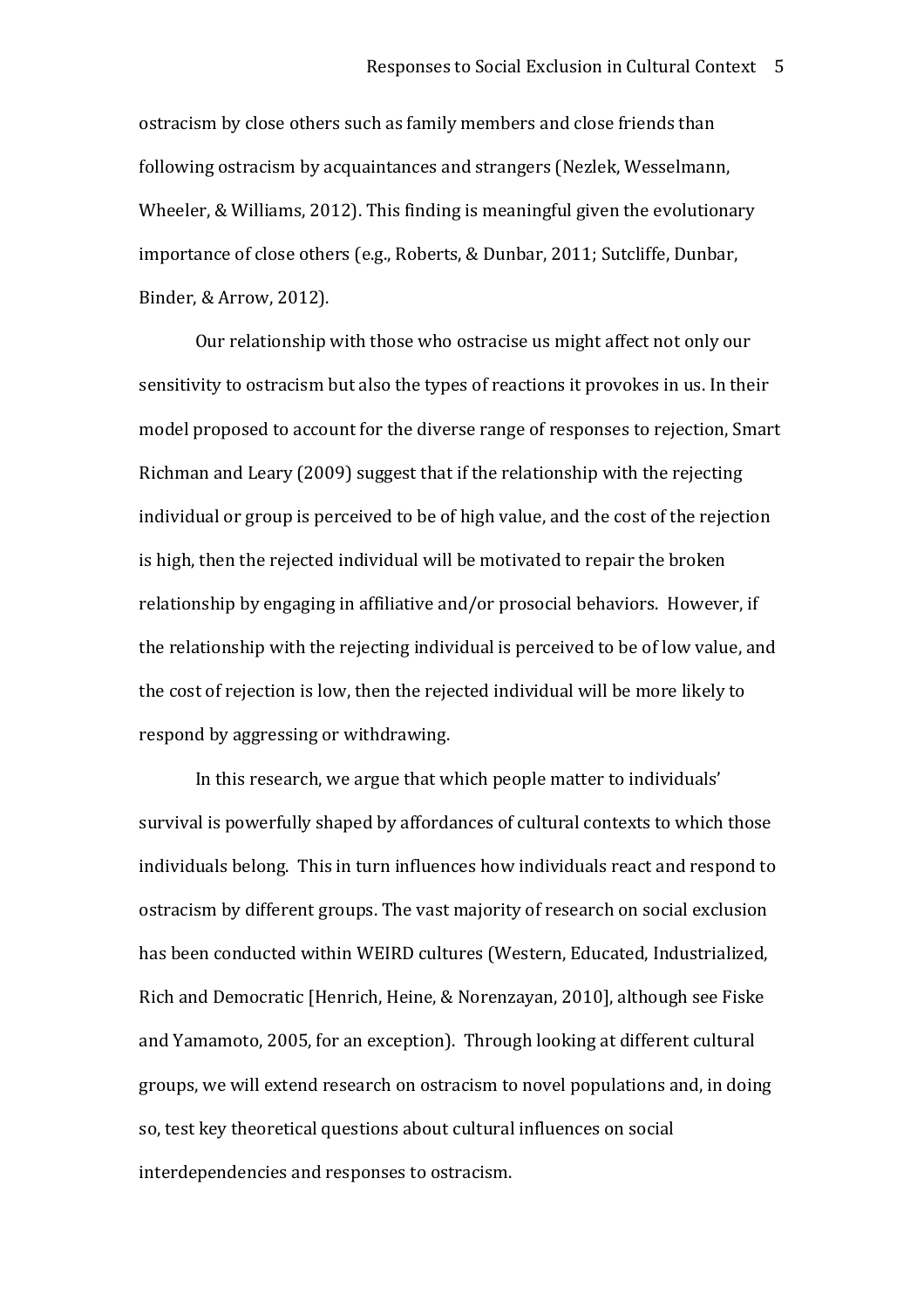ostracism by close others such as family members and close friends than following ostracism by acquaintances and strangers (Nezlek, Wesselmann, Wheeler, & Williams, 2012). This finding is meaningful given the evolutionary importance of close others (e.g., Roberts, & Dunbar, 2011; Sutcliffe, Dunbar, Binder, & Arrow, 2012).

Our relationship with those who ostracise us might affect not only our sensitivity to ostracism but also the types of reactions it provokes in us. In their model proposed to account for the diverse range of responses to rejection, Smart Richman and Leary (2009) suggest that if the relationship with the rejecting individual or group is perceived to be of high value, and the cost of the rejection is high, then the rejected individual will be motivated to repair the broken relationship by engaging in affiliative and/or prosocial behaviors. However, if the relationship with the rejecting individual is perceived to be of low value, and the cost of rejection is low, then the rejected individual will be more likely to respond by aggressing or withdrawing.

In this research, we argue that which people matter to individuals' survival is powerfully shaped by affordances of cultural contexts to which those individuals belong. This in turn influences how individuals react and respond to ostracism by different groups. The vast majority of research on social exclusion has been conducted within WEIRD cultures (Western, Educated, Industrialized, Rich and Democratic [Henrich, Heine, & Norenzayan, 2010], although see Fiske and Yamamoto, 2005, for an exception). Through looking at different cultural groups, we will extend research on ostracism to novel populations and, in doing so, test key theoretical questions about cultural influences on social interdependencies and responses to ostracism.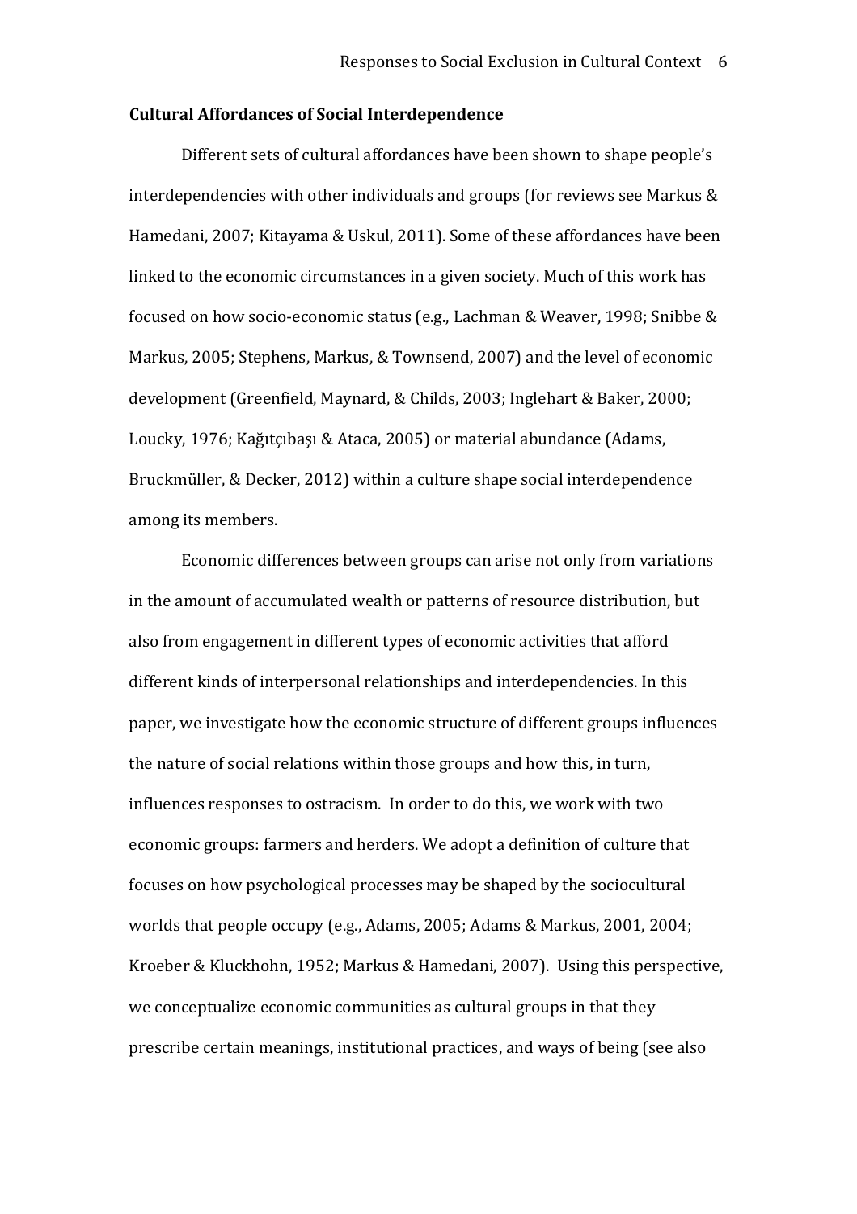**Cultural Affordances of Social Interdependence**

Different sets of cultural affordances have been shown to shape people's interdependencies with other individuals and groups (for reviews see Markus & Hamedani, 2007; Kitayama & Uskul, 2011). Some of these affordances have been linked to the economic circumstances in a given society. Much of this work has focused on how socio-economic status (e.g., Lachman & Weaver, 1998; Snibbe & Markus, 2005; Stephens, Markus, & Townsend, 2007) and the level of economic development (Greenfield, Maynard, & Childs, 2003; Inglehart & Baker, 2000; Loucky, 1976; Kağıtçıbaşı & Ataca, 2005) or material abundance (Adams, Bruckmüller, & Decker, 2012) within a culture shape social interdependence among its members.

Economic differences between groups can arise not only from variations in the amount of accumulated wealth or patterns of resource distribution, but also from engagement in different types of economic activities that afford different kinds of interpersonal relationships and interdependencies. In this paper, we investigate how the economic structure of different groups influences the nature of social relations within those groups and how this, in turn, influences responses to ostracism. In order to do this, we work with two economic groups: farmers and herders. We adopt a definition of culture that focuses on how psychological processes may be shaped by the sociocultural worlds that people occupy (e.g., Adams, 2005; Adams & Markus, 2001, 2004; Kroeber & Kluckhohn, 1952; Markus & Hamedani, 2007). Using this perspective, we conceptualize economic communities as cultural groups in that they prescribe certain meanings, institutional practices, and ways of being (see also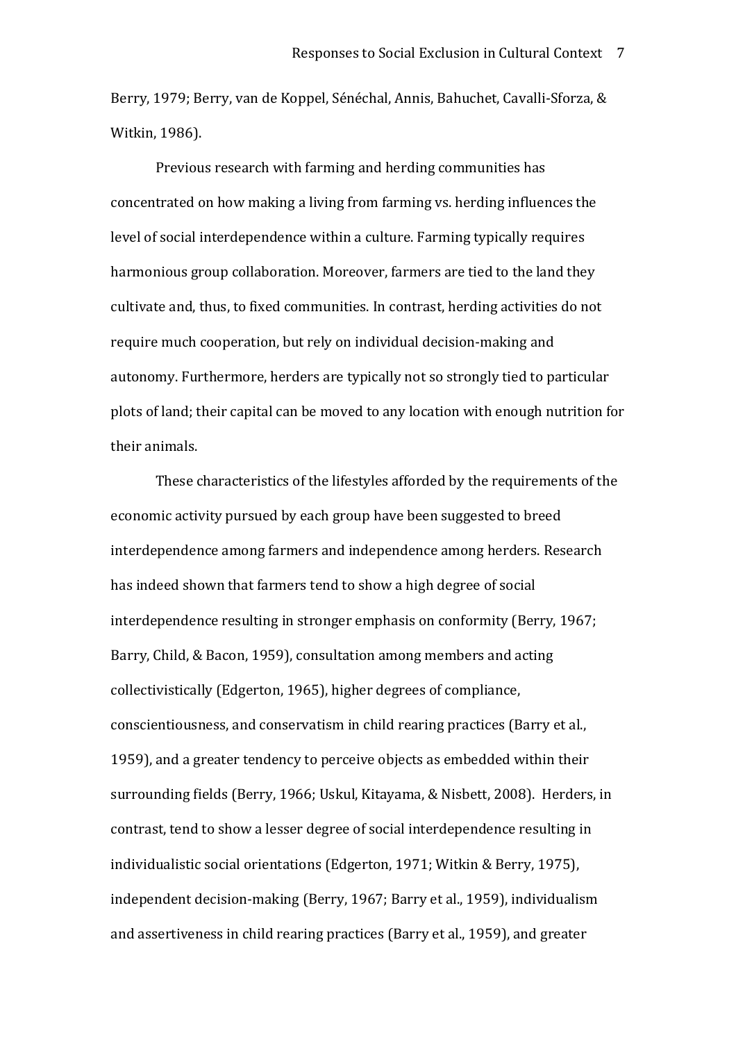Berry, 1979; Berry, van de Koppel, Sénéchal, Annis, Bahuchet, Cavalli-Sforza, & Witkin, 1986).

Previous research with farming and herding communities has concentrated on how making a living from farming vs. herding influences the level of social interdependence within a culture. Farming typically requires harmonious group collaboration. Moreover, farmers are tied to the land they cultivate and, thus, to fixed communities. In contrast, herding activities do not require much cooperation, but rely on individual decision-making and autonomy. Furthermore, herders are typically not so strongly tied to particular plots of land; their capital can be moved to any location with enough nutrition for their animals.

These characteristics of the lifestyles afforded by the requirements of the economic activity pursued by each group have been suggested to breed interdependence among farmers and independence among herders. Research has indeed shown that farmers tend to show a high degree of social interdependence resulting in stronger emphasis on conformity (Berry, 1967; Barry, Child, & Bacon, 1959), consultation among members and acting collectivistically (Edgerton, 1965), higher degrees of compliance, conscientiousness, and conservatism in child rearing practices (Barry et al., 1959), and a greater tendency to perceive objects as embedded within their surrounding fields (Berry, 1966; Uskul, Kitayama, & Nisbett, 2008). Herders, in contrast, tend to show a lesser degree of social interdependence resulting in individualistic social orientations (Edgerton, 1971; Witkin & Berry, 1975), independent decision-making (Berry, 1967; Barry et al., 1959), individualism and assertiveness in child rearing practices (Barry et al., 1959), and greater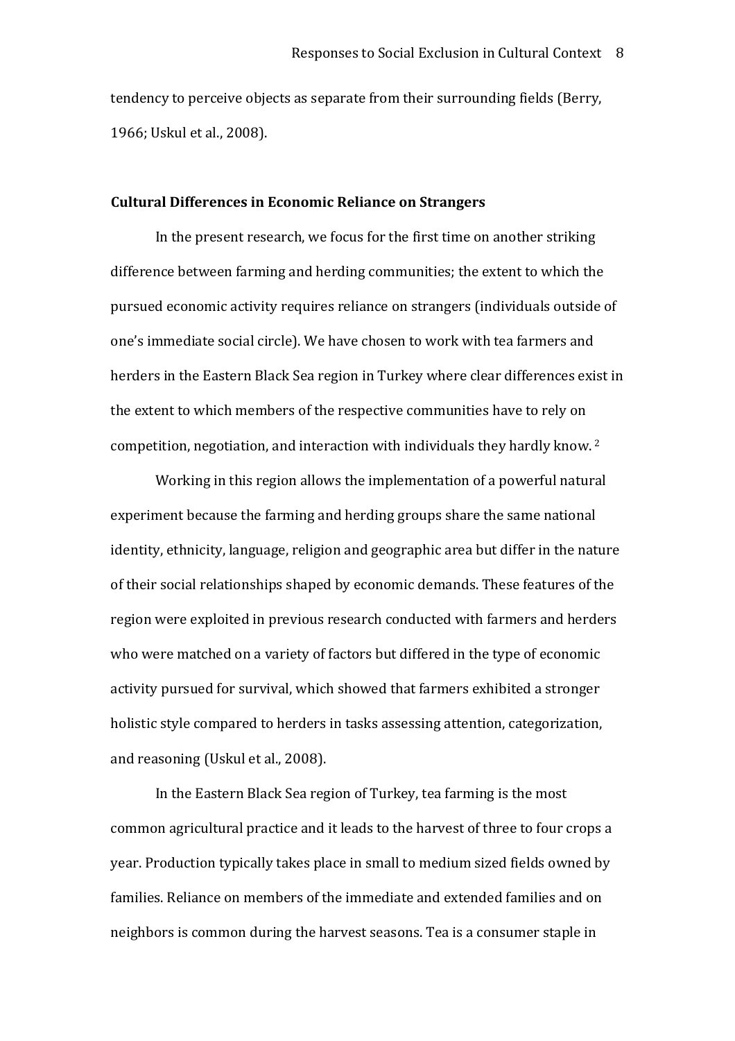tendency to perceive objects as separate from their surrounding fields (Berry, 1966; Uskul et al., 2008).

## Cultural Differences in Economic Reliance on Strangers

In the present research, we focus for the first time on another striking difference between farming and herding communities; the extent to which the pursued economic activity requires reliance on strangers (individuals outside of one's immediate social circle). We have chosen to work with tea farmers and herders in the Eastern Black Sea region in Turkey where clear differences exist in the extent to which members of the respective communities have to rely on competition, negotiation, and interaction with individuals they hardly know. [2]

Working in this region allows the implementation of a powerful natural experiment because the farming and herding groups share the same national identity, ethnicity, language, religion and geographic area but differ in the nature of their social relationships shaped by economic demands. These features of the region were exploited in previous research conducted with farmers and herders who were matched on a variety of factors but differed in the type of economic activity pursued for survival, which showed that farmers exhibited a stronger holistic style compared to herders in tasks assessing attention, categorization, and reasoning (Uskul et al., 2008).

In the Eastern Black Sea region of Turkey, tea farming is the most common agricultural practice and it leads to the harvest of three to four crops a year. Production typically takes place in small to medium sized fields owned by families. Reliance on members of the immediate and extended families and on neighbors is common during the harvest seasons. Tea is a consumer staple in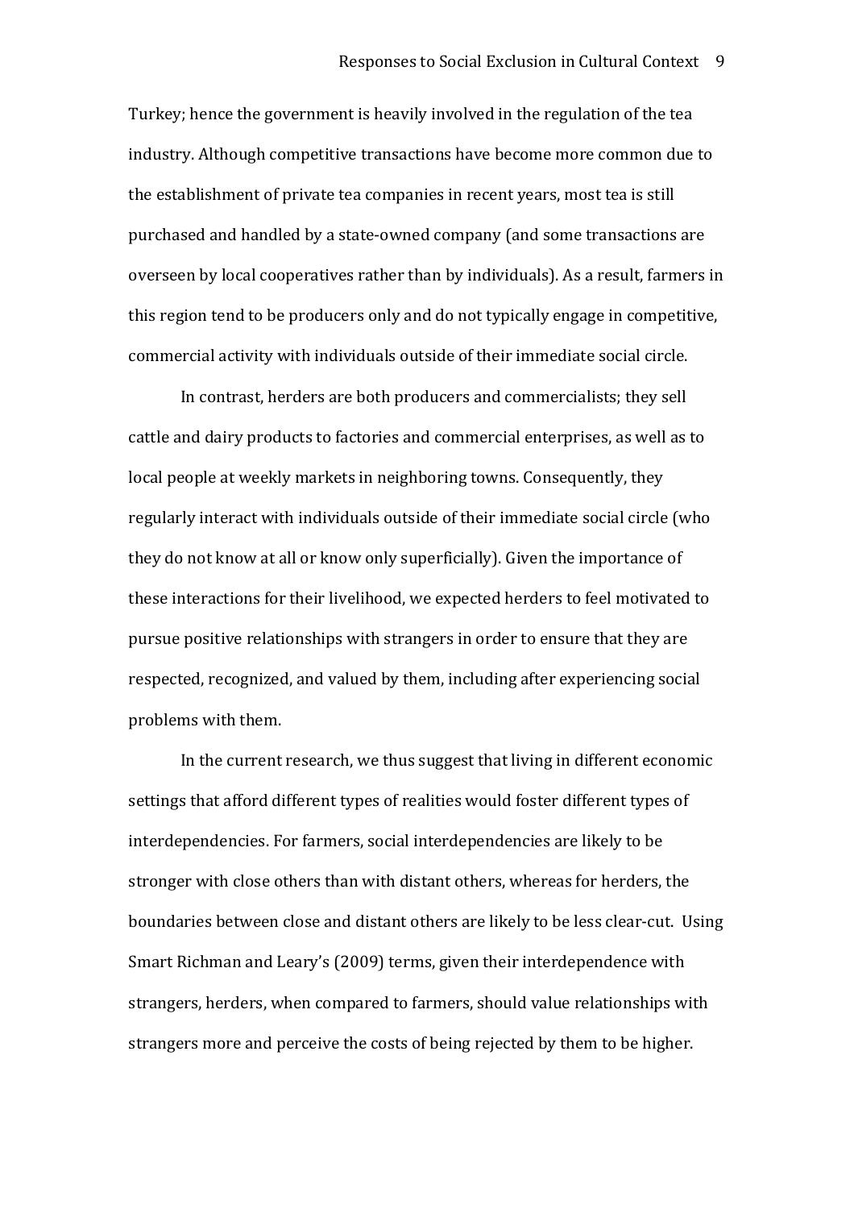Turkey; hence the government is heavily involved in the regulation of the tea industry. Although competitive transactions have become more common due to the establishment of private tea companies in recent years, most tea is still purchased and handled by a state-owned company (and some transactions are overseen by local cooperatives rather than by individuals). As a result, farmers in this region tend to be producers only and do not typically engage in competitive, commercial activity with individuals outside of their immediate social circle.

In contrast, herders are both producers and commercialists; they sell cattle and dairy products to factories and commercial enterprises, as well as to local people at weekly markets in neighboring towns. Consequently, they regularly interact with individuals outside of their immediate social circle (who they do not know at all or know only superficially). Given the importance of these interactions for their livelihood, we expected herders to feel motivated to pursue positive relationships with strangers in order to ensure that they are respected, recognized, and valued by them, including after experiencing social problems with them.

In the current research, we thus suggest that living in different economic settings that afford different types of realities would foster different types of interdependencies. For farmers, social interdependencies are likely to be stronger with close others than with distant others, whereas for herders, the boundaries between close and distant others are likely to be less clear-cut. Using Smart Richman and Leary's (2009) terms, given their interdependence with strangers, herders, when compared to farmers, should value relationships with strangers more and perceive the costs of being rejected by them to be higher.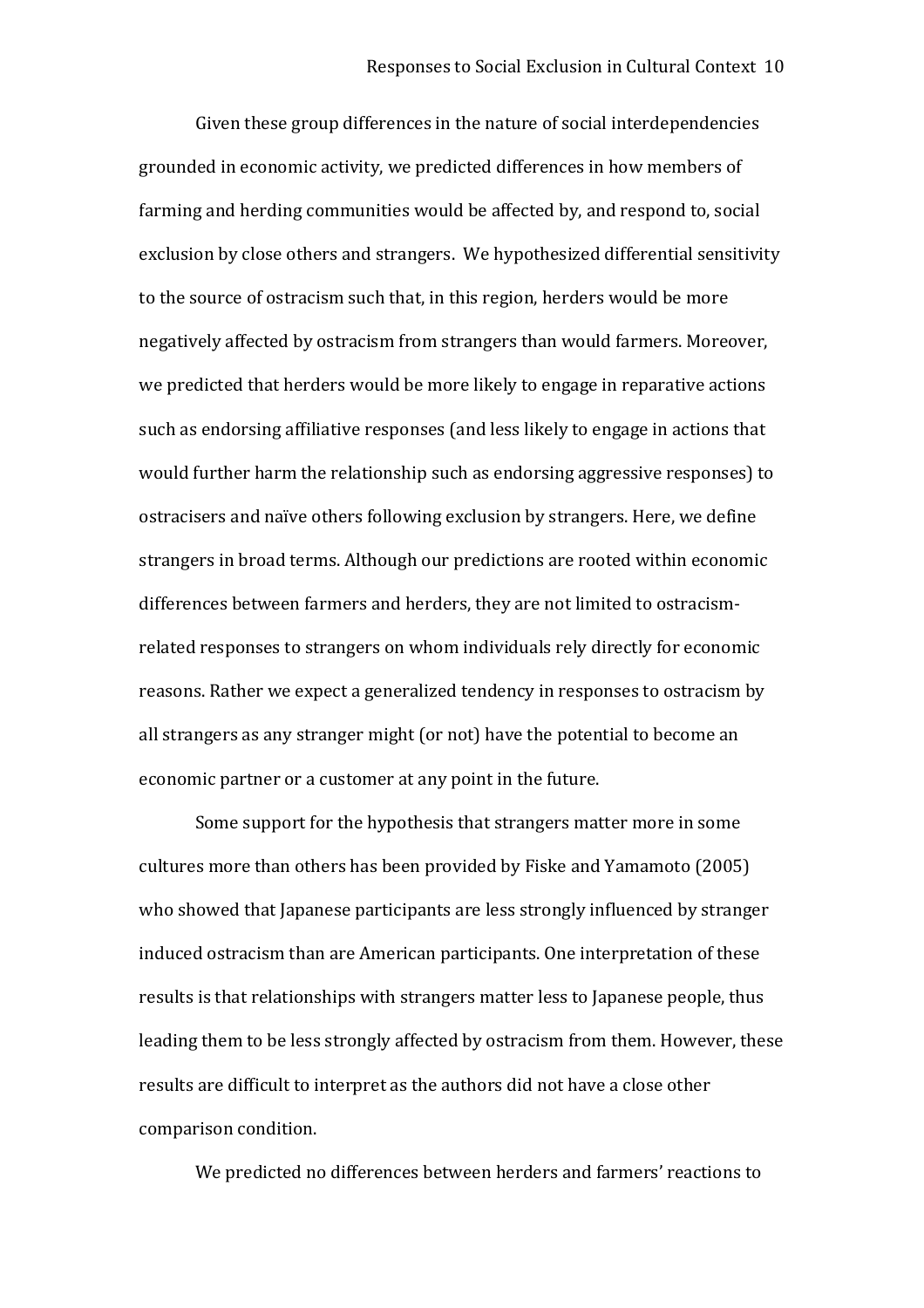Given these group differences in the nature of social interdependencies grounded in economic activity, we predicted differences in how members of farming and herding communities would be affected by, and respond to, social exclusion by close others and strangers. We hypothesized differential sensitivity to the source of ostracism such that, in this region, herders would be more negatively affected by ostracism from strangers than would farmers. Moreover, we predicted that herders would be more likely to engage in reparative actions such as endorsing affiliative responses (and less likely to engage in actions that would further harm the relationship such as endorsing aggressive responses) to ostracisers and naïve others following exclusion by strangers. Here, we define strangers in broad terms. Although our predictions are rooted within economic differences between farmers and herders, they are not limited to ostracism-related responses to strangers on whom individuals rely directly for economic reasons. Rather we expect a generalized tendency in responses to ostracism by all strangers as any stranger might (or not) have the potential to become an economic partner or a customer at any point in the future.

Some support for the hypothesis that strangers matter more in some cultures more than others has been provided by Fiske and Yamamoto (2005) who showed that Japanese participants are less strongly influenced by stranger induced ostracism than are American participants. One interpretation of these results is that relationships with strangers matter less to Japanese people, thus leading them to be less strongly affected by ostracism from them. However, these results are difficult to interpret as the authors did not have a close other comparison condition.

We predicted no differences between herders and farmers' reactions to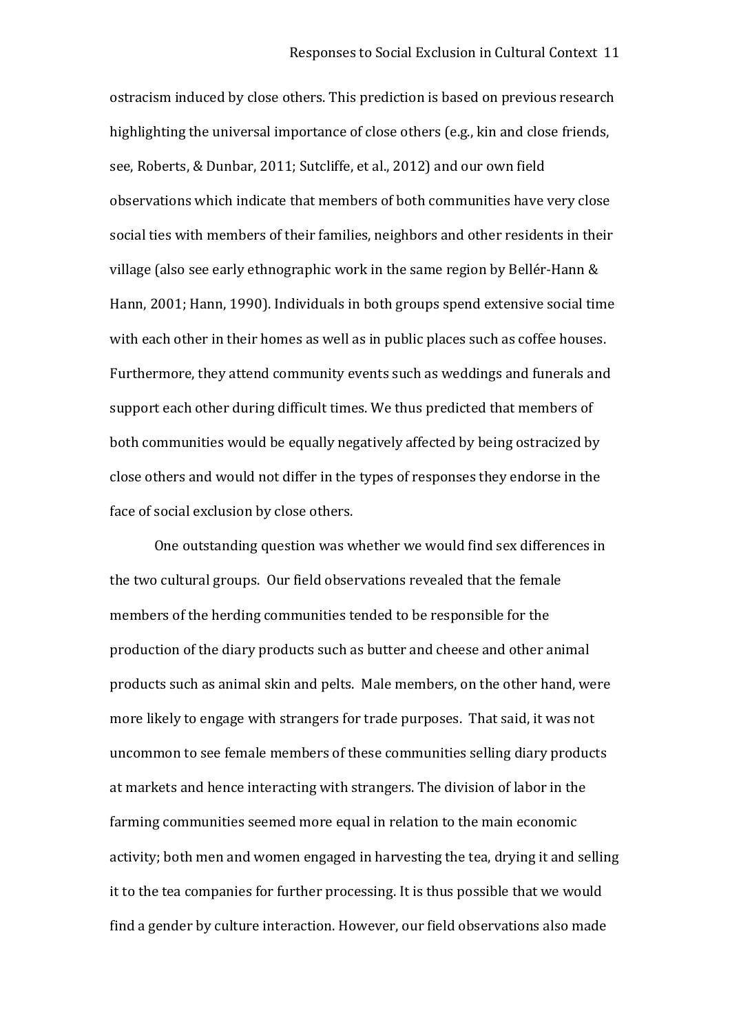ostracism induced by close others. This prediction is based on previous research highlighting the universal importance of close others (e.g., kin and close friends, see, Roberts, & Dunbar, 2011; Sutcliffe, et al., 2012) and our own field observations which indicate that members of both communities have very close social ties with members of their families, neighbors and other residents in their village (also see early ethnographic work in the same region by Bellér-Hann & Hann, 2001; Hann, 1990). Individuals in both groups spend extensive social time with each other in their homes as well as in public places such as coffee houses. Furthermore, they attend community events such as weddings and funerals and support each other during difficult times. We thus predicted that members of both communities would be equally negatively affected by being ostracized by close others and would not differ in the types of responses they endorse in the face of social exclusion by close others.

One outstanding question was whether we would find sex differences in the two cultural groups. Our field observations revealed that the female members of the herding communities tended to be responsible for the production of the diary products such as butter and cheese and other animal products such as animal skin and pelts. Male members, on the other hand, were more likely to engage with strangers for trade purposes. That said, it was not uncommon to see female members of these communities selling diary products at markets and hence interacting with strangers. The division of labor in the farming communities seemed more equal in relation to the main economic activity; both men and women engaged in harvesting the tea, drying it and selling it to the tea companies for further processing. It is thus possible that we would find a gender by culture interaction. However, our field observations also made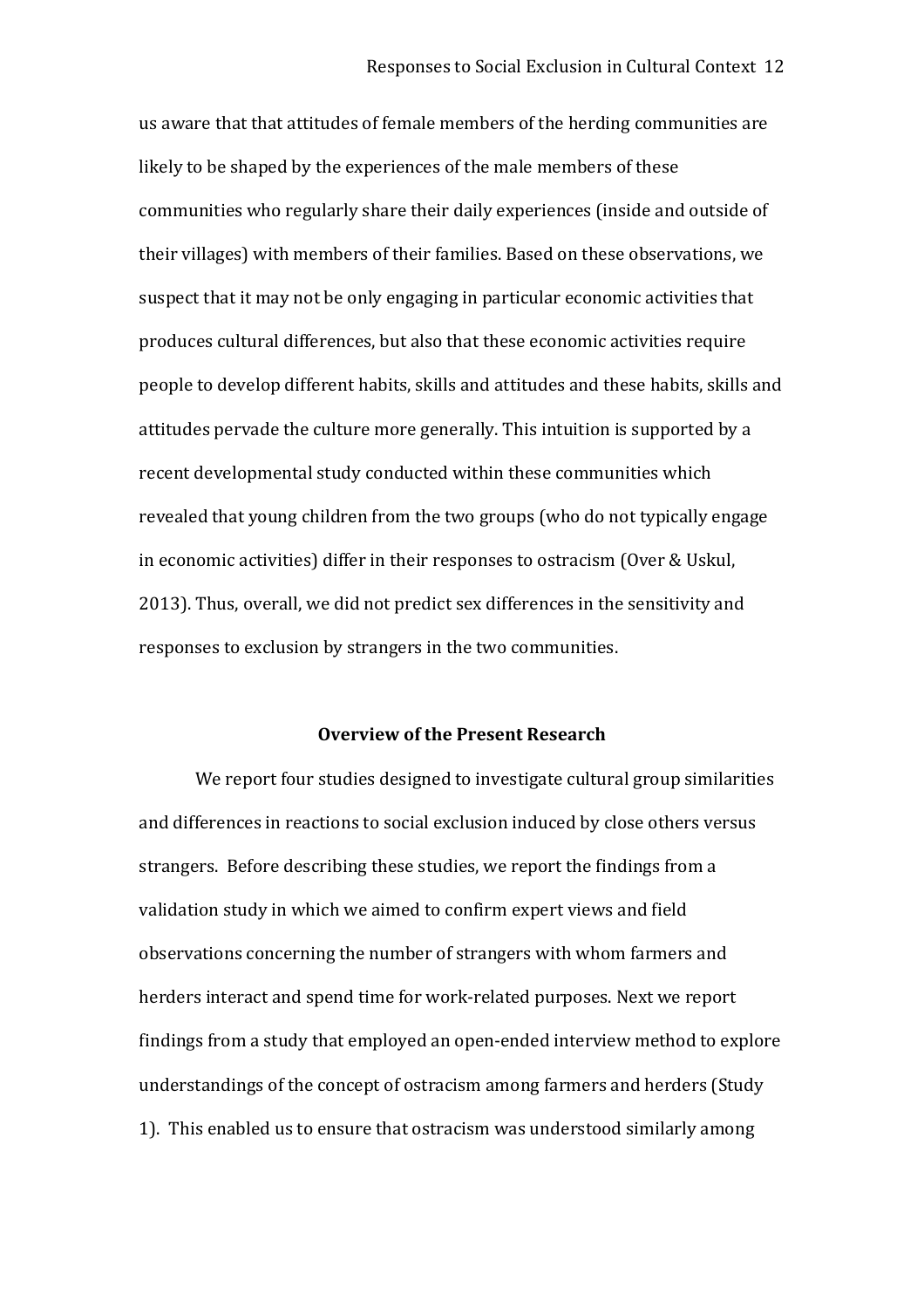us aware that that attitudes of female members of the herding communities are likely to be shaped by the experiences of the male members of these communities who regularly share their daily experiences (inside and outside of their villages) with members of their families. Based on these observations, we suspect that it may not be only engaging in particular economic activities that produces cultural differences, but also that these economic activities require people to develop different habits, skills and attitudes and these habits, skills and attitudes pervade the culture more generally. This intuition is supported by a recent developmental study conducted within these communities which revealed that young children from the two groups (who do not typically engage in economic activities) differ in their responses to ostracism (Over & Uskul, 2013). Thus, overall, we did not predict sex differences in the sensitivity and responses to exclusion by strangers in the two communities.

## Overview of the Present Research

We report four studies designed to investigate cultural group similarities and differences in reactions to social exclusion induced by close others versus strangers. Before describing these studies, we report the findings from a validation study in which we aimed to confirm expert views and field observations concerning the number of strangers with whom farmers and herders interact and spend time for work-related purposes. Next we report findings from a study that employed an open-ended interview method to explore understandings of the concept of ostracism among farmers and herders (Study 1). This enabled us to ensure that ostracism was understood similarly among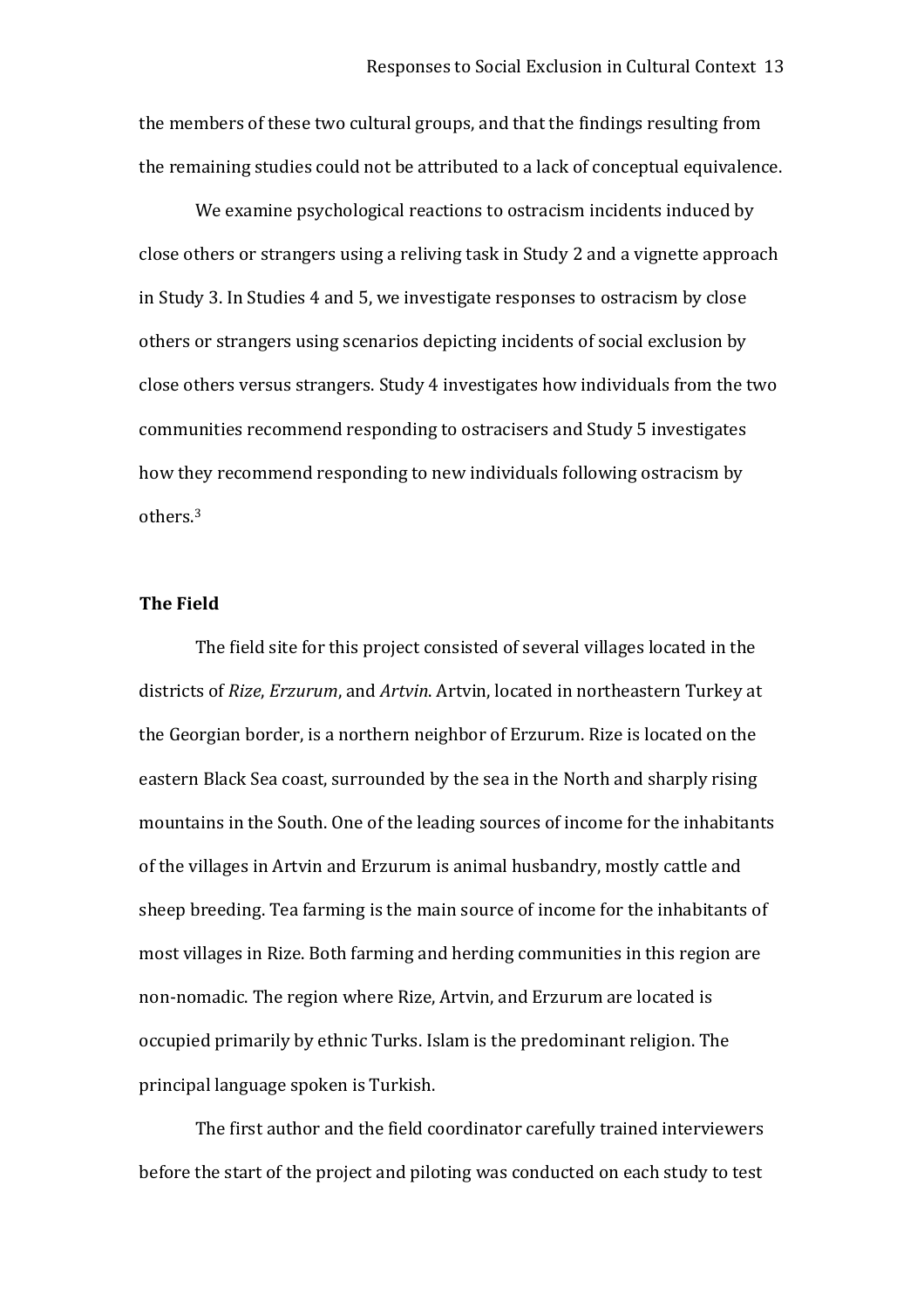the members of these two cultural groups, and that the findings resulting from the remaining studies could not be attributed to a lack of conceptual equivalence.

We examine psychological reactions to ostracism incidents induced by close others or strangers using a reliving task in Study 2 and a vignette approach in Study 3. In Studies 4 and 5, we investigate responses to ostracism by close others or strangers using scenarios depicting incidents of social exclusion by close others versus strangers. Study 4 investigates how individuals from the two communities recommend responding to ostracisers and Study 5 investigates how they recommend responding to new individuals following ostracism by others.[3]

**The Field**

The field site for this project consisted of several villages located in the districts of *Rize*, *Erzurum*, and *Artvin*. Artvin, located in northeastern Turkey at the Georgian border, is a northern neighbor of Erzurum. Rize is located on the eastern Black Sea coast, surrounded by the sea in the North and sharply rising mountains in the South. One of the leading sources of income for the inhabitants of the villages in Artvin and Erzurum is animal husbandry, mostly cattle and sheep breeding. Tea farming is the main source of income for the inhabitants of most villages in Rize. Both farming and herding communities in this region are non-nomadic. The region where Rize, Artvin, and Erzurum are located is occupied primarily by ethnic Turks. Islam is the predominant religion. The principal language spoken is Turkish.

The first author and the field coordinator carefully trained interviewers before the start of the project and piloting was conducted on each study to test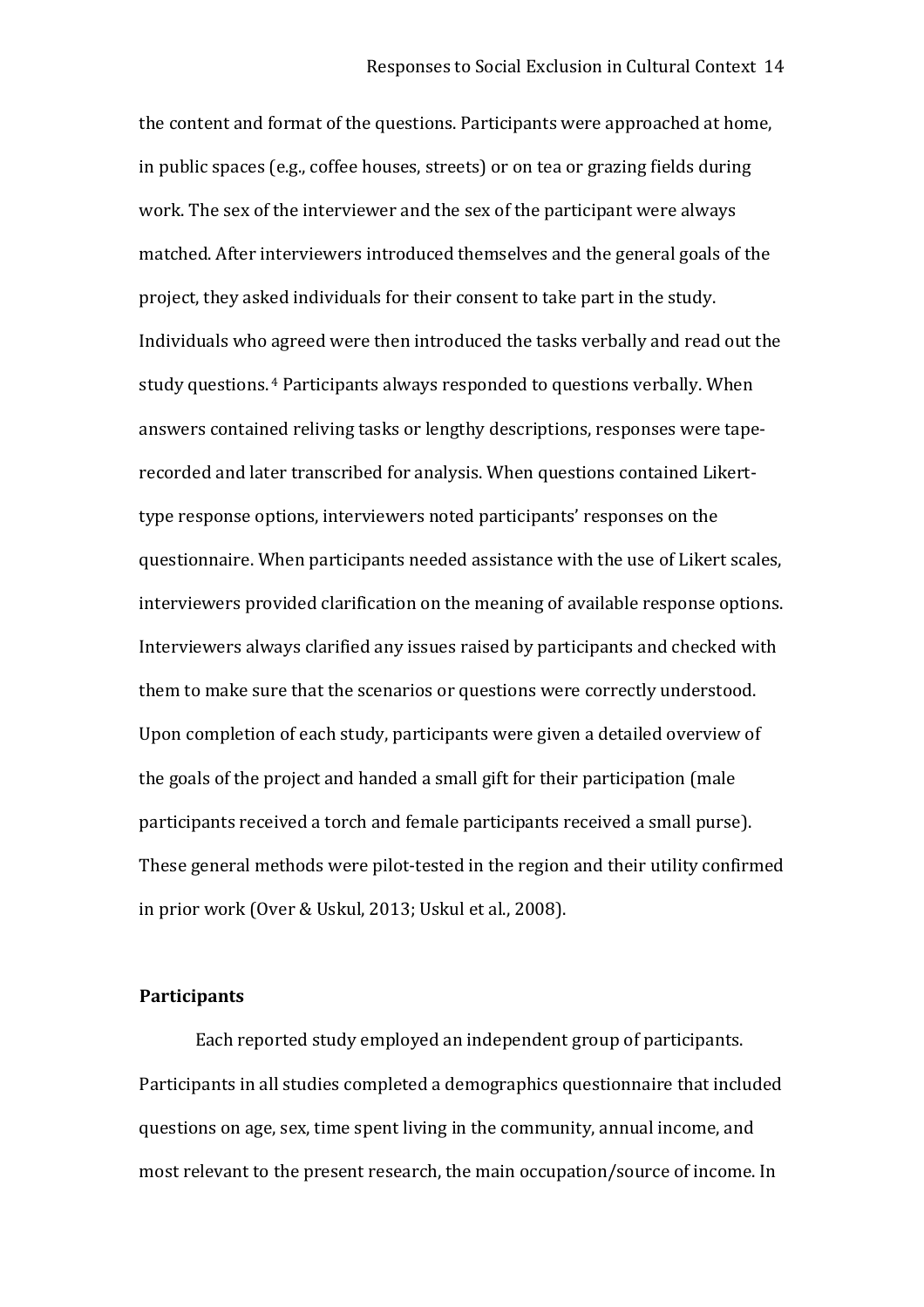the content and format of the questions. Participants were approached at home, in public spaces (e.g., coffee houses, streets) or on tea or grazing fields during work. The sex of the interviewer and the sex of the participant were always matched. After interviewers introduced themselves and the general goals of the project, they asked individuals for their consent to take part in the study. Individuals who agreed were then introduced the tasks verbally and read out the study questions.[4] Participants always responded to questions verbally. When answers contained reliving tasks or lengthy descriptions, responses were tape-recorded and later transcribed for analysis. When questions contained Likert-type response options, interviewers noted participants' responses on the questionnaire. When participants needed assistance with the use of Likert scales, interviewers provided clarification on the meaning of available response options. Interviewers always clarified any issues raised by participants and checked with them to make sure that the scenarios or questions were correctly understood. Upon completion of each study, participants were given a detailed overview of the goals of the project and handed a small gift for their participation (male participants received a torch and female participants received a small purse). These general methods were pilot-tested in the region and their utility confirmed in prior work (Over & Uskul, 2013; Uskul et al., 2008).

**Participants**

Each reported study employed an independent group of participants. Participants in all studies completed a demographics questionnaire that included questions on age, sex, time spent living in the community, annual income, and most relevant to the present research, the main occupation/source of income. In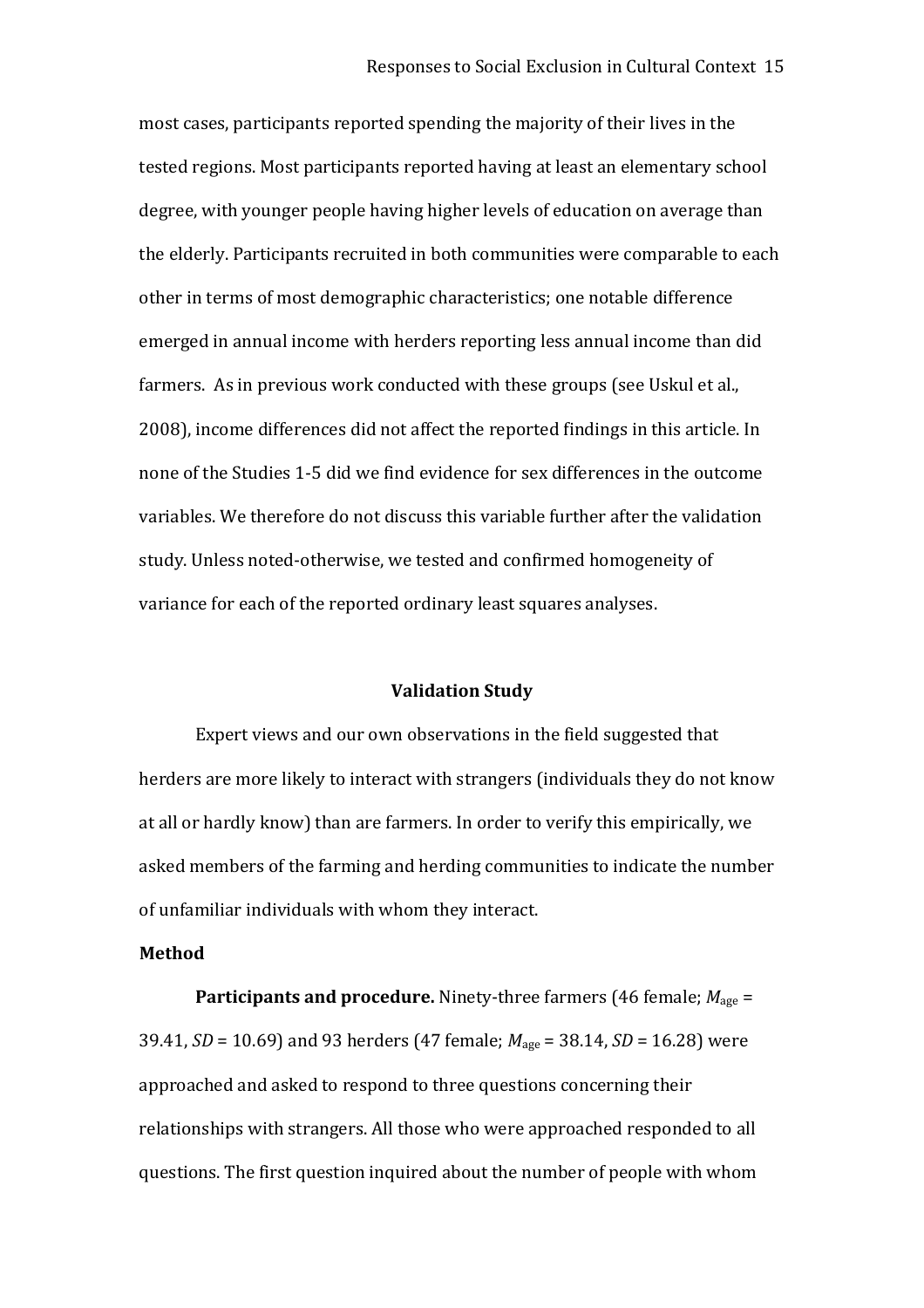most cases, participants reported spending the majority of their lives in the tested regions. Most participants reported having at least an elementary school degree, with younger people having higher levels of education on average than the elderly. Participants recruited in both communities were comparable to each other in terms of most demographic characteristics; one notable difference emerged in annual income with herders reporting less annual income than did farmers. As in previous work conducted with these groups (see Uskul et al., 2008), income differences did not affect the reported findings in this article. In none of the Studies 1-5 did we find evidence for sex differences in the outcome variables. We therefore do not discuss this variable further after the validation study. Unless noted-otherwise, we tested and confirmed homogeneity of variance for each of the reported ordinary least squares analyses.

## Validation Study

Expert views and our own observations in the field suggested that herders are more likely to interact with strangers (individuals they do not know at all or hardly know) than are farmers. In order to verify this empirically, we asked members of the farming and herding communities to indicate the number of unfamiliar individuals with whom they interact.

### Method

**Participants and procedure.** Ninety-three farmers (46 female; $M_{age}$ = 39.41, $SD$ = 10.69) and 93 herders (47 female; $M_{age}$ = 38.14, $SD$ = 16.28) were approached and asked to respond to three questions concerning their relationships with strangers. All those who were approached responded to all questions. The first question inquired about the number of people with whom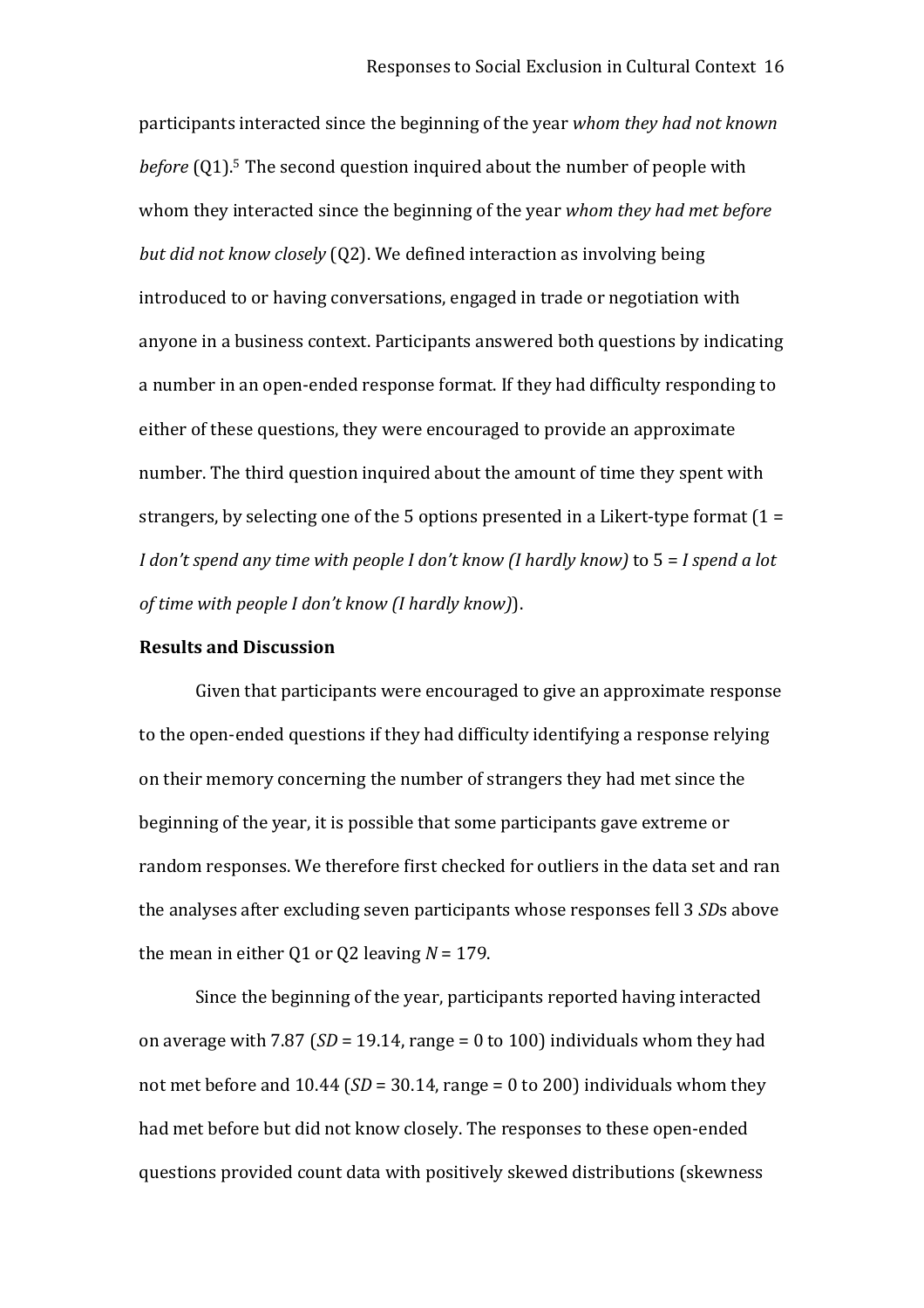participants interacted since the beginning of the year *whom they had not known before* (Q1).[5] The second question inquired about the number of people with whom they interacted since the beginning of the year *whom they had met before but did not know closely* (Q2). We defined interaction as involving being introduced to or having conversations, engaged in trade or negotiation with anyone in a business context. Participants answered both questions by indicating a number in an open-ended response format. If they had difficulty responding to either of these questions, they were encouraged to provide an approximate number. The third question inquired about the amount of time they spent with strangers, by selecting one of the 5 options presented in a Likert-type format (1 = *I don't spend any time with people I don't know (I hardly know)* to 5 = *I spend a lot of time with people I don't know (I hardly know)*).

**Results and Discussion**

Given that participants were encouraged to give an approximate response to the open-ended questions if they had difficulty identifying a response relying on their memory concerning the number of strangers they had met since the beginning of the year, it is possible that some participants gave extreme or random responses. We therefore first checked for outliers in the data set and ran the analyses after excluding seven participants whose responses fell 3 *SD*s above the mean in either Q1 or Q2 leaving $N$ = 179.

Since the beginning of the year, participants reported having interacted on average with 7.87 ($SD$ = 19.14, range = 0 to 100) individuals whom they had not met before and 10.44 ($SD$ = 30.14, range = 0 to 200) individuals whom they had met before but did not know closely. The responses to these open-ended questions provided count data with positively skewed distributions (skewness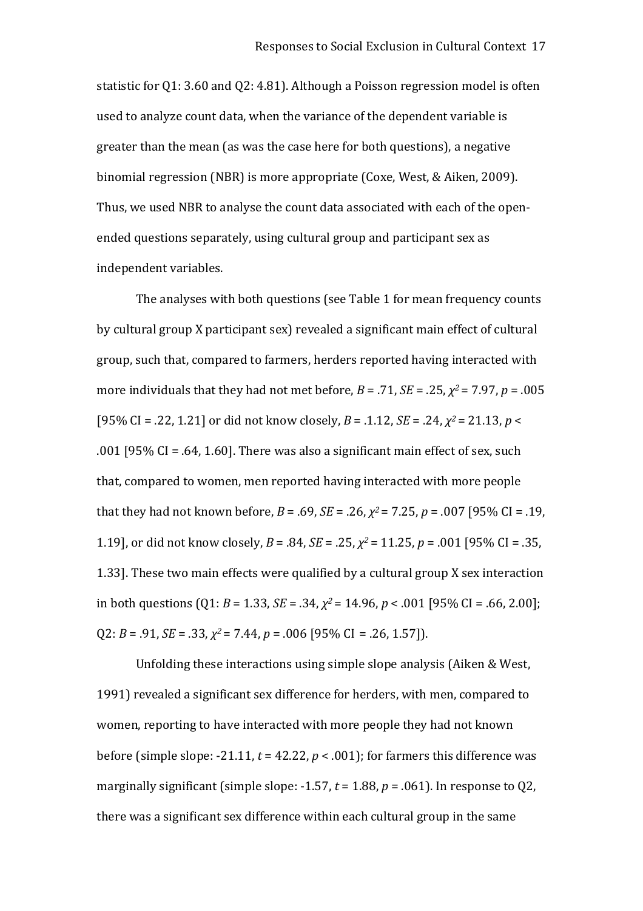statistic for Q1: 3.60 and Q2: 4.81). Although a Poisson regression model is often used to analyze count data, when the variance of the dependent variable is greater than the mean (as was the case here for both questions), a negative binomial regression (NBR) is more appropriate (Coxe, West, & Aiken, 2009). Thus, we used NBR to analyse the count data associated with each of the open-ended questions separately, using cultural group and participant sex as independent variables.

The analyses with both questions (see Table 1 for mean frequency counts by cultural group X participant sex) revealed a significant main effect of cultural group, such that, compared to farmers, herders reported having interacted with more individuals that they had not met before, $B = .71$, $SE = .25$, $\chi^2 = 7.97$, $p = .005$ [95% CI = .22, 1.21] or did not know closely, $B = .1.12$, $SE = .24$, $\chi^2 = 21.13$, $p < .001$ [95% CI = .64, 1.60]. There was also a significant main effect of sex, such that, compared to women, men reported having interacted with more people that they had not known before, $B = .69$, $SE = .26$, $\chi^2 = 7.25$, $p = .007$ [95% CI = .19, 1.19], or did not know closely, $B = .84$, $SE = .25$, $\chi^2 = 11.25$, $p = .001$ [95% CI = .35, 1.33]. These two main effects were qualified by a cultural group X sex interaction in both questions (Q1: $B = 1.33$, $SE = .34$, $\chi^2 = 14.96$, $p < .001$ [95% CI = .66, 2.00]; Q2: $B = .91$, $SE = .33$, $\chi^2 = 7.44$, $p = .006$ [95% CI = .26, 1.57]).

Unfolding these interactions using simple slope analysis (Aiken & West, 1991) revealed a significant sex difference for herders, with men, compared to women, reporting to have interacted with more people they had not known before (simple slope: -21.11, $t = 42.22$, $p < .001$); for farmers this difference was marginally significant (simple slope: -1.57, $t = 1.88$, $p = .061$). In response to Q2, there was a significant sex difference within each cultural group in the same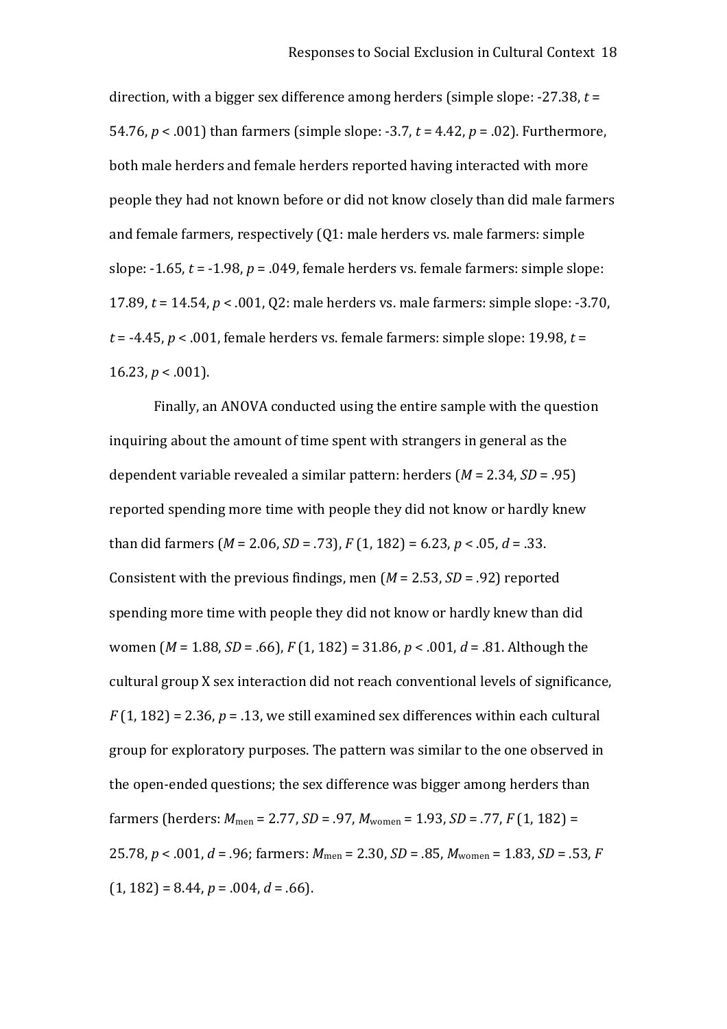direction, with a bigger sex difference among herders (simple slope: -27.38, $t$ = 54.76, $p$ < .001) than farmers (simple slope: -3.7, $t$ = 4.42, $p$ = .02). Furthermore, both male herders and female herders reported having interacted with more people they had not known before or did not know closely than did male farmers and female farmers, respectively (Q1: male herders vs. male farmers: simple slope: -1.65, $t$ = -1.98, $p$ = .049, female herders vs. female farmers: simple slope: 17.89, $t$ = 14.54, $p$ < .001, Q2: male herders vs. male farmers: simple slope: -3.70, $t$ = -4.45, $p$ < .001, female herders vs. female farmers: simple slope: 19.98, $t$ = 16.23, $p$ < .001).

Finally, an ANOVA conducted using the entire sample with the question inquiring about the amount of time spent with strangers in general as the dependent variable revealed a similar pattern: herders ($M$ = 2.34, $SD$ = .95) reported spending more time with people they did not know or hardly knew than did farmers ($M$ = 2.06, $SD$ = .73), $F$ (1, 182) = 6.23, $p$ < .05, $d$ = .33. Consistent with the previous findings, men ($M$ = 2.53, $SD$ = .92) reported spending more time with people they did not know or hardly knew than did women ($M$ = 1.88, $SD$ = .66), $F$ (1, 182) = 31.86, $p$ < .001, $d$ = .81. Although the cultural group X sex interaction did not reach conventional levels of significance, $F$ (1, 182) = 2.36, $p$ = .13, we still examined sex differences within each cultural group for exploratory purposes. The pattern was similar to the one observed in the open-ended questions; the sex difference was bigger among herders than farmers (herders: $M_{\text{men}}$ = 2.77, $SD$ = .97, $M_{\text{women}}$ = 1.93, $SD$ = .77, $F$ (1, 182) = 25.78, $p$ < .001, $d$ = .96; farmers: $M_{\text{men}}$ = 2.30, $SD$ = .85, $M_{\text{women}}$ = 1.83, $SD$ = .53, $F$ (1, 182) = 8.44, $p$ = .004, $d$ = .66).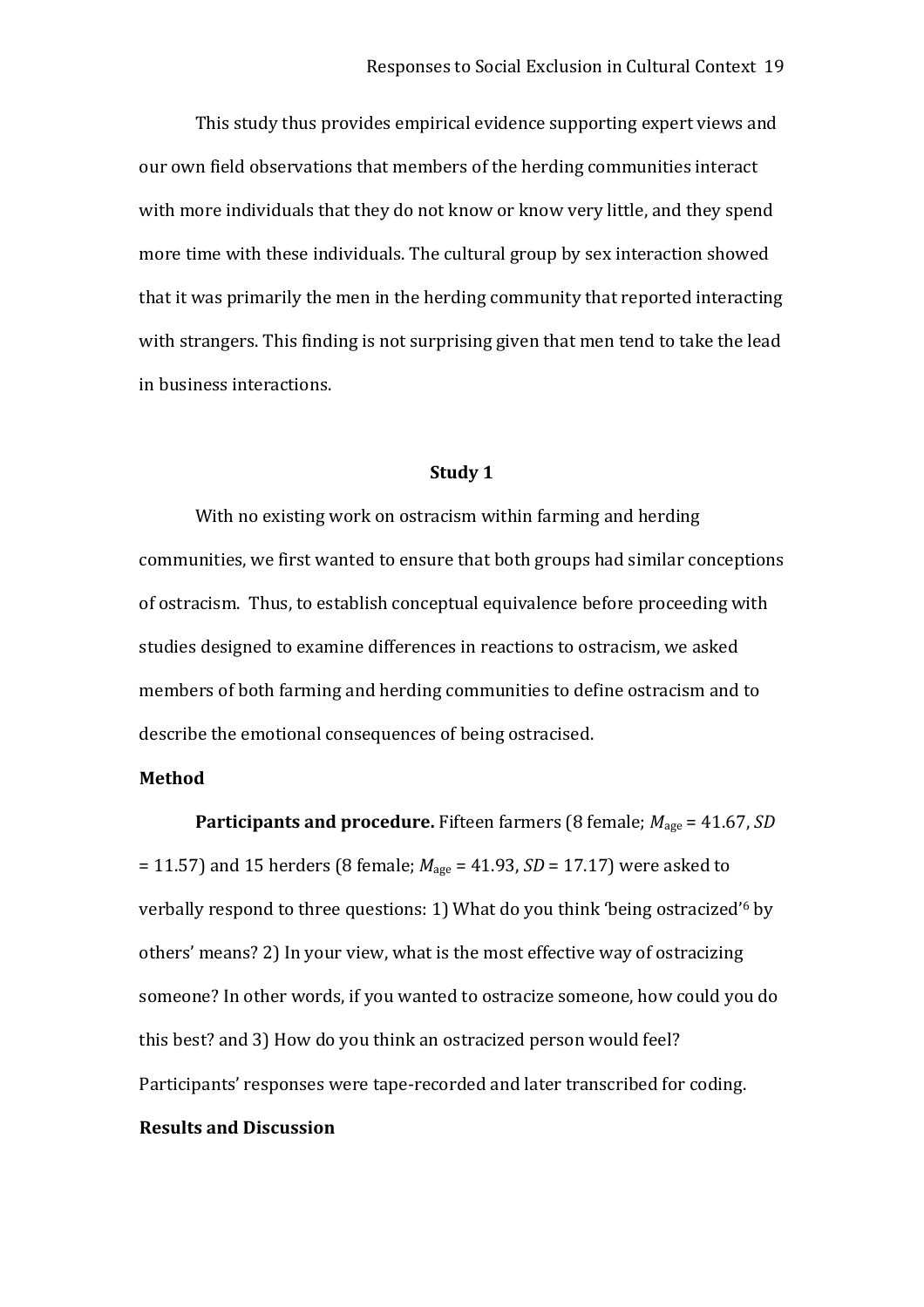This study thus provides empirical evidence supporting expert views and our own field observations that members of the herding communities interact with more individuals that they do not know or know very little, and they spend more time with these individuals. The cultural group by sex interaction showed that it was primarily the men in the herding community that reported interacting with strangers. This finding is not surprising given that men tend to take the lead in business interactions.

## Study 1

With no existing work on ostracism within farming and herding communities, we first wanted to ensure that both groups had similar conceptions of ostracism. Thus, to establish conceptual equivalence before proceeding with studies designed to examine differences in reactions to ostracism, we asked members of both farming and herding communities to define ostracism and to describe the emotional consequences of being ostracised.

### Method

**Participants and procedure.** Fifteen farmers (8 female; $M_{\text{age}} = 41.67$, $SD = 11.57$) and 15 herders (8 female; $M_{\text{age}} = 41.93$, $SD = 17.17$) were asked to verbally respond to three questions: 1) What do you think 'being ostracized'[6] by others' means? 2) In your view, what is the most effective way of ostracizing someone? In other words, if you wanted to ostracize someone, how could you do this best? and 3) How do you think an ostracized person would feel? Participants' responses were tape-recorded and later transcribed for coding.

### Results and Discussion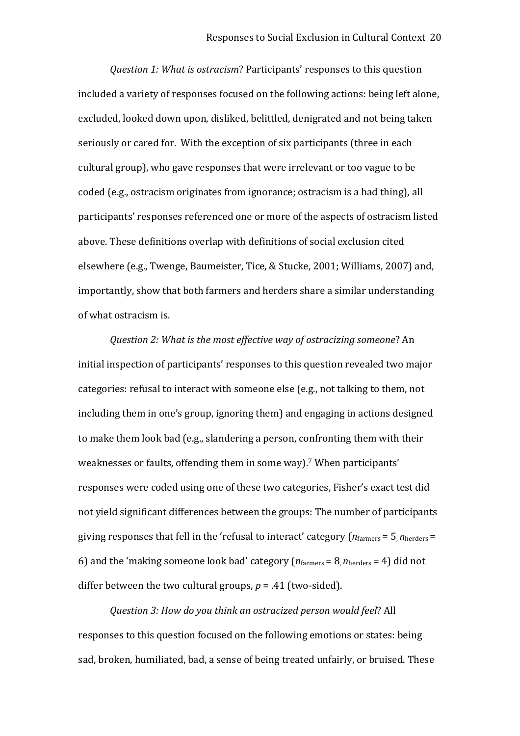*Question 1: What is ostracism*? Participants' responses to this question included a variety of responses focused on the following actions: being left alone, excluded, looked down upon, disliked, belittled, denigrated and not being taken seriously or cared for. With the exception of six participants (three in each cultural group), who gave responses that were irrelevant or too vague to be coded (e.g., ostracism originates from ignorance; ostracism is a bad thing), all participants' responses referenced one or more of the aspects of ostracism listed above. These definitions overlap with definitions of social exclusion cited elsewhere (e.g., Twenge, Baumeister, Tice, & Stucke, 2001; Williams, 2007) and, importantly, show that both farmers and herders share a similar understanding of what ostracism is.

*Question 2: What is the most effective way of ostracizing someone*? An initial inspection of participants' responses to this question revealed two major categories: refusal to interact with someone else (e.g., not talking to them, not including them in one's group, ignoring them) and engaging in actions designed to make them look bad (e.g., slandering a person, confronting them with their weaknesses or faults, offending them in some way).[7] When participants' responses were coded using one of these two categories, Fisher's exact test did not yield significant differences between the groups: The number of participants giving responses that fell in the 'refusal to interact' category ($n_{\text{farmers}} = 5$, $n_{\text{herders}} = 6$) and the 'making someone look bad' category ($n_{\text{farmers}} = 8$, $n_{\text{herders}} = 4$) did not differ between the two cultural groups, $p = .41$ (two-sided).

*Question 3: How do you think an ostracized person would feel*? All responses to this question focused on the following emotions or states: being sad, broken, humiliated, bad, a sense of being treated unfairly, or bruised. These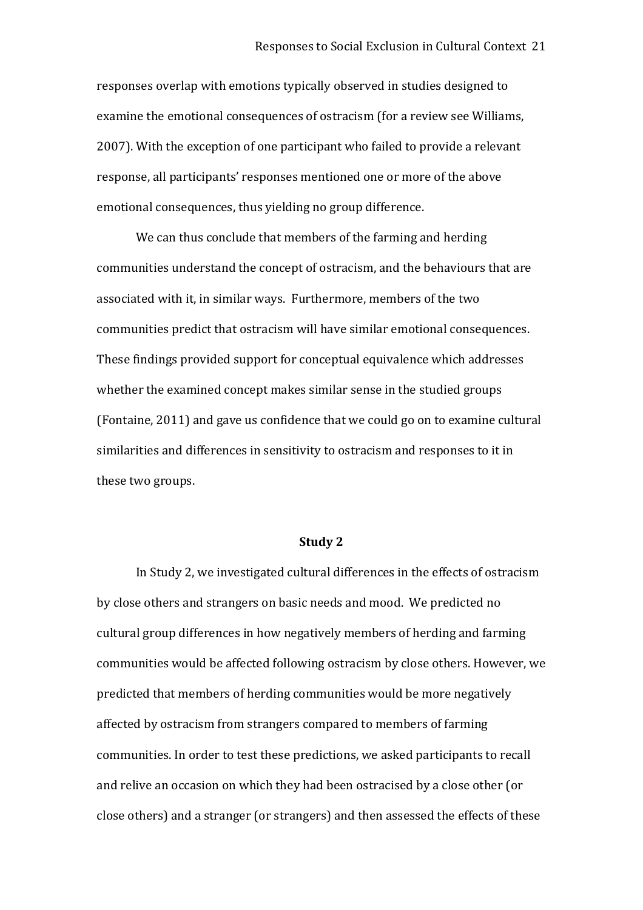responses overlap with emotions typically observed in studies designed to examine the emotional consequences of ostracism (for a review see Williams, 2007). With the exception of one participant who failed to provide a relevant response, all participants' responses mentioned one or more of the above emotional consequences, thus yielding no group difference.

We can thus conclude that members of the farming and herding communities understand the concept of ostracism, and the behaviours that are associated with it, in similar ways. Furthermore, members of the two communities predict that ostracism will have similar emotional consequences. These findings provided support for conceptual equivalence which addresses whether the examined concept makes similar sense in the studied groups (Fontaine, 2011) and gave us confidence that we could go on to examine cultural similarities and differences in sensitivity to ostracism and responses to it in these two groups.

## Study 2

In Study 2, we investigated cultural differences in the effects of ostracism by close others and strangers on basic needs and mood. We predicted no cultural group differences in how negatively members of herding and farming communities would be affected following ostracism by close others. However, we predicted that members of herding communities would be more negatively affected by ostracism from strangers compared to members of farming communities. In order to test these predictions, we asked participants to recall and relive an occasion on which they had been ostracised by a close other (or close others) and a stranger (or strangers) and then assessed the effects of these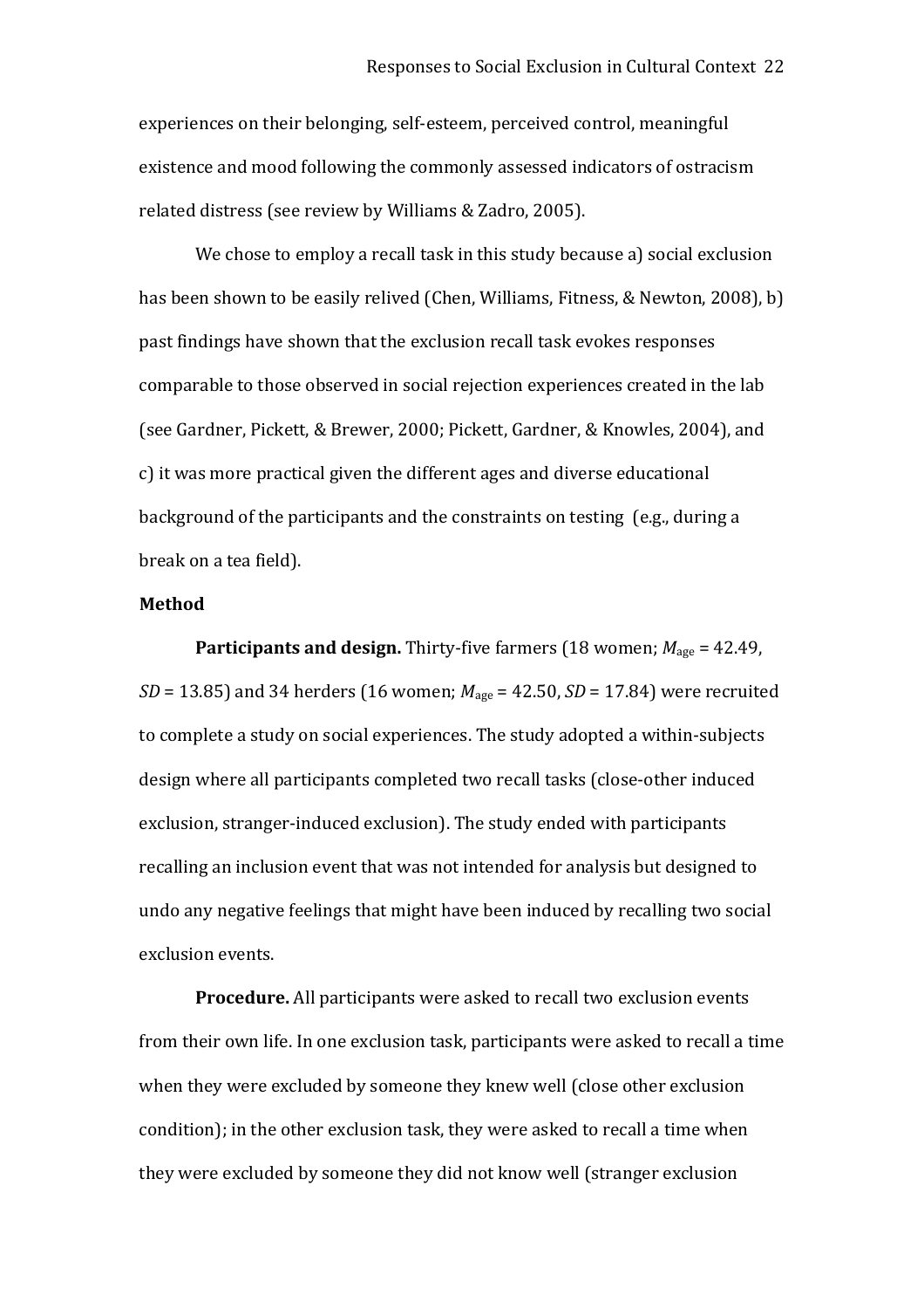experiences on their belonging, self-esteem, perceived control, meaningful existence and mood following the commonly assessed indicators of ostracism related distress (see review by Williams & Zadro, 2005).

We chose to employ a recall task in this study because a) social exclusion has been shown to be easily relived (Chen, Williams, Fitness, & Newton, 2008), b) past findings have shown that the exclusion recall task evokes responses comparable to those observed in social rejection experiences created in the lab (see Gardner, Pickett, & Brewer, 2000; Pickett, Gardner, & Knowles, 2004), and c) it was more practical given the different ages and diverse educational background of the participants and the constraints on testing (e.g., during a break on a tea field).

**Method**

**Participants and design.** Thirty-five farmers (18 women; $M_{\text{age}}$ = 42.49, *SD* = 13.85) and 34 herders (16 women; $M_{\text{age}}$ = 42.50, *SD* = 17.84) were recruited to complete a study on social experiences. The study adopted a within-subjects design where all participants completed two recall tasks (close-other induced exclusion, stranger-induced exclusion). The study ended with participants recalling an inclusion event that was not intended for analysis but designed to undo any negative feelings that might have been induced by recalling two social exclusion events.

**Procedure.** All participants were asked to recall two exclusion events from their own life. In one exclusion task, participants were asked to recall a time when they were excluded by someone they knew well (close other exclusion condition); in the other exclusion task, they were asked to recall a time when they were excluded by someone they did not know well (stranger exclusion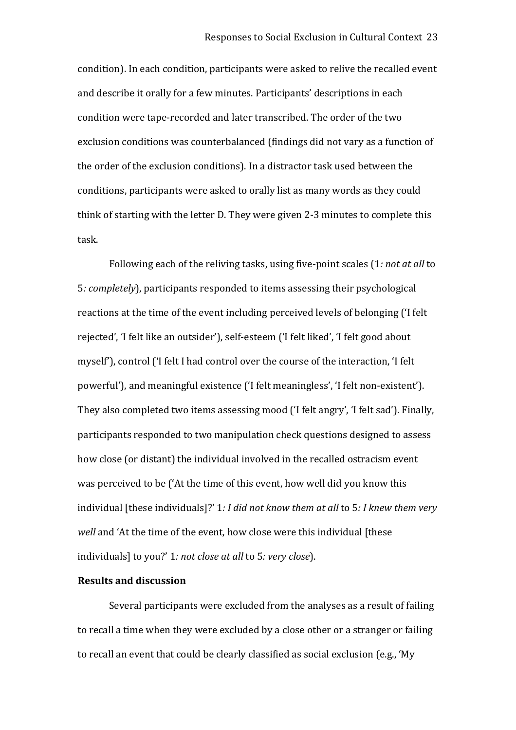condition). In each condition, participants were asked to relive the recalled event and describe it orally for a few minutes. Participants' descriptions in each condition were tape-recorded and later transcribed. The order of the two exclusion conditions was counterbalanced (findings did not vary as a function of the order of the exclusion conditions). In a distractor task used between the conditions, participants were asked to orally list as many words as they could think of starting with the letter D. They were given 2-3 minutes to complete this task.

Following each of the reliving tasks, using five-point scales (1*: not at all* to 5*: completely*), participants responded to items assessing their psychological reactions at the time of the event including perceived levels of belonging ('I felt rejected', 'I felt like an outsider'), self-esteem ('I felt liked', 'I felt good about myself'), control ('I felt I had control over the course of the interaction, 'I felt powerful'), and meaningful existence ('I felt meaningless', 'I felt non-existent'). They also completed two items assessing mood ('I felt angry', 'I felt sad'). Finally, participants responded to two manipulation check questions designed to assess how close (or distant) the individual involved in the recalled ostracism event was perceived to be ('At the time of this event, how well did you know this individual [these individuals]?' 1*: I did not know them at all* to 5*: I knew them very well* and 'At the time of the event, how close were this individual [these individuals] to you?' 1*: not close at all* to 5*: very close*).

**Results and discussion**

Several participants were excluded from the analyses as a result of failing to recall a time when they were excluded by a close other or a stranger or failing to recall an event that could be clearly classified as social exclusion (e.g., 'My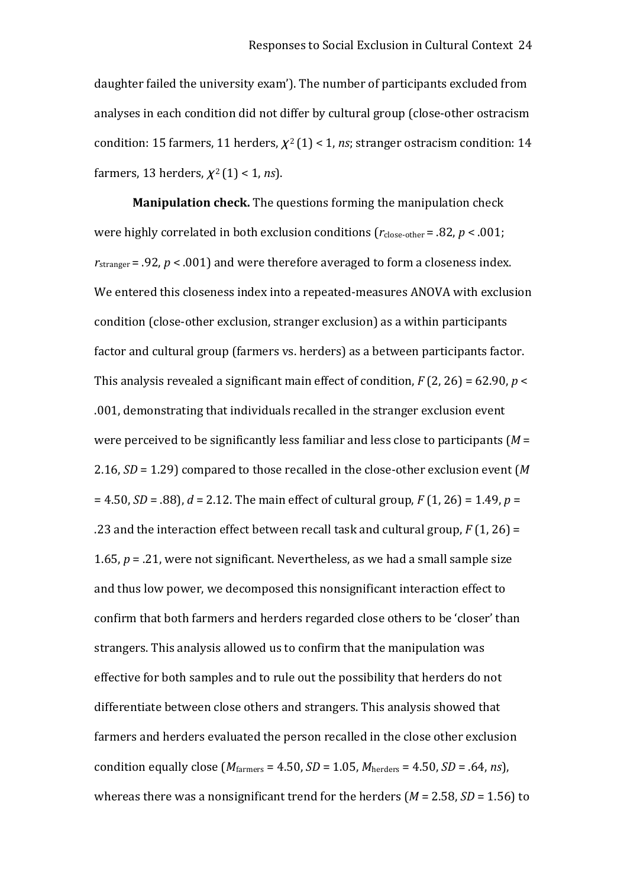daughter failed the university exam'). The number of participants excluded from analyses in each condition did not differ by cultural group (close-other ostracism condition: 15 farmers, 11 herders, $\chi^2 (1) < 1$, *ns*; stranger ostracism condition: 14 farmers, 13 herders, $\chi^2 (1) < 1$, *ns*).

**Manipulation check.** The questions forming the manipulation check were highly correlated in both exclusion conditions ($r_{\text{close-other}} = .82$, $p < .001$; $r_{\text{stranger}} = .92$, $p < .001$) and were therefore averaged to form a closeness index. We entered this closeness index into a repeated-measures ANOVA with exclusion condition (close-other exclusion, stranger exclusion) as a within participants factor and cultural group (farmers vs. herders) as a between participants factor. This analysis revealed a significant main effect of condition, $F (2, 26) = 62.90$, $p < .001$, demonstrating that individuals recalled in the stranger exclusion event were perceived to be significantly less familiar and less close to participants ($M = 2.16$, $SD = 1.29$) compared to those recalled in the close-other exclusion event ($M = 4.50$, $SD = .88$), $d = 2.12$. The main effect of cultural group, $F (1, 26) = 1.49$, $p = .23$ and the interaction effect between recall task and cultural group, $F (1, 26) = 1.65$, $p = .21$, were not significant. Nevertheless, as we had a small sample size and thus low power, we decomposed this nonsignificant interaction effect to confirm that both farmers and herders regarded close others to be 'closer' than strangers. This analysis allowed us to confirm that the manipulation was effective for both samples and to rule out the possibility that herders do not differentiate between close others and strangers. This analysis showed that farmers and herders evaluated the person recalled in the close other exclusion condition equally close ($M_{\text{farmers}} = 4.50$, $SD = 1.05$, $M_{\text{herders}} = 4.50$, $SD = .64$, *ns*), whereas there was a nonsignificant trend for the herders ($M = 2.58$, $SD = 1.56$) to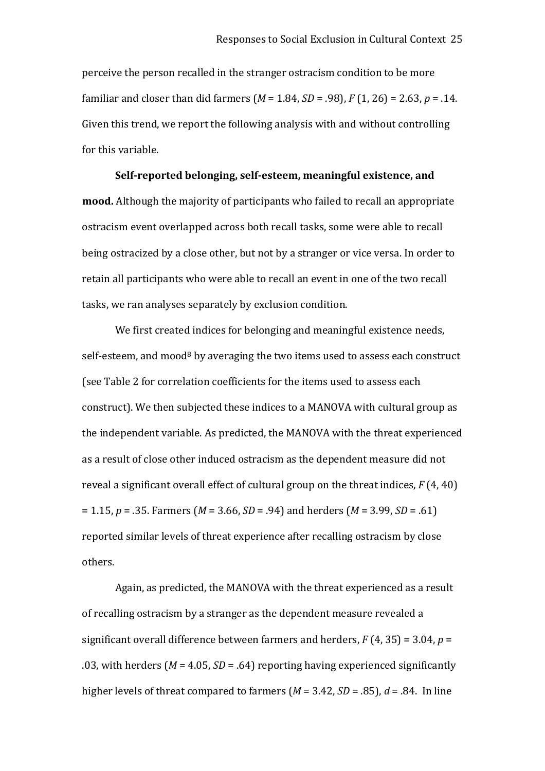perceive the person recalled in the stranger ostracism condition to be more familiar and closer than did farmers (*M* = 1.84, *SD* = .98), $F$ (1, 26) = 2.63, $p$ = .14. Given this trend, we report the following analysis with and without controlling for this variable.

**Self-reported belonging, self-esteem, meaningful existence, and mood.** Although the majority of participants who failed to recall an appropriate ostracism event overlapped across both recall tasks, some were able to recall being ostracized by a close other, but not by a stranger or vice versa. In order to retain all participants who were able to recall an event in one of the two recall tasks, we ran analyses separately by exclusion condition.

We first created indices for belonging and meaningful existence needs, self-esteem, and mood[8] by averaging the two items used to assess each construct (see Table 2 for correlation coefficients for the items used to assess each construct). We then subjected these indices to a MANOVA with cultural group as the independent variable. As predicted, the MANOVA with the threat experienced as a result of close other induced ostracism as the dependent measure did not reveal a significant overall effect of cultural group on the threat indices, $F$ (4, 40) = 1.15, $p$ = .35. Farmers (*M* = 3.66, *SD* = .94) and herders (*M* = 3.99, *SD* = .61) reported similar levels of threat experience after recalling ostracism by close others.

Again, as predicted, the MANOVA with the threat experienced as a result of recalling ostracism by a stranger as the dependent measure revealed a significant overall difference between farmers and herders, $F$ (4, 35) = 3.04, $p$ = .03, with herders (*M* = 4.05, *SD* = .64) reporting having experienced significantly higher levels of threat compared to farmers (*M* = 3.42, *SD* = .85), $d$ = .84. In line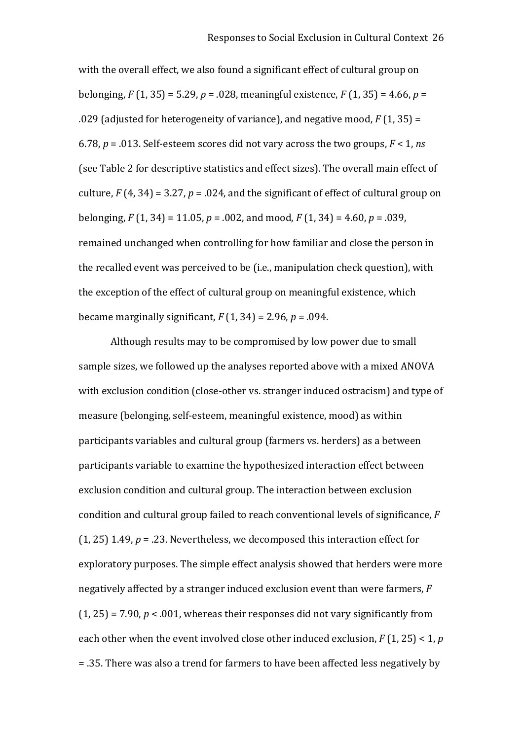with the overall effect, we also found a significant effect of cultural group on belonging, $F$ (1, 35) = 5.29, $p$ = .028, meaningful existence, $F$ (1, 35) = 4.66, $p$ = .029 (adjusted for heterogeneity of variance), and negative mood, $F$ (1, 35) = 6.78, $p$ = .013. Self-esteem scores did not vary across the two groups, $F$ < 1, *ns* (see Table 2 for descriptive statistics and effect sizes). The overall main effect of culture, $F$ (4, 34) = 3.27, $p$ = .024, and the significant of effect of cultural group on belonging, $F$ (1, 34) = 11.05, $p$ = .002, and mood, $F$ (1, 34) = 4.60, $p$ = .039, remained unchanged when controlling for how familiar and close the person in the recalled event was perceived to be (i.e., manipulation check question), with the exception of the effect of cultural group on meaningful existence, which became marginally significant, $F$ (1, 34) = 2.96, $p$ = .094.

Although results may to be compromised by low power due to small sample sizes, we followed up the analyses reported above with a mixed ANOVA with exclusion condition (close-other vs. stranger induced ostracism) and type of measure (belonging, self-esteem, meaningful existence, mood) as within participants variables and cultural group (farmers vs. herders) as a between participants variable to examine the hypothesized interaction effect between exclusion condition and cultural group. The interaction between exclusion condition and cultural group failed to reach conventional levels of significance, $F$ (1, 25) 1.49, $p$ = .23. Nevertheless, we decomposed this interaction effect for exploratory purposes. The simple effect analysis showed that herders were more negatively affected by a stranger induced exclusion event than were farmers, $F$ (1, 25) = 7.90, $p$ < .001, whereas their responses did not vary significantly from each other when the event involved close other induced exclusion, $F$ (1, 25) < 1, $p$ = .35. There was also a trend for farmers to have been affected less negatively by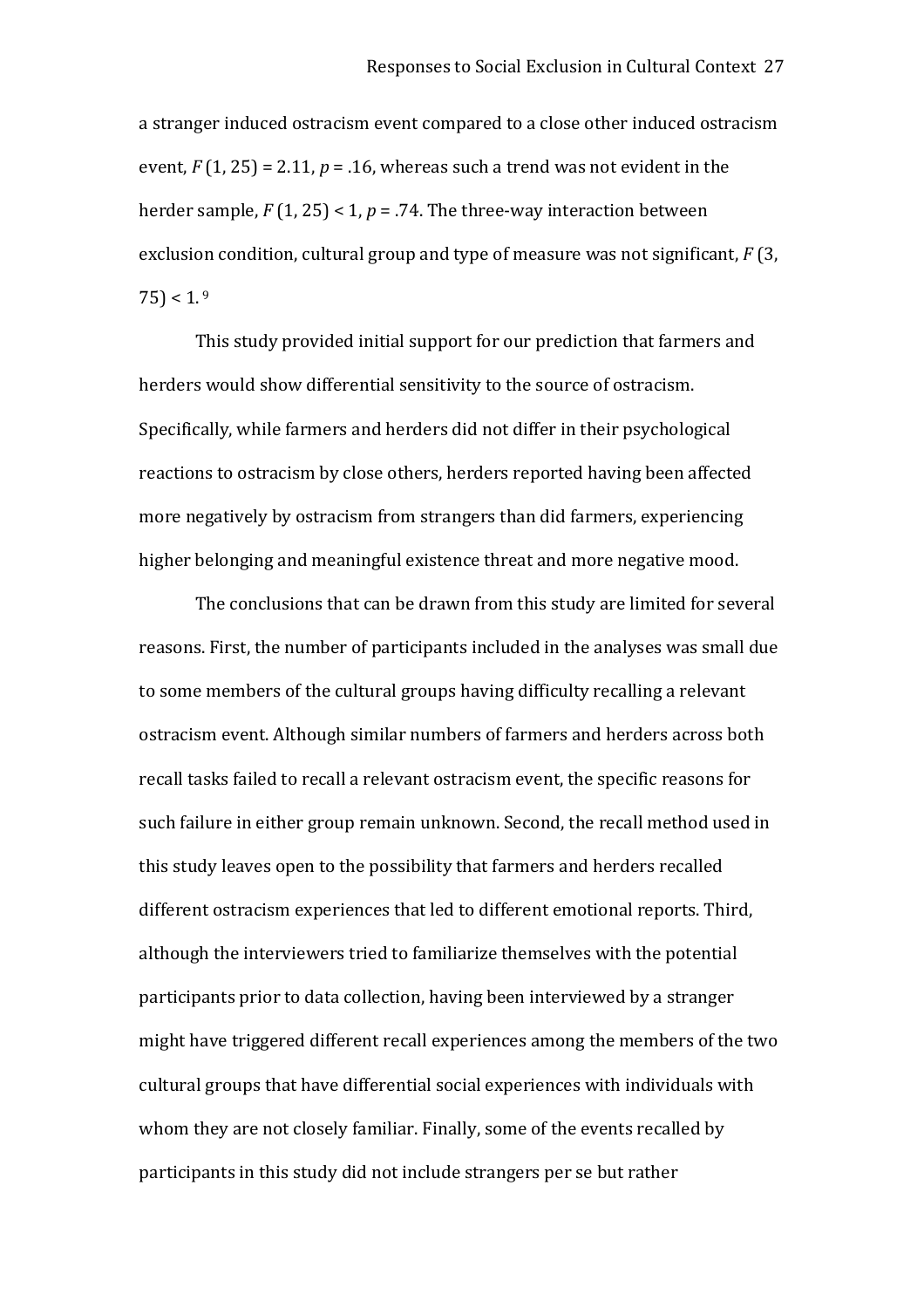a stranger induced ostracism event compared to a close other induced ostracism event, $F(1, 25) = 2.11$, $p = .16$, whereas such a trend was not evident in the herder sample, $F(1, 25) < 1$, $p = .74$. The three-way interaction between exclusion condition, cultural group and type of measure was not significant, $F(3, 75) < 1$. [9]

This study provided initial support for our prediction that farmers and herders would show differential sensitivity to the source of ostracism. Specifically, while farmers and herders did not differ in their psychological reactions to ostracism by close others, herders reported having been affected more negatively by ostracism from strangers than did farmers, experiencing higher belonging and meaningful existence threat and more negative mood.

The conclusions that can be drawn from this study are limited for several reasons. First, the number of participants included in the analyses was small due to some members of the cultural groups having difficulty recalling a relevant ostracism event. Although similar numbers of farmers and herders across both recall tasks failed to recall a relevant ostracism event, the specific reasons for such failure in either group remain unknown. Second, the recall method used in this study leaves open to the possibility that farmers and herders recalled different ostracism experiences that led to different emotional reports. Third, although the interviewers tried to familiarize themselves with the potential participants prior to data collection, having been interviewed by a stranger might have triggered different recall experiences among the members of the two cultural groups that have differential social experiences with individuals with whom they are not closely familiar. Finally, some of the events recalled by participants in this study did not include strangers per se but rather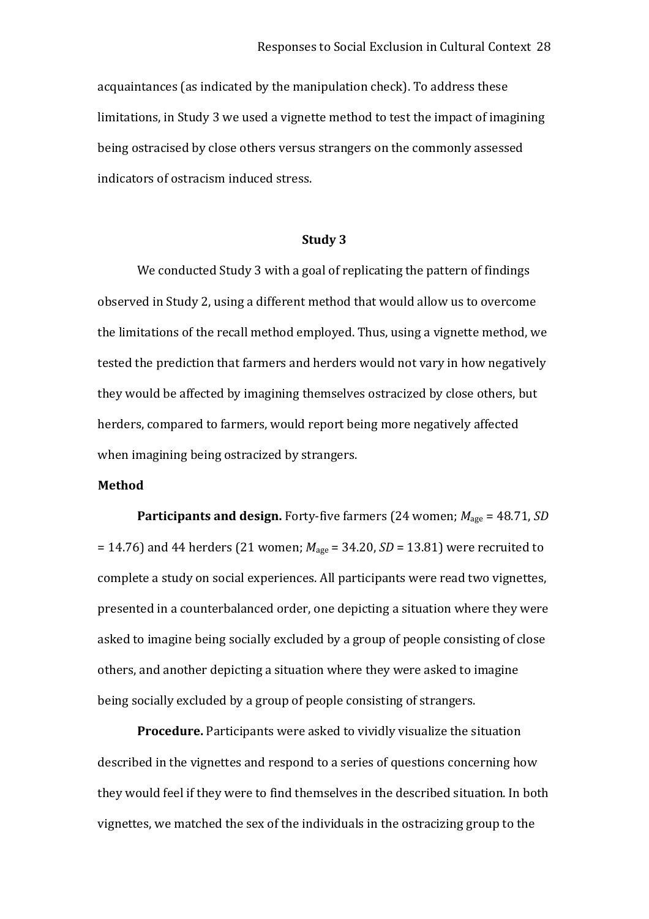acquaintances (as indicated by the manipulation check). To address these limitations, in Study 3 we used a vignette method to test the impact of imagining being ostracised by close others versus strangers on the commonly assessed indicators of ostracism induced stress.

## Study 3

We conducted Study 3 with a goal of replicating the pattern of findings observed in Study 2, using a different method that would allow us to overcome the limitations of the recall method employed. Thus, using a vignette method, we tested the prediction that farmers and herders would not vary in how negatively they would be affected by imagining themselves ostracized by close others, but herders, compared to farmers, would report being more negatively affected when imagining being ostracized by strangers.

### Method

**Participants and design.** Forty-five farmers (24 women; $M_{age}$ = 48.71, *SD* = 14.76) and 44 herders (21 women; $M_{age}$ = 34.20, *SD* = 13.81) were recruited to complete a study on social experiences. All participants were read two vignettes, presented in a counterbalanced order, one depicting a situation where they were asked to imagine being socially excluded by a group of people consisting of close others, and another depicting a situation where they were asked to imagine being socially excluded by a group of people consisting of strangers.

**Procedure.** Participants were asked to vividly visualize the situation described in the vignettes and respond to a series of questions concerning how they would feel if they were to find themselves in the described situation. In both vignettes, we matched the sex of the individuals in the ostracizing group to the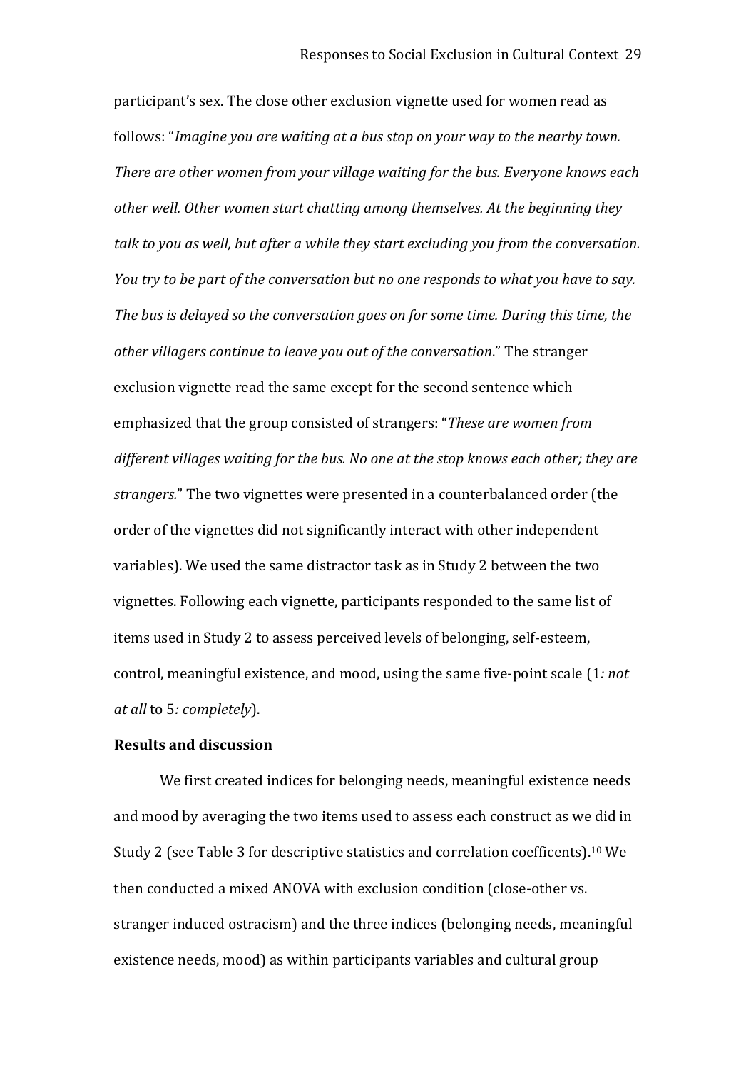participant's sex. The close other exclusion vignette used for women read as follows: "*Imagine you are waiting at a bus stop on your way to the nearby town. There are other women from your village waiting for the bus. Everyone knows each other well. Other women start chatting among themselves. At the beginning they talk to you as well, but after a while they start excluding you from the conversation. You try to be part of the conversation but no one responds to what you have to say. The bus is delayed so the conversation goes on for some time. During this time, the other villagers continue to leave you out of the conversation*." The stranger exclusion vignette read the same except for the second sentence which emphasized that the group consisted of strangers: "*These are women from different villages waiting for the bus. No one at the stop knows each other; they are strangers.*" The two vignettes were presented in a counterbalanced order (the order of the vignettes did not significantly interact with other independent variables). We used the same distractor task as in Study 2 between the two vignettes. Following each vignette, participants responded to the same list of items used in Study 2 to assess perceived levels of belonging, self-esteem, control, meaningful existence, and mood, using the same five-point scale (1*: not at all* to 5*: completely*).

**Results and discussion**

We first created indices for belonging needs, meaningful existence needs and mood by averaging the two items used to assess each construct as we did in Study 2 (see Table 3 for descriptive statistics and correlation coefficents).[10] We then conducted a mixed ANOVA with exclusion condition (close-other vs. stranger induced ostracism) and the three indices (belonging needs, meaningful existence needs, mood) as within participants variables and cultural group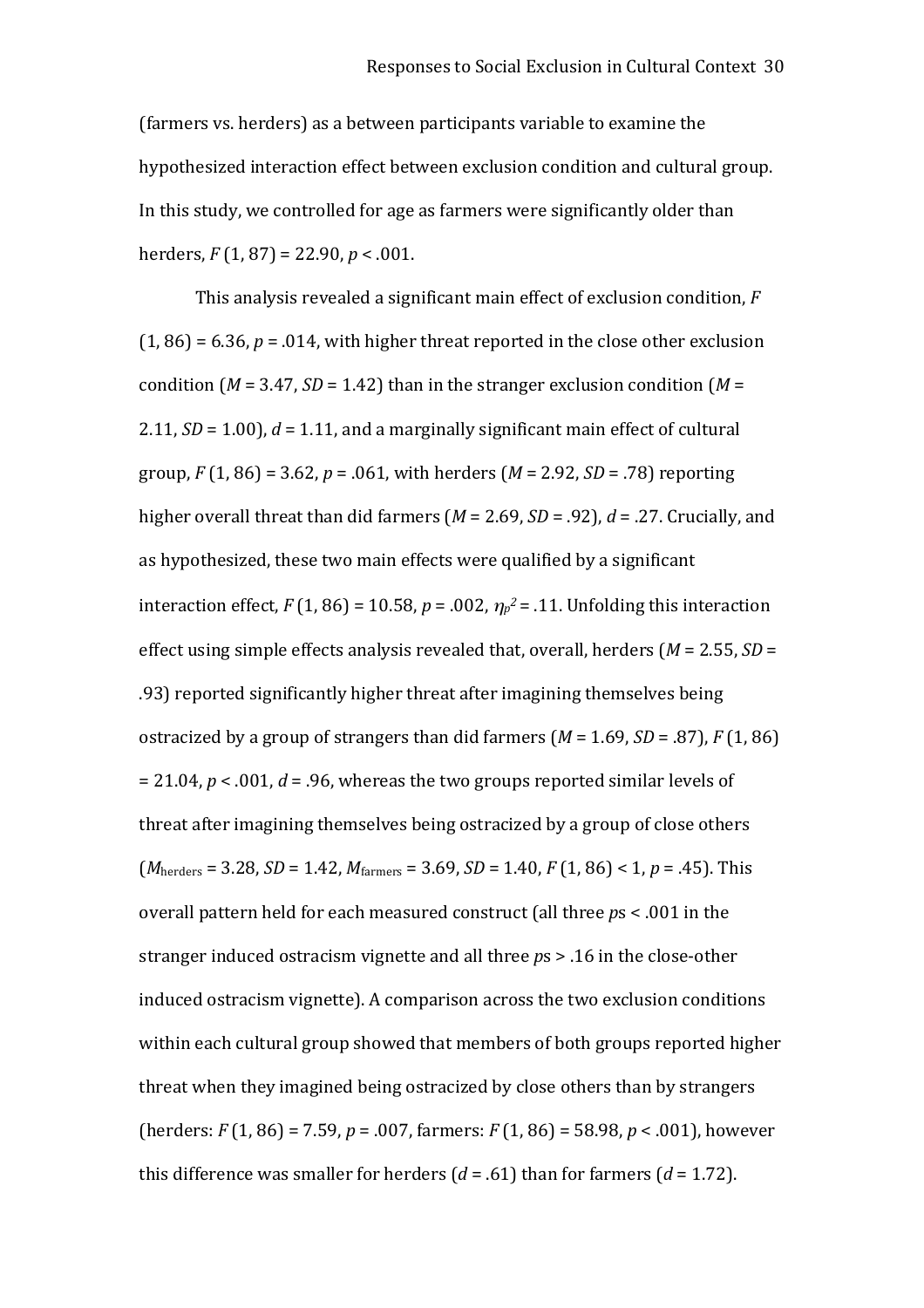(farmers vs. herders) as a between participants variable to examine the hypothesized interaction effect between exclusion condition and cultural group. In this study, we controlled for age as farmers were significantly older than herders, $F$ (1, 87) = 22.90, $p < .001$.

This analysis revealed a significant main effect of exclusion condition, $F$ (1, 86) = 6.36, $p$ = .014, with higher threat reported in the close other exclusion condition ($M$ = 3.47, $SD$ = 1.42) than in the stranger exclusion condition ($M$ = 2.11, $SD$ = 1.00), $d$ = 1.11, and a marginally significant main effect of cultural group, $F$ (1, 86) = 3.62, $p$ = .061, with herders ($M$ = 2.92, $SD$ = .78) reporting higher overall threat than did farmers ($M$ = 2.69, $SD$ = .92), $d$ = .27. Crucially, and as hypothesized, these two main effects were qualified by a significant interaction effect, $F$ (1, 86) = 10.58, $p$ = .002, $\eta_p^2$ = .11. Unfolding this interaction effect using simple effects analysis revealed that, overall, herders ($M$ = 2.55, $SD$ = .93) reported significantly higher threat after imagining themselves being ostracized by a group of strangers than did farmers ($M$ = 1.69, $SD$ = .87), $F$ (1, 86) = 21.04, $p < .001$, $d$ = .96, whereas the two groups reported similar levels of threat after imagining themselves being ostracized by a group of close others ($M_{\text{herders}}$ = 3.28, $SD$ = 1.42, $M_{\text{farmers}}$ = 3.69, $SD$ = 1.40, $F$ (1, 86) < 1, $p$ = .45). This overall pattern held for each measured construct (all three $p$s < .001 in the stranger induced ostracism vignette and all three $p$s > .16 in the close-other induced ostracism vignette). A comparison across the two exclusion conditions within each cultural group showed that members of both groups reported higher threat when they imagined being ostracized by close others than by strangers (herders: $F$ (1, 86) = 7.59, $p$ = .007, farmers: $F$ (1, 86) = 58.98, $p < .001$), however this difference was smaller for herders ($d$ = .61) than for farmers ($d$ = 1.72).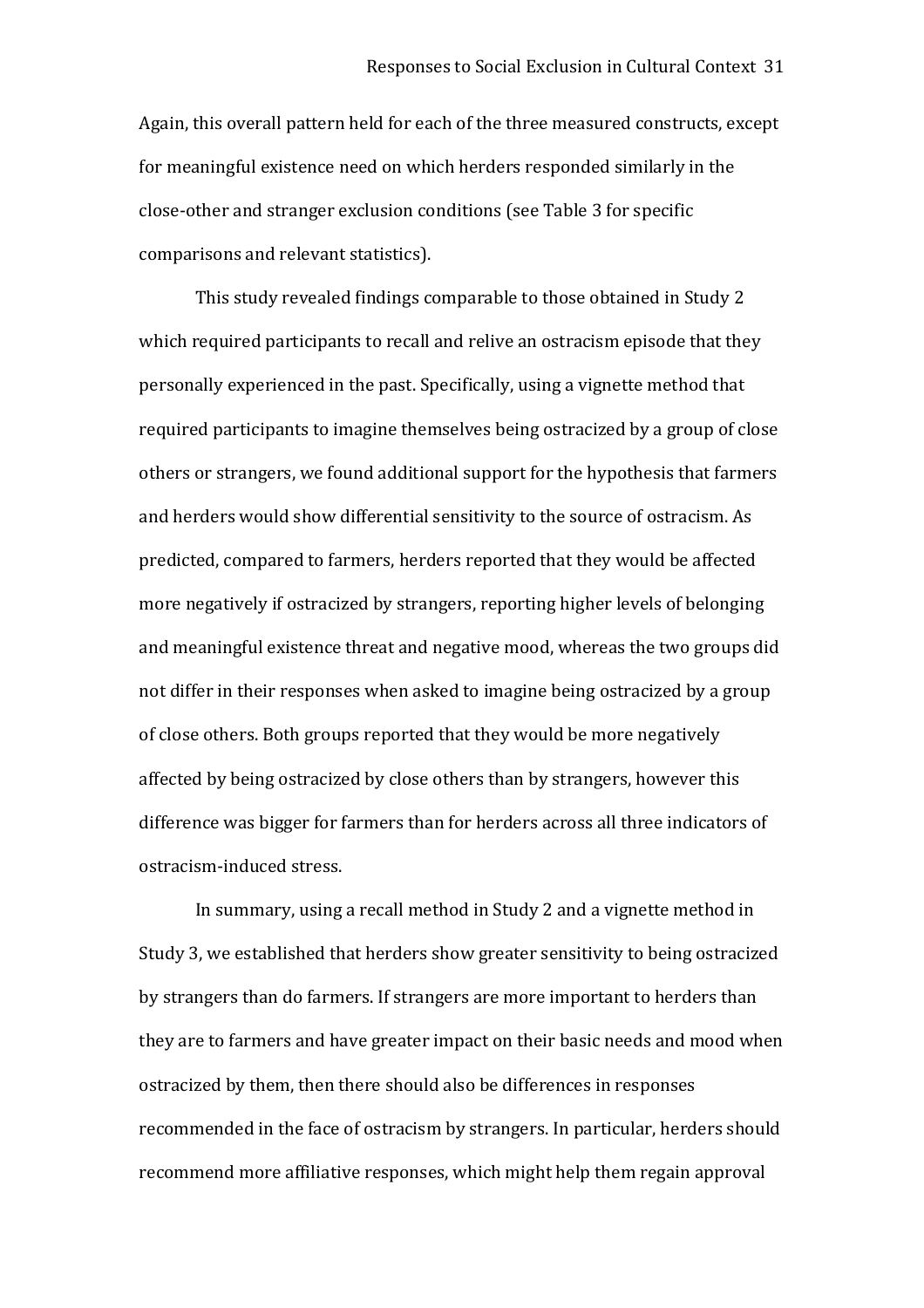Again, this overall pattern held for each of the three measured constructs, except for meaningful existence need on which herders responded similarly in the close-other and stranger exclusion conditions (see Table 3 for specific comparisons and relevant statistics).

This study revealed findings comparable to those obtained in Study 2 which required participants to recall and relive an ostracism episode that they personally experienced in the past. Specifically, using a vignette method that required participants to imagine themselves being ostracized by a group of close others or strangers, we found additional support for the hypothesis that farmers and herders would show differential sensitivity to the source of ostracism. As predicted, compared to farmers, herders reported that they would be affected more negatively if ostracized by strangers, reporting higher levels of belonging and meaningful existence threat and negative mood, whereas the two groups did not differ in their responses when asked to imagine being ostracized by a group of close others. Both groups reported that they would be more negatively affected by being ostracized by close others than by strangers, however this difference was bigger for farmers than for herders across all three indicators of ostracism-induced stress.

In summary, using a recall method in Study 2 and a vignette method in Study 3, we established that herders show greater sensitivity to being ostracized by strangers than do farmers. If strangers are more important to herders than they are to farmers and have greater impact on their basic needs and mood when ostracized by them, then there should also be differences in responses recommended in the face of ostracism by strangers. In particular, herders should recommend more affiliative responses, which might help them regain approval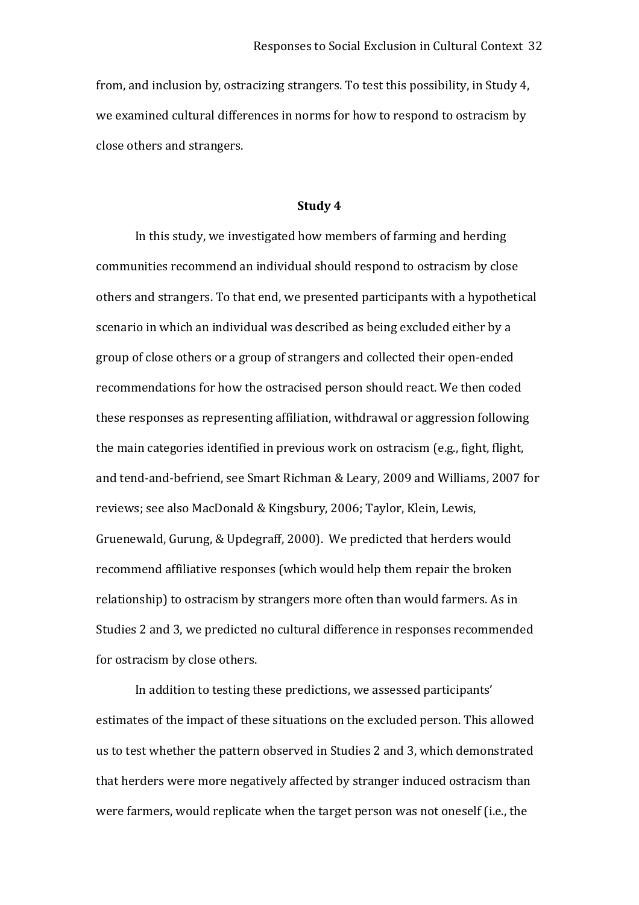from, and inclusion by, ostracizing strangers. To test this possibility, in Study 4, we examined cultural differences in norms for how to respond to ostracism by close others and strangers.

## Study 4

In this study, we investigated how members of farming and herding communities recommend an individual should respond to ostracism by close others and strangers. To that end, we presented participants with a hypothetical scenario in which an individual was described as being excluded either by a group of close others or a group of strangers and collected their open-ended recommendations for how the ostracised person should react. We then coded these responses as representing affiliation, withdrawal or aggression following the main categories identified in previous work on ostracism (e.g., fight, flight, and tend-and-befriend, see Smart Richman & Leary, 2009 and Williams, 2007 for reviews; see also MacDonald & Kingsbury, 2006; Taylor, Klein, Lewis, Gruenewald, Gurung, & Updegraff, 2000). We predicted that herders would recommend affiliative responses (which would help them repair the broken relationship) to ostracism by strangers more often than would farmers. As in Studies 2 and 3, we predicted no cultural difference in responses recommended for ostracism by close others.

In addition to testing these predictions, we assessed participants' estimates of the impact of these situations on the excluded person. This allowed us to test whether the pattern observed in Studies 2 and 3, which demonstrated that herders were more negatively affected by stranger induced ostracism than were farmers, would replicate when the target person was not oneself (i.e., the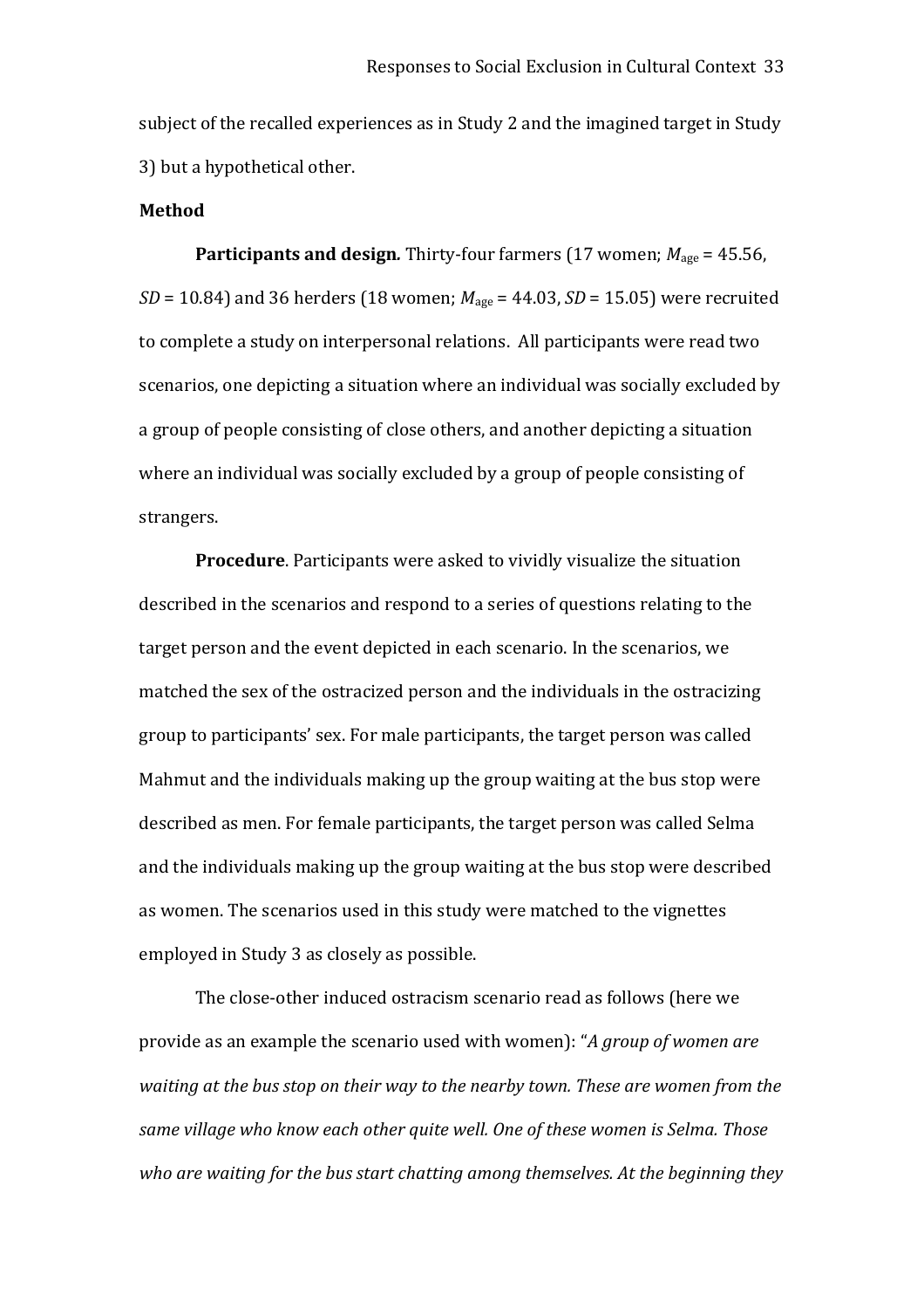subject of the recalled experiences as in Study 2 and the imagined target in Study 3) but a hypothetical other.

**Method**

**Participants and design.** Thirty-four farmers (17 women; $M_{age}$ = 45.56, $SD$ = 10.84) and 36 herders (18 women; $M_{age}$ = 44.03, $SD$ = 15.05) were recruited to complete a study on interpersonal relations. All participants were read two scenarios, one depicting a situation where an individual was socially excluded by a group of people consisting of close others, and another depicting a situation where an individual was socially excluded by a group of people consisting of strangers.

**Procedure**. Participants were asked to vividly visualize the situation described in the scenarios and respond to a series of questions relating to the target person and the event depicted in each scenario. In the scenarios, we matched the sex of the ostracized person and the individuals in the ostracizing group to participants' sex. For male participants, the target person was called Mahmut and the individuals making up the group waiting at the bus stop were described as men. For female participants, the target person was called Selma and the individuals making up the group waiting at the bus stop were described as women. The scenarios used in this study were matched to the vignettes employed in Study 3 as closely as possible.

The close-other induced ostracism scenario read as follows (here we provide as an example the scenario used with women): "*A group of women are waiting at the bus stop on their way to the nearby town. These are women from the same village who know each other quite well. One of these women is Selma. Those who are waiting for the bus start chatting among themselves. At the beginning they*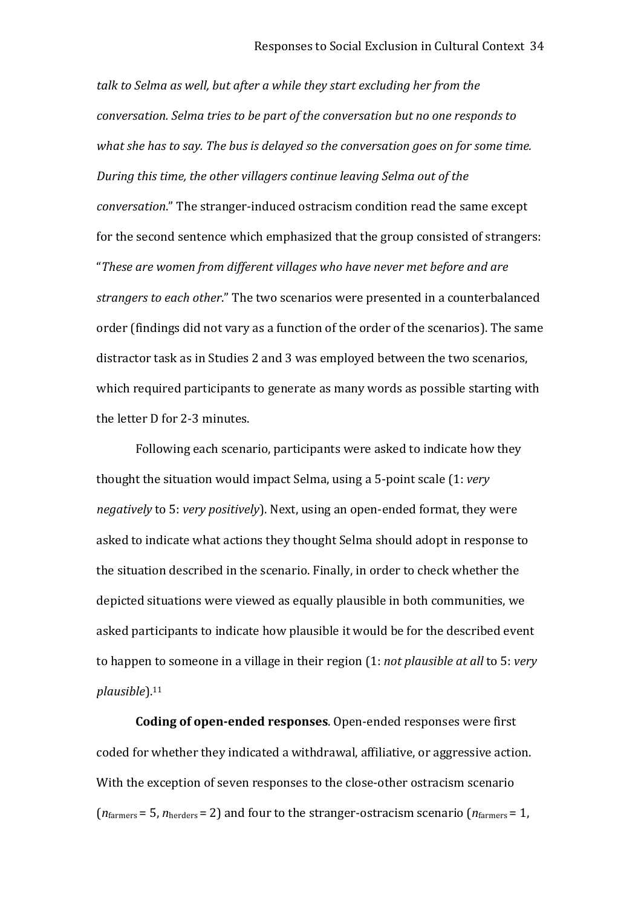*talk to Selma as well, but after a while they start excluding her from the conversation. Selma tries to be part of the conversation but no one responds to what she has to say. The bus is delayed so the conversation goes on for some time. During this time, the other villagers continue leaving Selma out of the conversation*." The stranger-induced ostracism condition read the same except for the second sentence which emphasized that the group consisted of strangers: "*These are women from different villages who have never met before and are strangers to each other*." The two scenarios were presented in a counterbalanced order (findings did not vary as a function of the order of the scenarios). The same distractor task as in Studies 2 and 3 was employed between the two scenarios, which required participants to generate as many words as possible starting with the letter D for 2-3 minutes.

Following each scenario, participants were asked to indicate how they thought the situation would impact Selma, using a 5-point scale (1: *very negatively* to 5: *very positively*). Next, using an open-ended format, they were asked to indicate what actions they thought Selma should adopt in response to the situation described in the scenario. Finally, in order to check whether the depicted situations were viewed as equally plausible in both communities, we asked participants to indicate how plausible it would be for the described event to happen to someone in a village in their region (1: *not plausible at all* to 5: *very plausible*).[11]

**Coding of open-ended responses**. Open-ended responses were first coded for whether they indicated a withdrawal, affiliative, or aggressive action. With the exception of seven responses to the close-other ostracism scenario ($n_{\text{farmers}} = 5$, $n_{\text{herders}} = 2$) and four to the stranger-ostracism scenario ($n_{\text{farmers}} = 1$,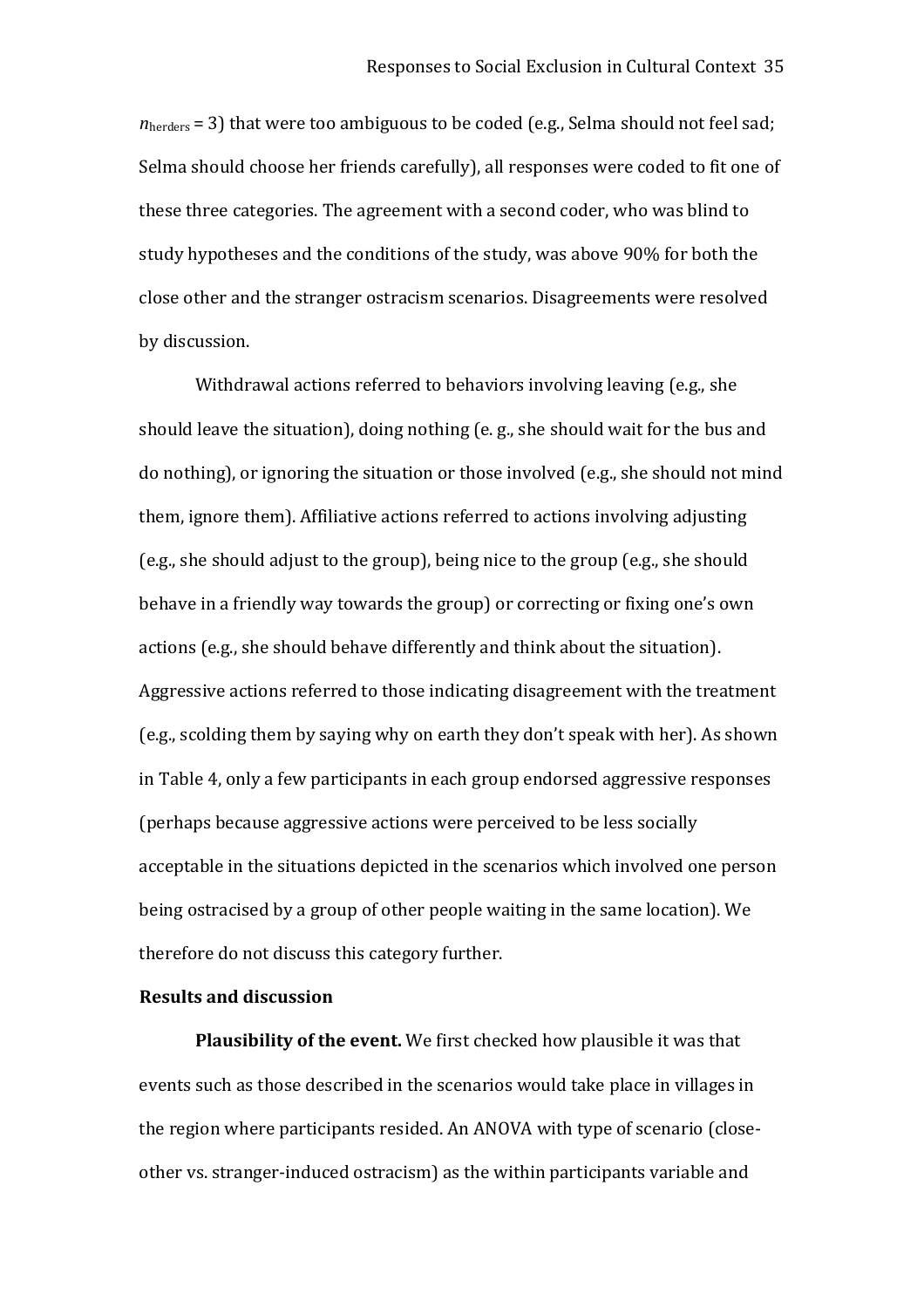$n_{\text{herders}} = 3$) that were too ambiguous to be coded (e.g., Selma should not feel sad; Selma should choose her friends carefully), all responses were coded to fit one of these three categories. The agreement with a second coder, who was blind to study hypotheses and the conditions of the study, was above 90% for both the close other and the stranger ostracism scenarios. Disagreements were resolved by discussion.

Withdrawal actions referred to behaviors involving leaving (e.g., she should leave the situation), doing nothing (e. g., she should wait for the bus and do nothing), or ignoring the situation or those involved (e.g., she should not mind them, ignore them). Affiliative actions referred to actions involving adjusting (e.g., she should adjust to the group), being nice to the group (e.g., she should behave in a friendly way towards the group) or correcting or fixing one's own actions (e.g., she should behave differently and think about the situation). Aggressive actions referred to those indicating disagreement with the treatment (e.g., scolding them by saying why on earth they don't speak with her). As shown in Table 4, only a few participants in each group endorsed aggressive responses (perhaps because aggressive actions were perceived to be less socially acceptable in the situations depicted in the scenarios which involved one person being ostracised by a group of other people waiting in the same location). We therefore do not discuss this category further.

**Results and discussion**

**Plausibility of the event.** We first checked how plausible it was that events such as those described in the scenarios would take place in villages in the region where participants resided. An ANOVA with type of scenario (close-other vs. stranger-induced ostracism) as the within participants variable and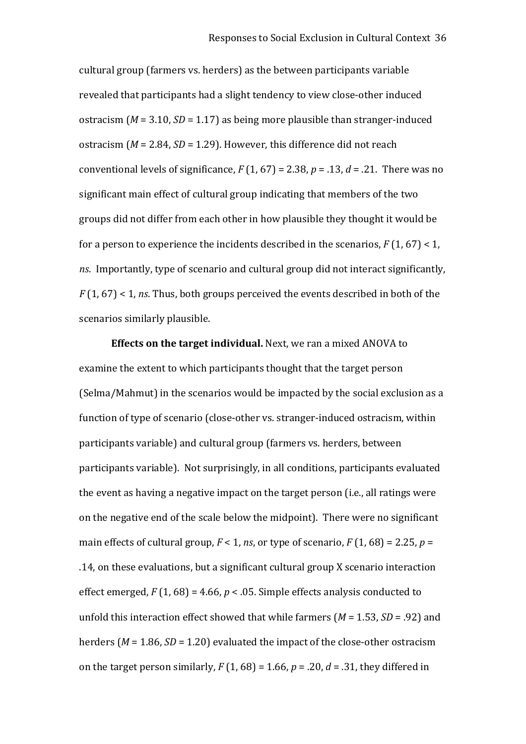cultural group (farmers vs. herders) as the between participants variable revealed that participants had a slight tendency to view close-other induced ostracism ($M$ = 3.10, $SD$ = 1.17) as being more plausible than stranger-induced ostracism ($M$ = 2.84, $SD$ = 1.29). However, this difference did not reach conventional levels of significance, $F$ (1, 67) = 2.38, $p$ = .13, $d$ = .21. There was no significant main effect of cultural group indicating that members of the two groups did not differ from each other in how plausible they thought it would be for a person to experience the incidents described in the scenarios, $F$ (1, 67) < 1, *ns*. Importantly, type of scenario and cultural group did not interact significantly, $F$ (1, 67) < 1, *ns*. Thus, both groups perceived the events described in both of the scenarios similarly plausible.

**Effects on the target individual.** Next, we ran a mixed ANOVA to examine the extent to which participants thought that the target person (Selma/Mahmut) in the scenarios would be impacted by the social exclusion as a function of type of scenario (close-other vs. stranger-induced ostracism, within participants variable) and cultural group (farmers vs. herders, between participants variable). Not surprisingly, in all conditions, participants evaluated the event as having a negative impact on the target person (i.e., all ratings were on the negative end of the scale below the midpoint). There were no significant main effects of cultural group, $F$ < 1, *ns*, or type of scenario, $F$ (1, 68) = 2.25, $p$ = .14, on these evaluations, but a significant cultural group X scenario interaction effect emerged, $F$ (1, 68) = 4.66, $p$ < .05. Simple effects analysis conducted to unfold this interaction effect showed that while farmers ($M$ = 1.53, $SD$ = .92) and herders ($M$ = 1.86, $SD$ = 1.20) evaluated the impact of the close-other ostracism on the target person similarly, $F$ (1, 68) = 1.66, $p$ = .20, $d$ = .31, they differed in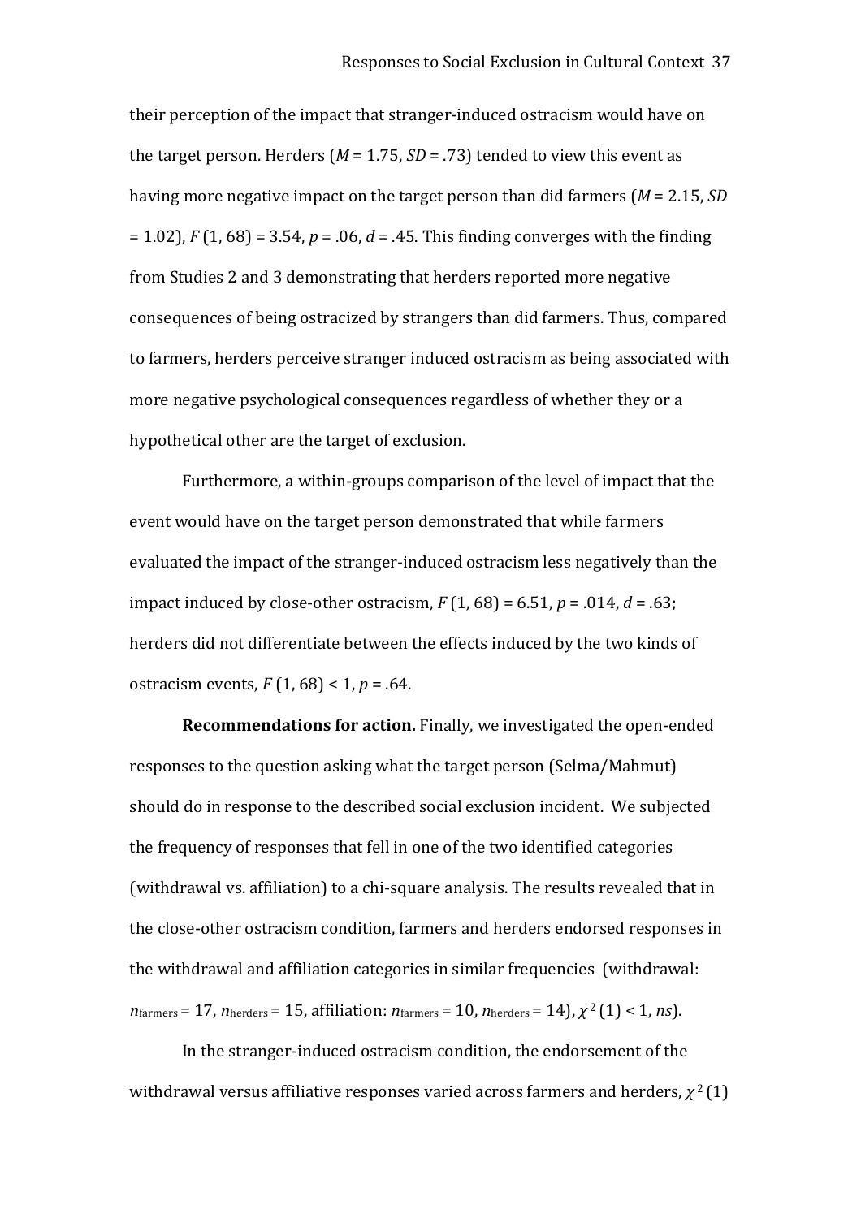their perception of the impact that stranger-induced ostracism would have on the target person. Herders ($M$ = 1.75, $SD$ = .73) tended to view this event as having more negative impact on the target person than did farmers ($M$ = 2.15, $SD$ = 1.02), $F$ (1, 68) = 3.54, $p$ = .06, $d$ = .45. This finding converges with the finding from Studies 2 and 3 demonstrating that herders reported more negative consequences of being ostracized by strangers than did farmers. Thus, compared to farmers, herders perceive stranger induced ostracism as being associated with more negative psychological consequences regardless of whether they or a hypothetical other are the target of exclusion.

Furthermore, a within-groups comparison of the level of impact that the event would have on the target person demonstrated that while farmers evaluated the impact of the stranger-induced ostracism less negatively than the impact induced by close-other ostracism, $F$ (1, 68) = 6.51, $p$ = .014, $d$ = .63; herders did not differentiate between the effects induced by the two kinds of ostracism events, $F$ (1, 68) < 1, $p$ = .64.

**Recommendations for action.** Finally, we investigated the open-ended responses to the question asking what the target person (Selma/Mahmut) should do in response to the described social exclusion incident. We subjected the frequency of responses that fell in one of the two identified categories (withdrawal vs. affiliation) to a chi-square analysis. The results revealed that in the close-other ostracism condition, farmers and herders endorsed responses in the withdrawal and affiliation categories in similar frequencies (withdrawal: $n_{\text{farmers}}$ = 17, $n_{\text{herders}}$ = 15, affiliation: $n_{\text{farmers}}$ = 10, $n_{\text{herders}}$ = 14), $\chi^2$ (1) < 1, *ns*).

In the stranger-induced ostracism condition, the endorsement of the withdrawal versus affiliative responses varied across farmers and herders, $\chi^2$ (1)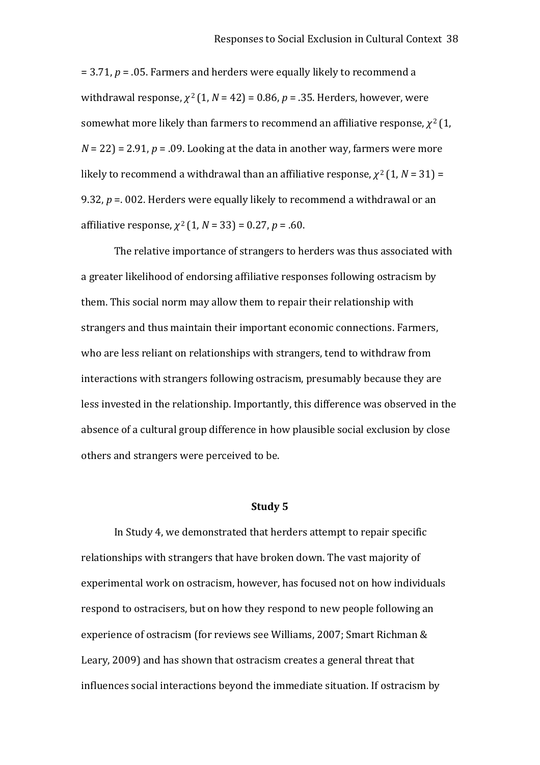= 3.71, $p$ = .05. Farmers and herders were equally likely to recommend a withdrawal response, $\chi^2$ (1, $N$ = 42) = 0.86, $p$ = .35. Herders, however, were somewhat more likely than farmers to recommend an affiliative response, $\chi^2$ (1, $N$ = 22) = 2.91, $p$ = .09. Looking at the data in another way, farmers were more likely to recommend a withdrawal than an affiliative response, $\chi^2$ (1, $N$ = 31) = 9.32, $p$ =. 002. Herders were equally likely to recommend a withdrawal or an affiliative response, $\chi^2$ (1, $N$ = 33) = 0.27, $p$ = .60.

The relative importance of strangers to herders was thus associated with a greater likelihood of endorsing affiliative responses following ostracism by them. This social norm may allow them to repair their relationship with strangers and thus maintain their important economic connections. Farmers, who are less reliant on relationships with strangers, tend to withdraw from interactions with strangers following ostracism, presumably because they are less invested in the relationship. Importantly, this difference was observed in the absence of a cultural group difference in how plausible social exclusion by close others and strangers were perceived to be.

## Study 5

In Study 4, we demonstrated that herders attempt to repair specific relationships with strangers that have broken down. The vast majority of experimental work on ostracism, however, has focused not on how individuals respond to ostracisers, but on how they respond to new people following an experience of ostracism (for reviews see Williams, 2007; Smart Richman & Leary, 2009) and has shown that ostracism creates a general threat that influences social interactions beyond the immediate situation. If ostracism by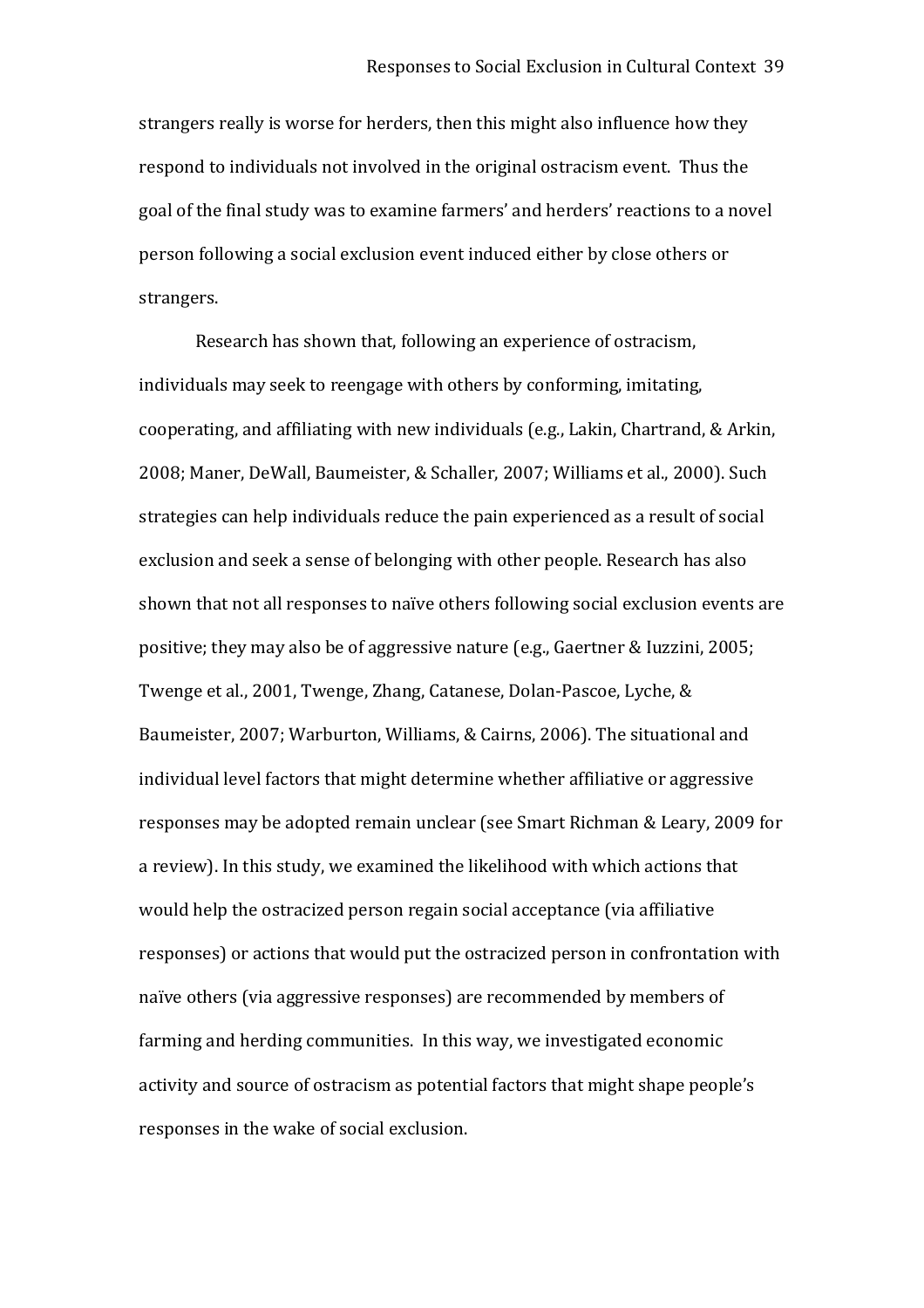strangers really is worse for herders, then this might also influence how they respond to individuals not involved in the original ostracism event. Thus the goal of the final study was to examine farmers' and herders' reactions to a novel person following a social exclusion event induced either by close others or strangers.

Research has shown that, following an experience of ostracism, individuals may seek to reengage with others by conforming, imitating, cooperating, and affiliating with new individuals (e.g., Lakin, Chartrand, & Arkin, 2008; Maner, DeWall, Baumeister, & Schaller, 2007; Williams et al., 2000). Such strategies can help individuals reduce the pain experienced as a result of social exclusion and seek a sense of belonging with other people. Research has also shown that not all responses to naïve others following social exclusion events are positive; they may also be of aggressive nature (e.g., Gaertner & Iuzzini, 2005; Twenge et al., 2001, Twenge, Zhang, Catanese, Dolan-Pascoe, Lyche, & Baumeister, 2007; Warburton, Williams, & Cairns, 2006). The situational and individual level factors that might determine whether affiliative or aggressive responses may be adopted remain unclear (see Smart Richman & Leary, 2009 for a review). In this study, we examined the likelihood with which actions that would help the ostracized person regain social acceptance (via affiliative responses) or actions that would put the ostracized person in confrontation with naïve others (via aggressive responses) are recommended by members of farming and herding communities. In this way, we investigated economic activity and source of ostracism as potential factors that might shape people's responses in the wake of social exclusion.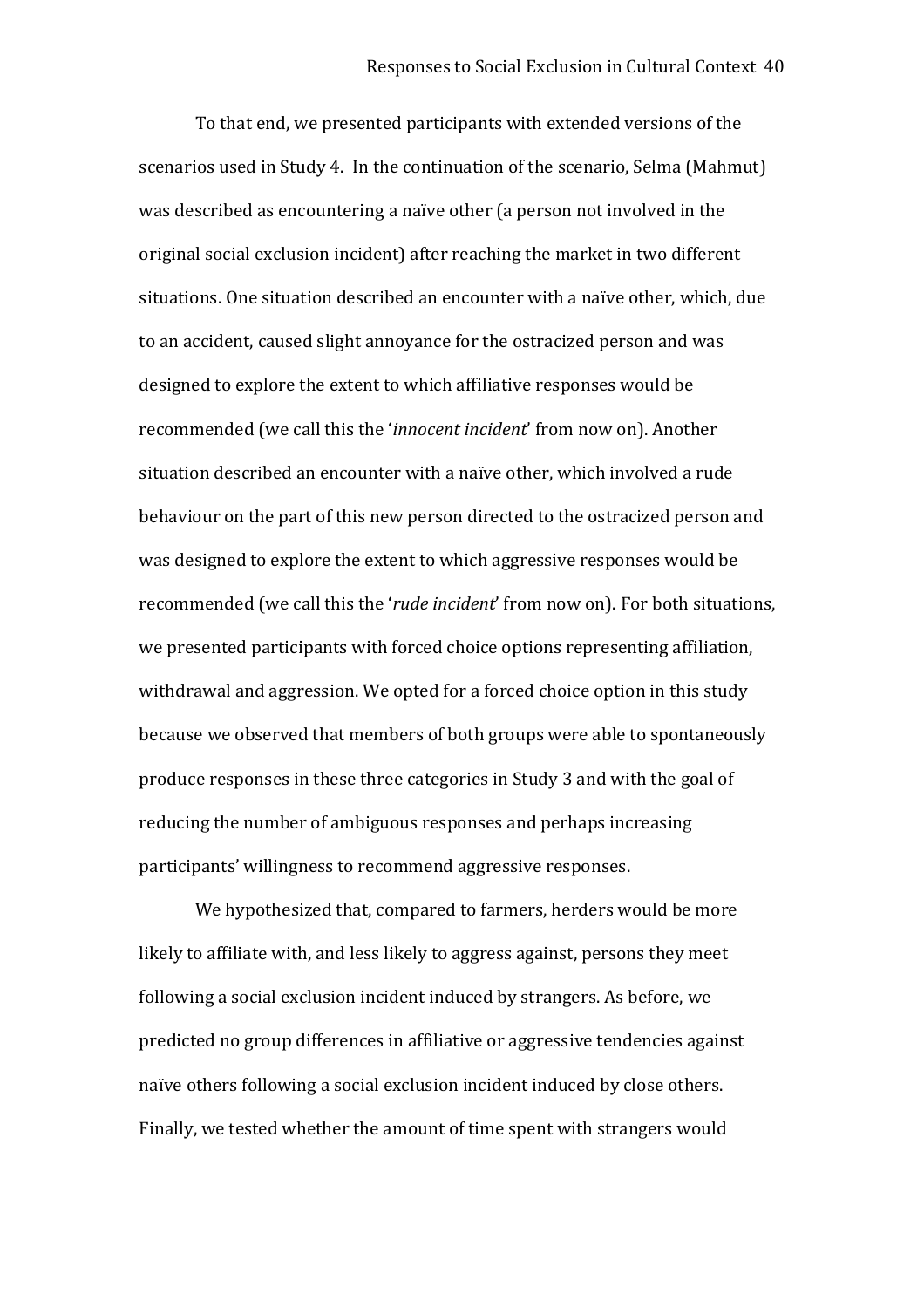To that end, we presented participants with extended versions of the scenarios used in Study 4. In the continuation of the scenario, Selma (Mahmut) was described as encountering a naïve other (a person not involved in the original social exclusion incident) after reaching the market in two different situations. One situation described an encounter with a naïve other, which, due to an accident, caused slight annoyance for the ostracized person and was designed to explore the extent to which affiliative responses would be recommended (we call this the '*innocent incident*' from now on). Another situation described an encounter with a naïve other, which involved a rude behaviour on the part of this new person directed to the ostracized person and was designed to explore the extent to which aggressive responses would be recommended (we call this the '*rude incident*' from now on). For both situations, we presented participants with forced choice options representing affiliation, withdrawal and aggression. We opted for a forced choice option in this study because we observed that members of both groups were able to spontaneously produce responses in these three categories in Study 3 and with the goal of reducing the number of ambiguous responses and perhaps increasing participants' willingness to recommend aggressive responses.

We hypothesized that, compared to farmers, herders would be more likely to affiliate with, and less likely to aggress against, persons they meet following a social exclusion incident induced by strangers. As before, we predicted no group differences in affiliative or aggressive tendencies against naïve others following a social exclusion incident induced by close others. Finally, we tested whether the amount of time spent with strangers would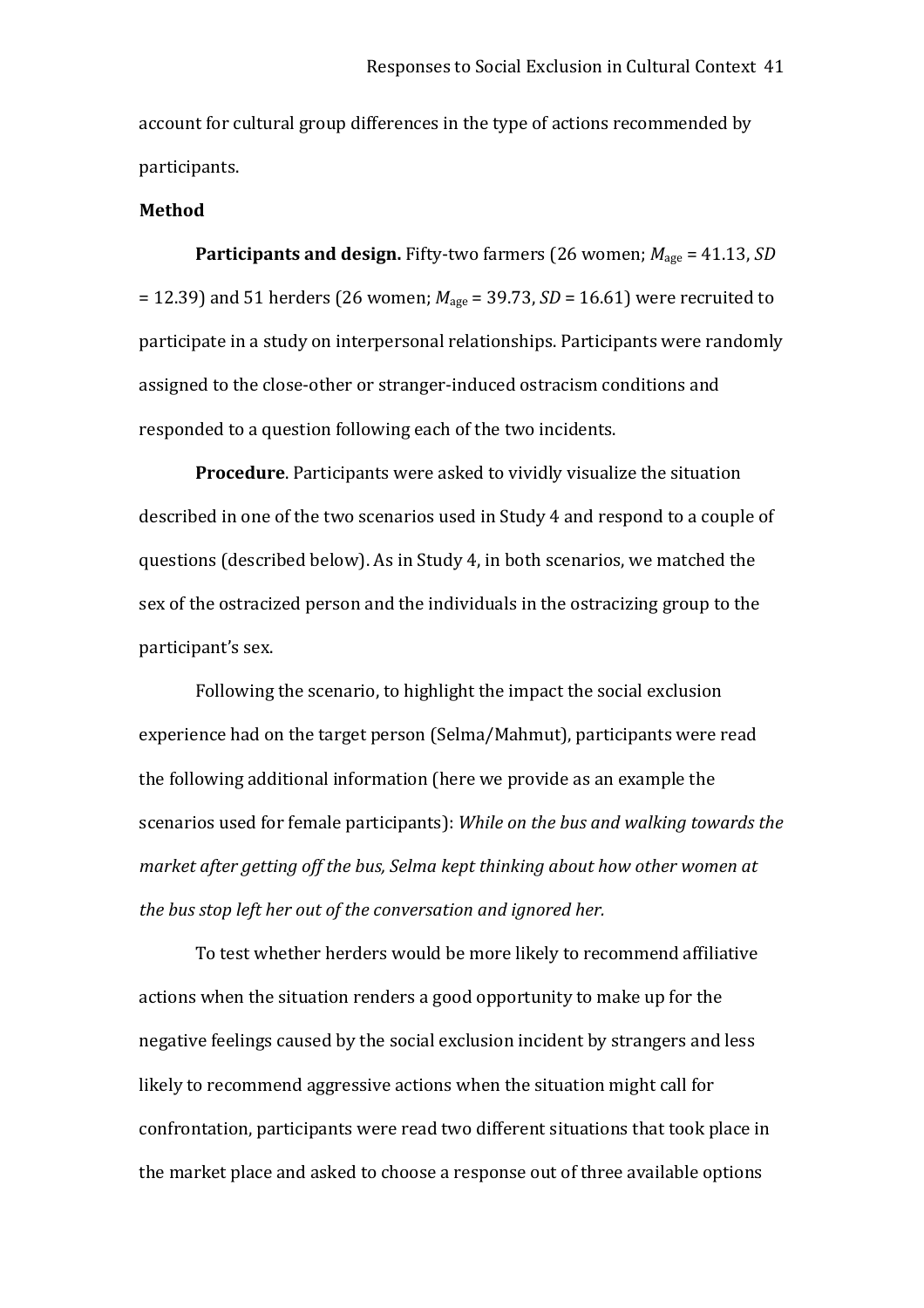account for cultural group differences in the type of actions recommended by participants.

**Method**

**Participants and design.** Fifty-two farmers (26 women; $M_{\text{age}}$ = 41.13, *SD* = 12.39) and 51 herders (26 women; $M_{\text{age}}$ = 39.73, *SD* = 16.61) were recruited to participate in a study on interpersonal relationships. Participants were randomly assigned to the close-other or stranger-induced ostracism conditions and responded to a question following each of the two incidents.

**Procedure**. Participants were asked to vividly visualize the situation described in one of the two scenarios used in Study 4 and respond to a couple of questions (described below). As in Study 4, in both scenarios, we matched the sex of the ostracized person and the individuals in the ostracizing group to the participant's sex.

Following the scenario, to highlight the impact the social exclusion experience had on the target person (Selma/Mahmut), participants were read the following additional information (here we provide as an example the scenarios used for female participants): *While on the bus and walking towards the market after getting off the bus, Selma kept thinking about how other women at the bus stop left her out of the conversation and ignored her.*

To test whether herders would be more likely to recommend affiliative actions when the situation renders a good opportunity to make up for the negative feelings caused by the social exclusion incident by strangers and less likely to recommend aggressive actions when the situation might call for confrontation, participants were read two different situations that took place in the market place and asked to choose a response out of three available options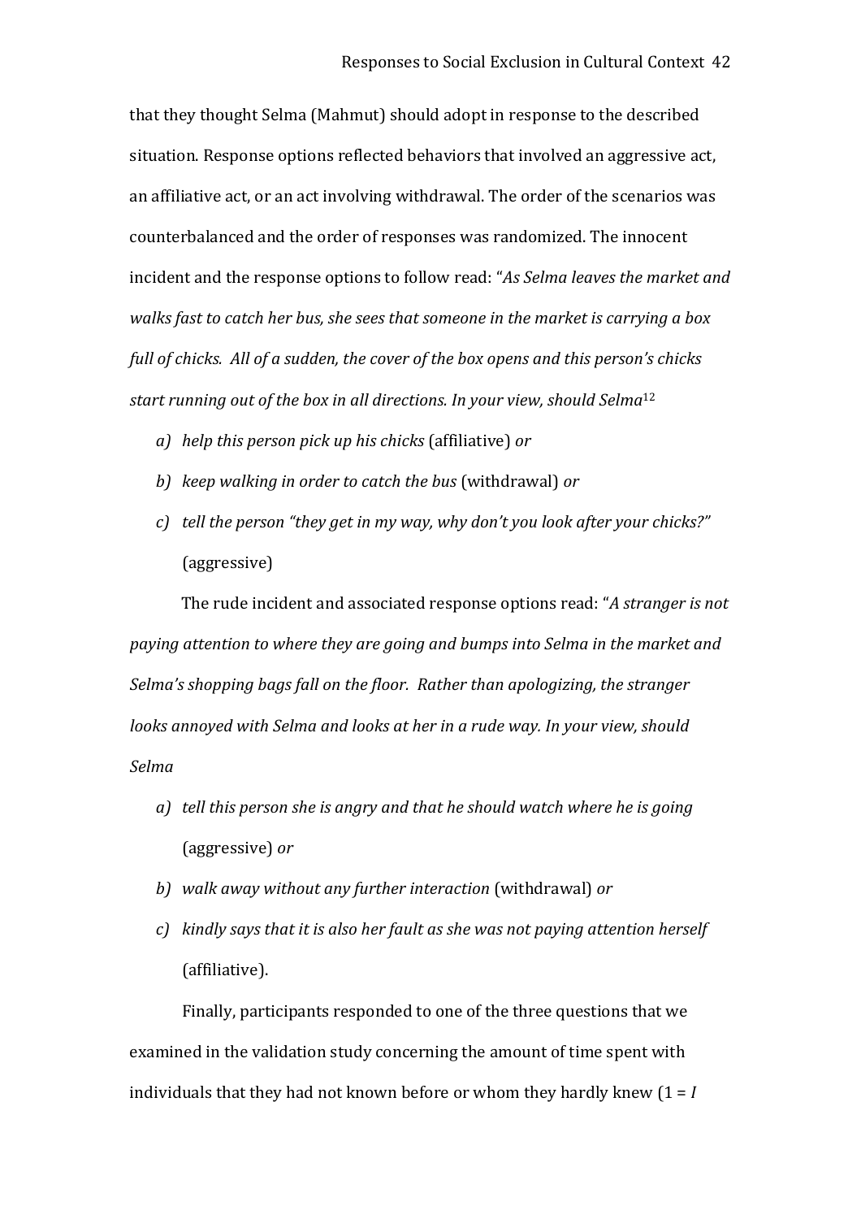that they thought Selma (Mahmut) should adopt in response to the described situation. Response options reflected behaviors that involved an aggressive act, an affiliative act, or an act involving withdrawal. The order of the scenarios was counterbalanced and the order of responses was randomized. The innocent incident and the response options to follow read: "*As Selma leaves the market and walks fast to catch her bus, she sees that someone in the market is carrying a box full of chicks. All of a sudden, the cover of the box opens and this person's chicks start running out of the box in all directions. In your view, should Selma*[12]

a) *help this person pick up his chicks* (affiliative) *or*
b) *keep walking in order to catch the bus* (withdrawal) *or*
c) *tell the person "they get in my way, why don't you look after your chicks?"* (aggressive)

The rude incident and associated response options read: "*A stranger is not paying attention to where they are going and bumps into Selma in the market and Selma's shopping bags fall on the floor. Rather than apologizing, the stranger looks annoyed with Selma and looks at her in a rude way. In your view, should Selma*

a) *tell this person she is angry and that he should watch where he is going* (aggressive) *or*
b) *walk away without any further interaction* (withdrawal) *or*
c) *kindly says that it is also her fault as she was not paying attention herself* (affiliative).

Finally, participants responded to one of the three questions that we examined in the validation study concerning the amount of time spent with individuals that they had not known before or whom they hardly knew (1 = *I*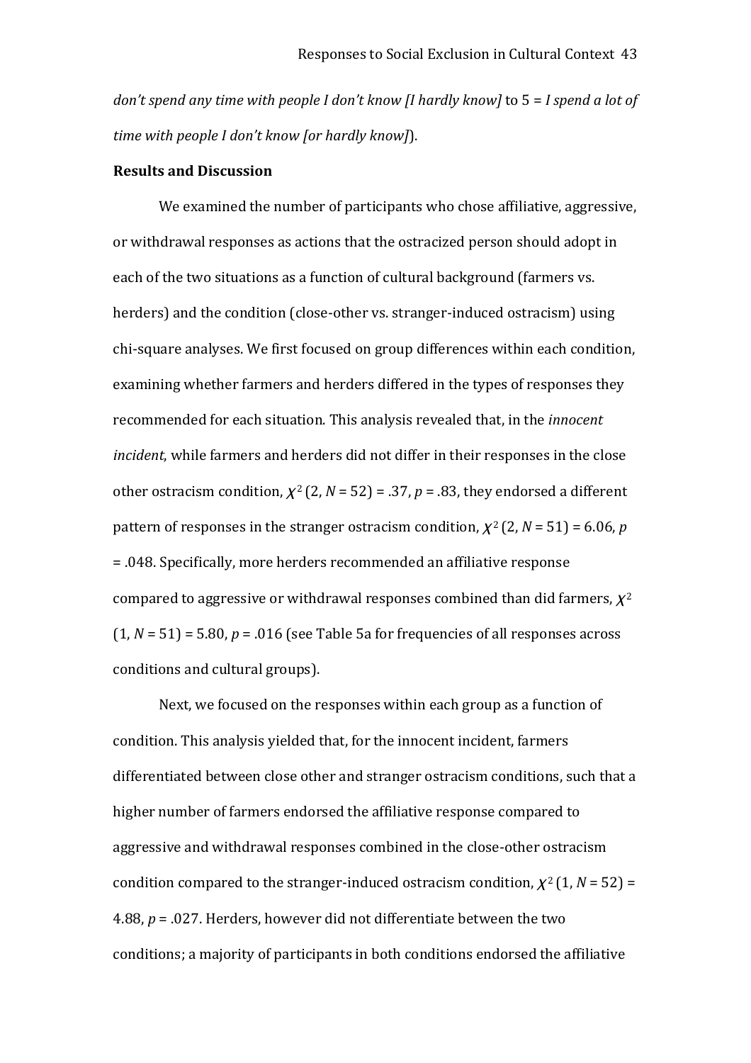*don't spend any time with people I don't know [I hardly know]* to 5 = *I spend a lot of time with people I don't know [or hardly know]*).

**Results and Discussion**

We examined the number of participants who chose affiliative, aggressive, or withdrawal responses as actions that the ostracized person should adopt in each of the two situations as a function of cultural background (farmers vs. herders) and the condition (close-other vs. stranger-induced ostracism) using chi-square analyses. We first focused on group differences within each condition, examining whether farmers and herders differed in the types of responses they recommended for each situation. This analysis revealed that, in the *innocent incident*, while farmers and herders did not differ in their responses in the close other ostracism condition, $\chi^2$ (2, $N$ = 52) = .37, $p$ = .83, they endorsed a different pattern of responses in the stranger ostracism condition, $\chi^2$ (2, $N$ = 51) = 6.06, $p$ = .048. Specifically, more herders recommended an affiliative response compared to aggressive or withdrawal responses combined than did farmers, $\chi^2$ (1, $N$ = 51) = 5.80, $p$ = .016 (see Table 5a for frequencies of all responses across conditions and cultural groups).

Next, we focused on the responses within each group as a function of condition. This analysis yielded that, for the innocent incident, farmers differentiated between close other and stranger ostracism conditions, such that a higher number of farmers endorsed the affiliative response compared to aggressive and withdrawal responses combined in the close-other ostracism condition compared to the stranger-induced ostracism condition, $\chi^2$ (1, $N$ = 52) = 4.88, $p$ = .027. Herders, however did not differentiate between the two conditions; a majority of participants in both conditions endorsed the affiliative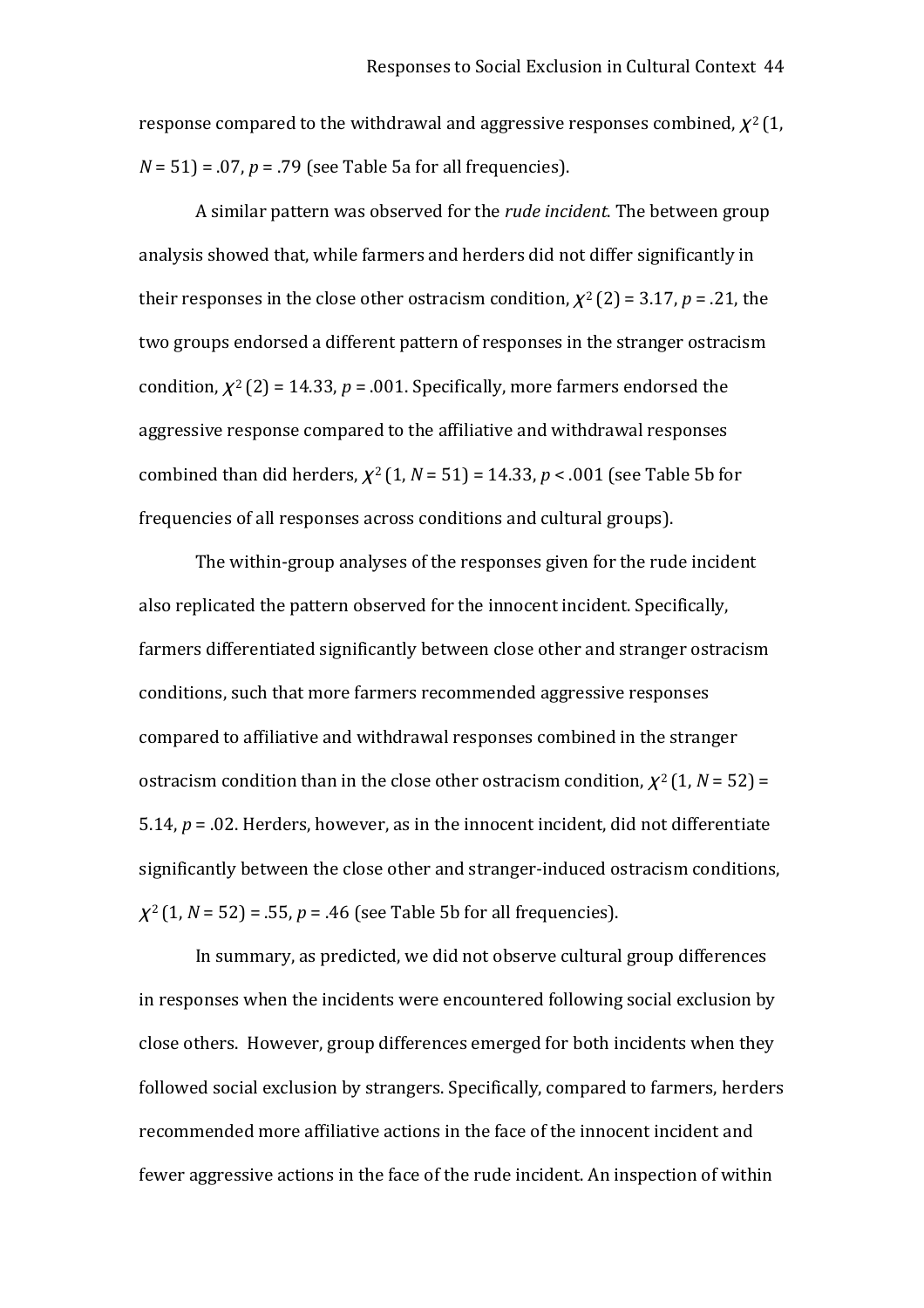response compared to the withdrawal and aggressive responses combined, $\chi^2$ (1, $N$ = 51) = .07, $p$ = .79 (see Table 5a for all frequencies).

A similar pattern was observed for the *rude incident*. The between group analysis showed that, while farmers and herders did not differ significantly in their responses in the close other ostracism condition, $\chi^2$ (2) = 3.17, $p$ = .21, the two groups endorsed a different pattern of responses in the stranger ostracism condition, $\chi^2$ (2) = 14.33, $p$ = .001. Specifically, more farmers endorsed the aggressive response compared to the affiliative and withdrawal responses combined than did herders, $\chi^2$ (1, $N$ = 51) = 14.33, $p$ < .001 (see Table 5b for frequencies of all responses across conditions and cultural groups).

The within-group analyses of the responses given for the rude incident also replicated the pattern observed for the innocent incident. Specifically, farmers differentiated significantly between close other and stranger ostracism conditions, such that more farmers recommended aggressive responses compared to affiliative and withdrawal responses combined in the stranger ostracism condition than in the close other ostracism condition, $\chi^2$ (1, $N$ = 52) = 5.14, $p$ = .02. Herders, however, as in the innocent incident, did not differentiate significantly between the close other and stranger-induced ostracism conditions, $\chi^2$ (1, $N$ = 52) = .55, $p$ = .46 (see Table 5b for all frequencies).

In summary, as predicted, we did not observe cultural group differences in responses when the incidents were encountered following social exclusion by close others. However, group differences emerged for both incidents when they followed social exclusion by strangers. Specifically, compared to farmers, herders recommended more affiliative actions in the face of the innocent incident and fewer aggressive actions in the face of the rude incident. An inspection of within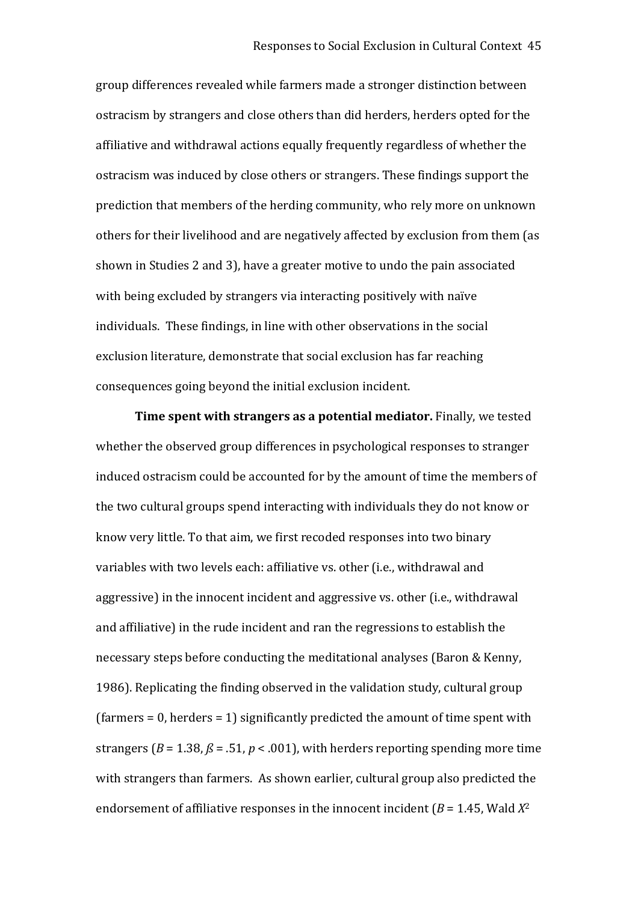group differences revealed while farmers made a stronger distinction between ostracism by strangers and close others than did herders, herders opted for the affiliative and withdrawal actions equally frequently regardless of whether the ostracism was induced by close others or strangers. These findings support the prediction that members of the herding community, who rely more on unknown others for their livelihood and are negatively affected by exclusion from them (as shown in Studies 2 and 3), have a greater motive to undo the pain associated with being excluded by strangers via interacting positively with naïve individuals. These findings, in line with other observations in the social exclusion literature, demonstrate that social exclusion has far reaching consequences going beyond the initial exclusion incident.

**Time spent with strangers as a potential mediator.** Finally, we tested whether the observed group differences in psychological responses to stranger induced ostracism could be accounted for by the amount of time the members of the two cultural groups spend interacting with individuals they do not know or know very little. To that aim, we first recoded responses into two binary variables with two levels each: affiliative vs. other (i.e., withdrawal and aggressive) in the innocent incident and aggressive vs. other (i.e., withdrawal and affiliative) in the rude incident and ran the regressions to establish the necessary steps before conducting the meditational analyses (Baron & Kenny, 1986). Replicating the finding observed in the validation study, cultural group (farmers = 0, herders = 1) significantly predicted the amount of time spent with strangers ($B = 1.38$, $\beta = .51$, $p < .001$), with herders reporting spending more time with strangers than farmers. As shown earlier, cultural group also predicted the endorsement of affiliative responses in the innocent incident ($B = 1.45$, Wald $X^2$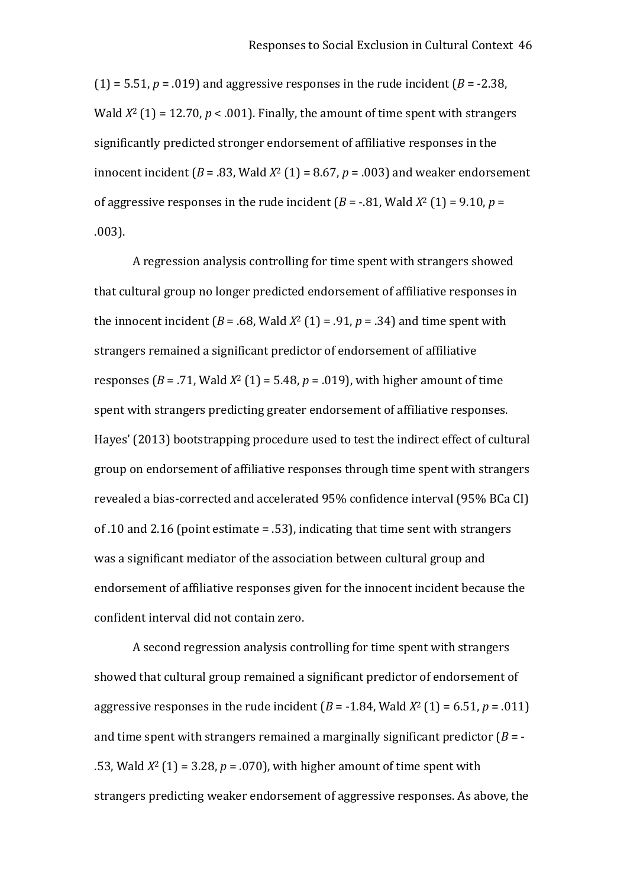(1) = 5.51, $p$ = .019) and aggressive responses in the rude incident ($B$ = -2.38, Wald $X^2$ (1) = 12.70, $p$ < .001). Finally, the amount of time spent with strangers significantly predicted stronger endorsement of affiliative responses in the innocent incident ($B$ = .83, Wald $X^2$ (1) = 8.67, $p$ = .003) and weaker endorsement of aggressive responses in the rude incident ($B$ = -.81, Wald $X^2$ (1) = 9.10, $p$ = .003).

A regression analysis controlling for time spent with strangers showed that cultural group no longer predicted endorsement of affiliative responses in the innocent incident ($B$ = .68, Wald $X^2$ (1) = .91, $p$ = .34) and time spent with strangers remained a significant predictor of endorsement of affiliative responses ($B$ = .71, Wald $X^2$ (1) = 5.48, $p$ = .019), with higher amount of time spent with strangers predicting greater endorsement of affiliative responses. Hayes' (2013) bootstrapping procedure used to test the indirect effect of cultural group on endorsement of affiliative responses through time spent with strangers revealed a bias-corrected and accelerated 95% confidence interval (95% BCa CI) of .10 and 2.16 (point estimate = .53), indicating that time sent with strangers was a significant mediator of the association between cultural group and endorsement of affiliative responses given for the innocent incident because the confident interval did not contain zero.

A second regression analysis controlling for time spent with strangers showed that cultural group remained a significant predictor of endorsement of aggressive responses in the rude incident ($B$ = -1.84, Wald $X^2$ (1) = 6.51, $p$ = .011) and time spent with strangers remained a marginally significant predictor ($B$ = -.53, Wald $X^2$ (1) = 3.28, $p$ = .070), with higher amount of time spent with strangers predicting weaker endorsement of aggressive responses. As above, the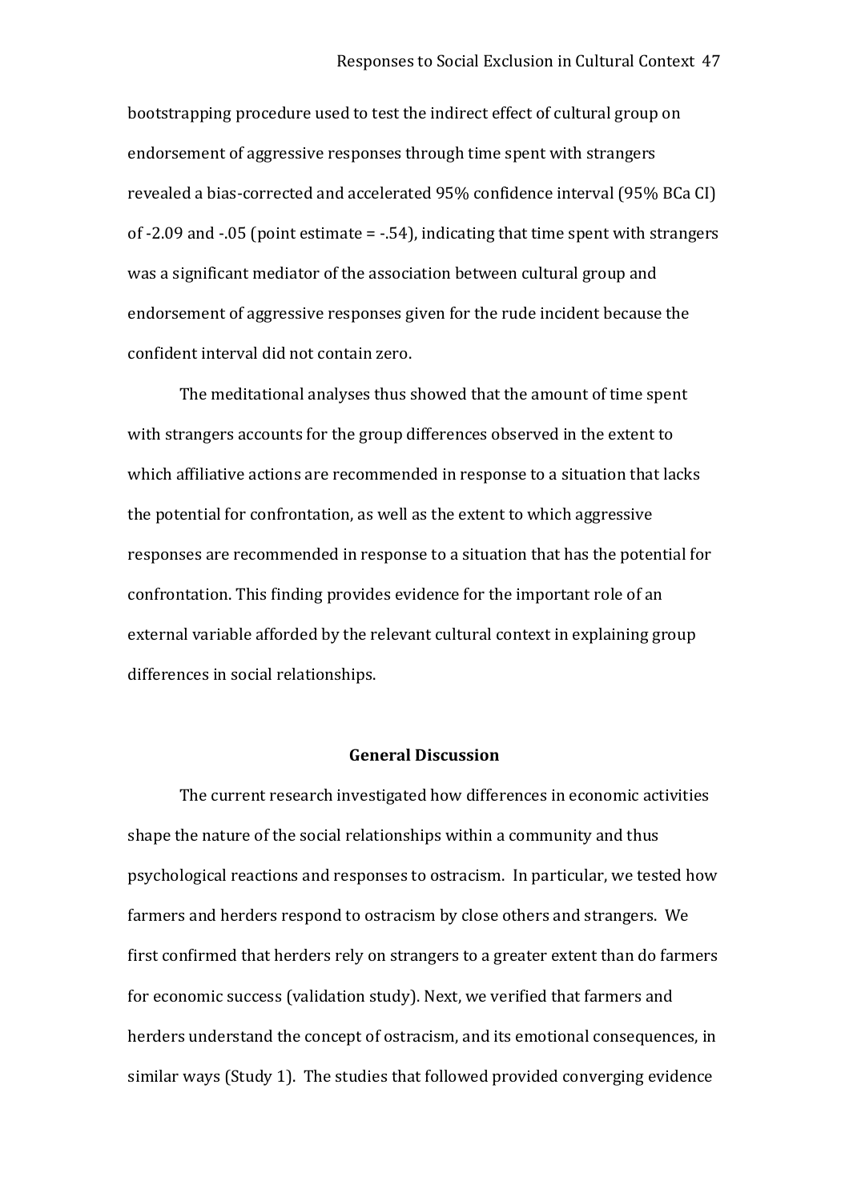bootstrapping procedure used to test the indirect effect of cultural group on endorsement of aggressive responses through time spent with strangers revealed a bias-corrected and accelerated 95% confidence interval (95% BCa CI) of -2.09 and -.05 (point estimate = -.54), indicating that time spent with strangers was a significant mediator of the association between cultural group and endorsement of aggressive responses given for the rude incident because the confident interval did not contain zero.

The meditational analyses thus showed that the amount of time spent with strangers accounts for the group differences observed in the extent to which affiliative actions are recommended in response to a situation that lacks the potential for confrontation, as well as the extent to which aggressive responses are recommended in response to a situation that has the potential for confrontation. This finding provides evidence for the important role of an external variable afforded by the relevant cultural context in explaining group differences in social relationships.

## General Discussion

The current research investigated how differences in economic activities shape the nature of the social relationships within a community and thus psychological reactions and responses to ostracism. In particular, we tested how farmers and herders respond to ostracism by close others and strangers. We first confirmed that herders rely on strangers to a greater extent than do farmers for economic success (validation study). Next, we verified that farmers and herders understand the concept of ostracism, and its emotional consequences, in similar ways (Study 1). The studies that followed provided converging evidence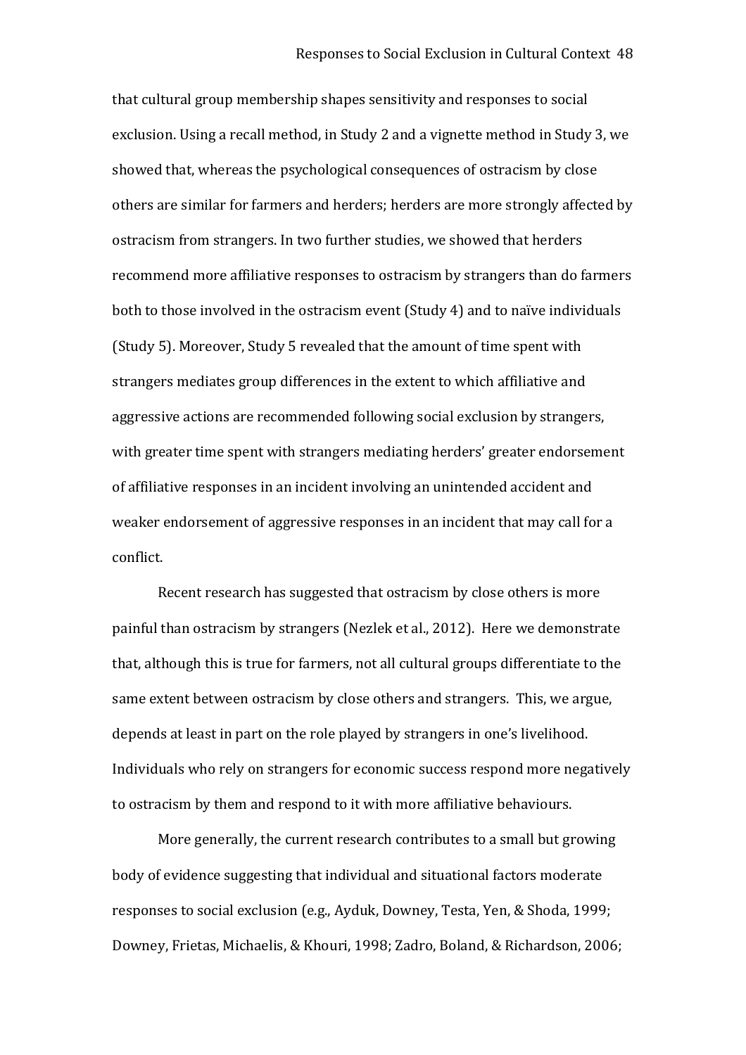that cultural group membership shapes sensitivity and responses to social exclusion. Using a recall method, in Study 2 and a vignette method in Study 3, we showed that, whereas the psychological consequences of ostracism by close others are similar for farmers and herders; herders are more strongly affected by ostracism from strangers. In two further studies, we showed that herders recommend more affiliative responses to ostracism by strangers than do farmers both to those involved in the ostracism event (Study 4) and to naïve individuals (Study 5). Moreover, Study 5 revealed that the amount of time spent with strangers mediates group differences in the extent to which affiliative and aggressive actions are recommended following social exclusion by strangers, with greater time spent with strangers mediating herders' greater endorsement of affiliative responses in an incident involving an unintended accident and weaker endorsement of aggressive responses in an incident that may call for a conflict.

Recent research has suggested that ostracism by close others is more painful than ostracism by strangers (Nezlek et al., 2012). Here we demonstrate that, although this is true for farmers, not all cultural groups differentiate to the same extent between ostracism by close others and strangers. This, we argue, depends at least in part on the role played by strangers in one's livelihood. Individuals who rely on strangers for economic success respond more negatively to ostracism by them and respond to it with more affiliative behaviours.

More generally, the current research contributes to a small but growing body of evidence suggesting that individual and situational factors moderate responses to social exclusion (e.g., Ayduk, Downey, Testa, Yen, & Shoda, 1999; Downey, Frietas, Michaelis, & Khouri, 1998; Zadro, Boland, & Richardson, 2006;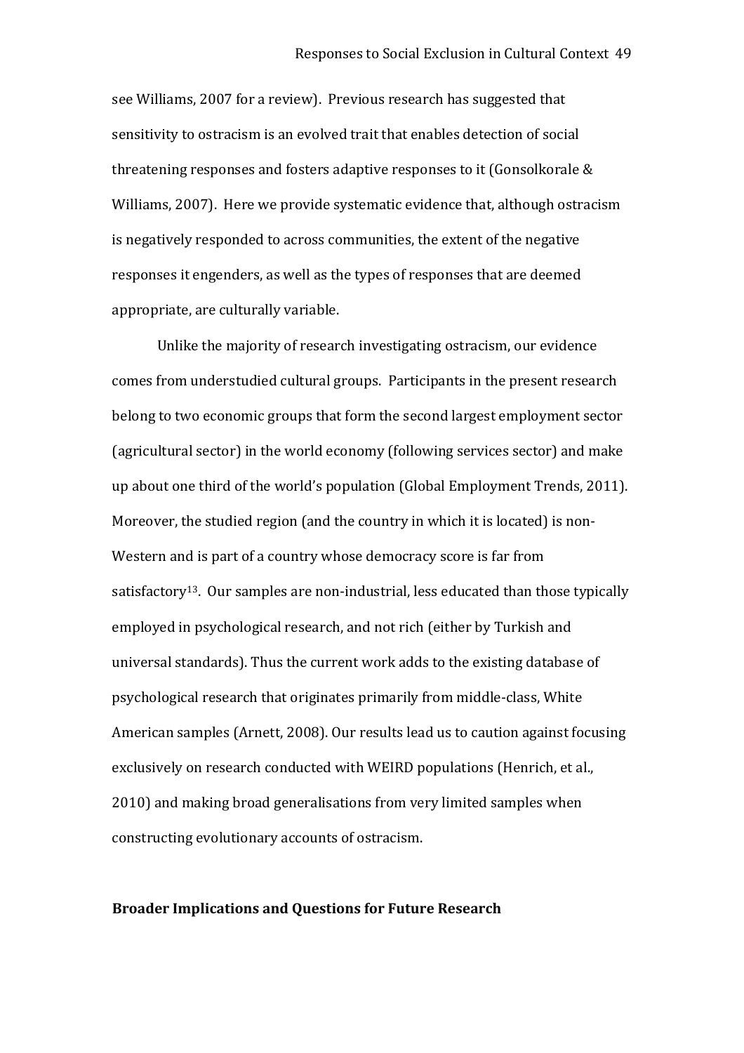see Williams, 2007 for a review). Previous research has suggested that sensitivity to ostracism is an evolved trait that enables detection of social threatening responses and fosters adaptive responses to it (Gonsolkorale & Williams, 2007). Here we provide systematic evidence that, although ostracism is negatively responded to across communities, the extent of the negative responses it engenders, as well as the types of responses that are deemed appropriate, are culturally variable.

Unlike the majority of research investigating ostracism, our evidence comes from understudied cultural groups. Participants in the present research belong to two economic groups that form the second largest employment sector (agricultural sector) in the world economy (following services sector) and make up about one third of the world's population (Global Employment Trends, 2011). Moreover, the studied region (and the country in which it is located) is non-Western and is part of a country whose democracy score is far from satisfactory[13]. Our samples are non-industrial, less educated than those typically employed in psychological research, and not rich (either by Turkish and universal standards). Thus the current work adds to the existing database of psychological research that originates primarily from middle-class, White American samples (Arnett, 2008). Our results lead us to caution against focusing exclusively on research conducted with WEIRD populations (Henrich, et al., 2010) and making broad generalisations from very limited samples when constructing evolutionary accounts of ostracism.

## Broader Implications and Questions for Future Research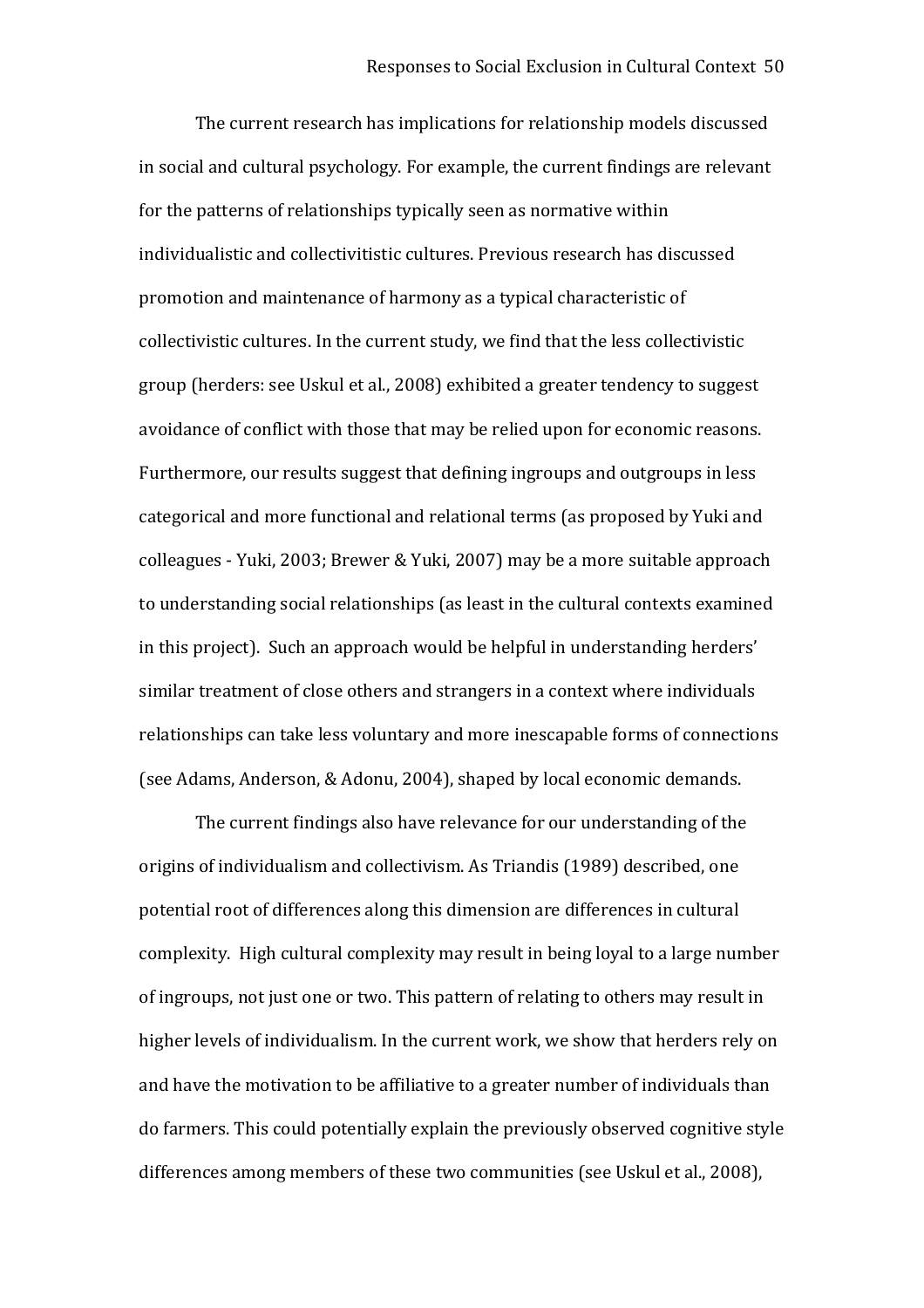The current research has implications for relationship models discussed in social and cultural psychology. For example, the current findings are relevant for the patterns of relationships typically seen as normative within individualistic and collectivitistic cultures. Previous research has discussed promotion and maintenance of harmony as a typical characteristic of collectivistic cultures. In the current study, we find that the less collectivistic group (herders: see Uskul et al., 2008) exhibited a greater tendency to suggest avoidance of conflict with those that may be relied upon for economic reasons. Furthermore, our results suggest that defining ingroups and outgroups in less categorical and more functional and relational terms (as proposed by Yuki and colleagues - Yuki, 2003; Brewer & Yuki, 2007) may be a more suitable approach to understanding social relationships (as least in the cultural contexts examined in this project). Such an approach would be helpful in understanding herders' similar treatment of close others and strangers in a context where individuals relationships can take less voluntary and more inescapable forms of connections (see Adams, Anderson, & Adonu, 2004), shaped by local economic demands.

The current findings also have relevance for our understanding of the origins of individualism and collectivism. As Triandis (1989) described, one potential root of differences along this dimension are differences in cultural complexity. High cultural complexity may result in being loyal to a large number of ingroups, not just one or two. This pattern of relating to others may result in higher levels of individualism. In the current work, we show that herders rely on and have the motivation to be affiliative to a greater number of individuals than do farmers. This could potentially explain the previously observed cognitive style differences among members of these two communities (see Uskul et al., 2008),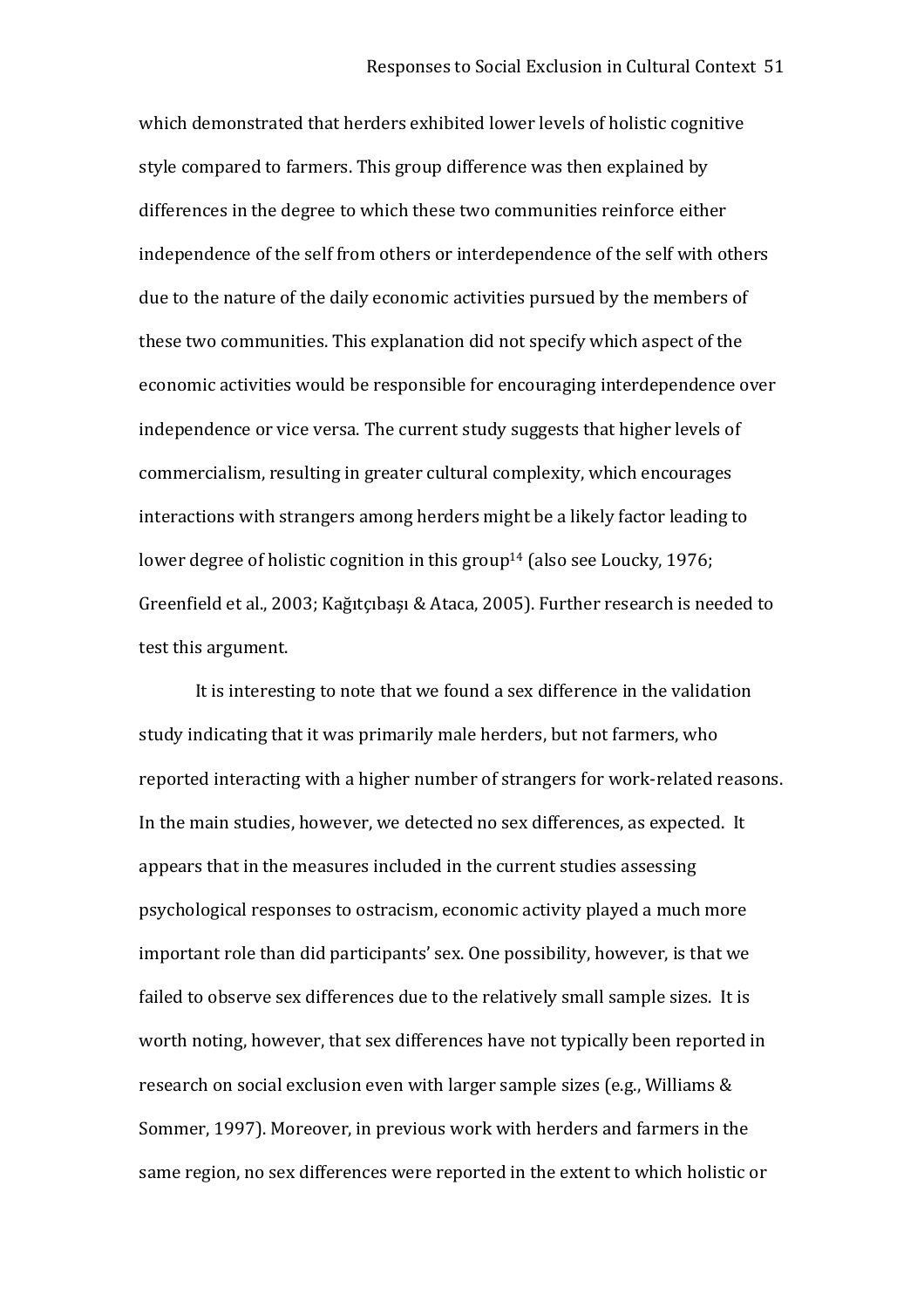which demonstrated that herders exhibited lower levels of holistic cognitive style compared to farmers. This group difference was then explained by differences in the degree to which these two communities reinforce either independence of the self from others or interdependence of the self with others due to the nature of the daily economic activities pursued by the members of these two communities. This explanation did not specify which aspect of the economic activities would be responsible for encouraging interdependence over independence or vice versa. The current study suggests that higher levels of commercialism, resulting in greater cultural complexity, which encourages interactions with strangers among herders might be a likely factor leading to lower degree of holistic cognition in this group[14] (also see Loucky, 1976; Greenfield et al., 2003; Kağıtçıbaşı & Ataca, 2005). Further research is needed to test this argument.

It is interesting to note that we found a sex difference in the validation study indicating that it was primarily male herders, but not farmers, who reported interacting with a higher number of strangers for work-related reasons. In the main studies, however, we detected no sex differences, as expected. It appears that in the measures included in the current studies assessing psychological responses to ostracism, economic activity played a much more important role than did participants' sex. One possibility, however, is that we failed to observe sex differences due to the relatively small sample sizes. It is worth noting, however, that sex differences have not typically been reported in research on social exclusion even with larger sample sizes (e.g., Williams & Sommer, 1997). Moreover, in previous work with herders and farmers in the same region, no sex differences were reported in the extent to which holistic or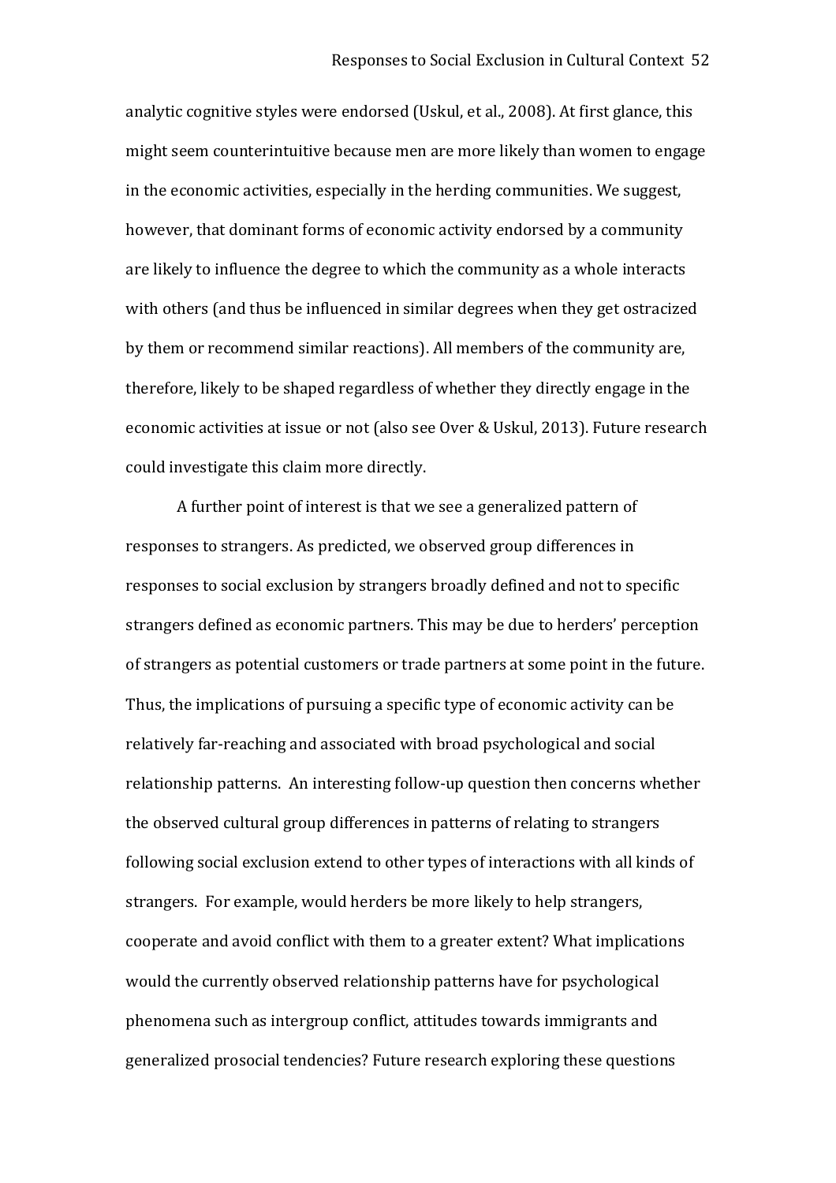analytic cognitive styles were endorsed (Uskul, et al., 2008). At first glance, this might seem counterintuitive because men are more likely than women to engage in the economic activities, especially in the herding communities. We suggest, however, that dominant forms of economic activity endorsed by a community are likely to influence the degree to which the community as a whole interacts with others (and thus be influenced in similar degrees when they get ostracized by them or recommend similar reactions). All members of the community are, therefore, likely to be shaped regardless of whether they directly engage in the economic activities at issue or not (also see Over & Uskul, 2013). Future research could investigate this claim more directly.

A further point of interest is that we see a generalized pattern of responses to strangers. As predicted, we observed group differences in responses to social exclusion by strangers broadly defined and not to specific strangers defined as economic partners. This may be due to herders' perception of strangers as potential customers or trade partners at some point in the future. Thus, the implications of pursuing a specific type of economic activity can be relatively far-reaching and associated with broad psychological and social relationship patterns. An interesting follow-up question then concerns whether the observed cultural group differences in patterns of relating to strangers following social exclusion extend to other types of interactions with all kinds of strangers. For example, would herders be more likely to help strangers, cooperate and avoid conflict with them to a greater extent? What implications would the currently observed relationship patterns have for psychological phenomena such as intergroup conflict, attitudes towards immigrants and generalized prosocial tendencies? Future research exploring these questions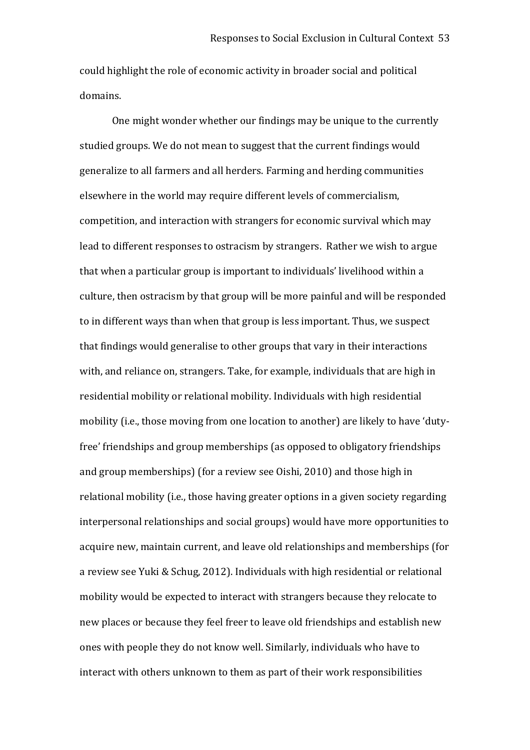could highlight the role of economic activity in broader social and political domains.

One might wonder whether our findings may be unique to the currently studied groups. We do not mean to suggest that the current findings would generalize to all farmers and all herders. Farming and herding communities elsewhere in the world may require different levels of commercialism, competition, and interaction with strangers for economic survival which may lead to different responses to ostracism by strangers. Rather we wish to argue that when a particular group is important to individuals' livelihood within a culture, then ostracism by that group will be more painful and will be responded to in different ways than when that group is less important. Thus, we suspect that findings would generalise to other groups that vary in their interactions with, and reliance on, strangers. Take, for example, individuals that are high in residential mobility or relational mobility. Individuals with high residential mobility (i.e., those moving from one location to another) are likely to have 'duty-free' friendships and group memberships (as opposed to obligatory friendships and group memberships) (for a review see Oishi, 2010) and those high in relational mobility (i.e., those having greater options in a given society regarding interpersonal relationships and social groups) would have more opportunities to acquire new, maintain current, and leave old relationships and memberships (for a review see Yuki & Schug, 2012). Individuals with high residential or relational mobility would be expected to interact with strangers because they relocate to new places or because they feel freer to leave old friendships and establish new ones with people they do not know well. Similarly, individuals who have to interact with others unknown to them as part of their work responsibilities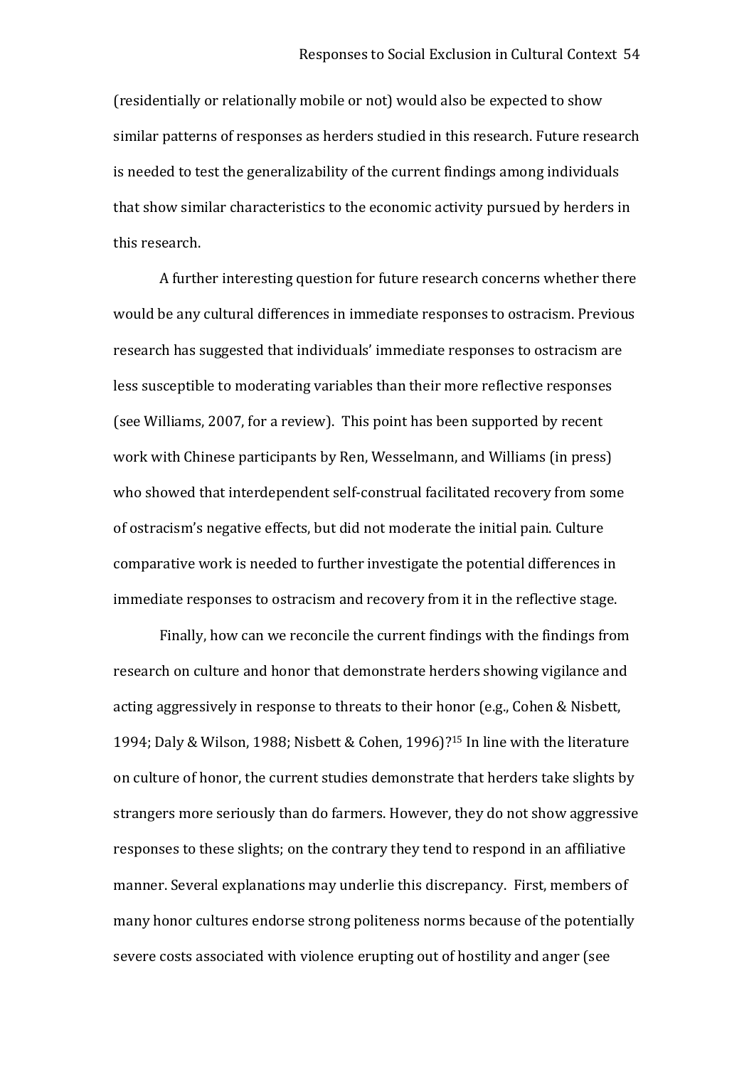(residentially or relationally mobile or not) would also be expected to show similar patterns of responses as herders studied in this research. Future research is needed to test the generalizability of the current findings among individuals that show similar characteristics to the economic activity pursued by herders in this research.

A further interesting question for future research concerns whether there would be any cultural differences in immediate responses to ostracism. Previous research has suggested that individuals' immediate responses to ostracism are less susceptible to moderating variables than their more reflective responses (see Williams, 2007, for a review). This point has been supported by recent work with Chinese participants by Ren, Wesselmann, and Williams (in press) who showed that interdependent self-construal facilitated recovery from some of ostracism's negative effects, but did not moderate the initial pain. Culture comparative work is needed to further investigate the potential differences in immediate responses to ostracism and recovery from it in the reflective stage.

Finally, how can we reconcile the current findings with the findings from research on culture and honor that demonstrate herders showing vigilance and acting aggressively in response to threats to their honor (e.g., Cohen & Nisbett, 1994; Daly & Wilson, 1988; Nisbett & Cohen, 1996)?[15] In line with the literature on culture of honor, the current studies demonstrate that herders take slights by strangers more seriously than do farmers. However, they do not show aggressive responses to these slights; on the contrary they tend to respond in an affiliative manner. Several explanations may underlie this discrepancy. First, members of many honor cultures endorse strong politeness norms because of the potentially severe costs associated with violence erupting out of hostility and anger (see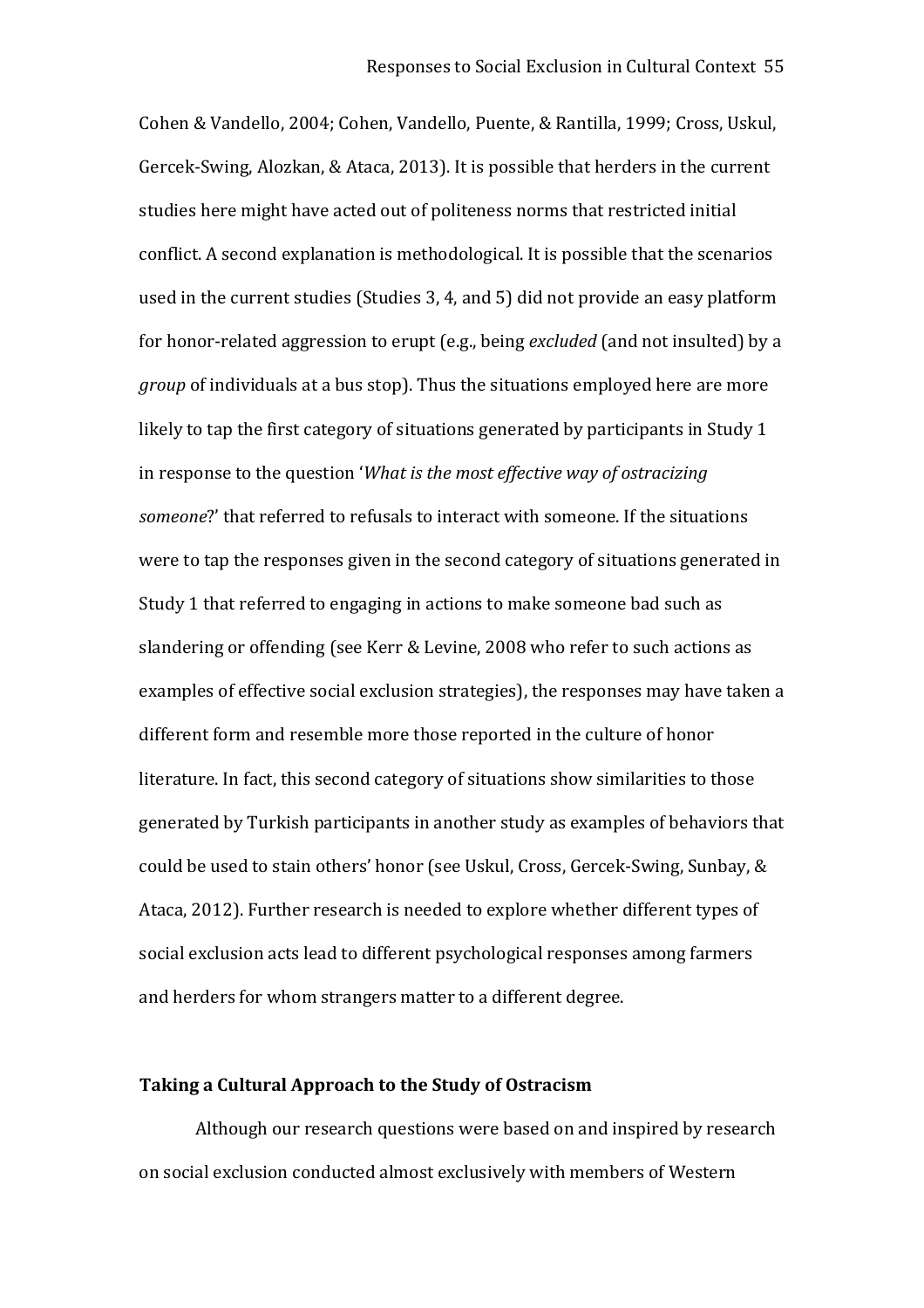Cohen & Vandello, 2004; Cohen, Vandello, Puente, & Rantilla, 1999; Cross, Uskul, Gercek-Swing, Alozkan, & Ataca, 2013). It is possible that herders in the current studies here might have acted out of politeness norms that restricted initial conflict. A second explanation is methodological. It is possible that the scenarios used in the current studies (Studies 3, 4, and 5) did not provide an easy platform for honor-related aggression to erupt (e.g., being *excluded* (and not insulted) by a *group* of individuals at a bus stop). Thus the situations employed here are more likely to tap the first category of situations generated by participants in Study 1 in response to the question '*What is the most effective way of ostracizing someone*?' that referred to refusals to interact with someone. If the situations were to tap the responses given in the second category of situations generated in Study 1 that referred to engaging in actions to make someone bad such as slandering or offending (see Kerr & Levine, 2008 who refer to such actions as examples of effective social exclusion strategies), the responses may have taken a different form and resemble more those reported in the culture of honor literature. In fact, this second category of situations show similarities to those generated by Turkish participants in another study as examples of behaviors that could be used to stain others' honor (see Uskul, Cross, Gercek-Swing, Sunbay, & Ataca, 2012). Further research is needed to explore whether different types of social exclusion acts lead to different psychological responses among farmers and herders for whom strangers matter to a different degree.

## Taking a Cultural Approach to the Study of Ostracism

Although our research questions were based on and inspired by research on social exclusion conducted almost exclusively with members of Western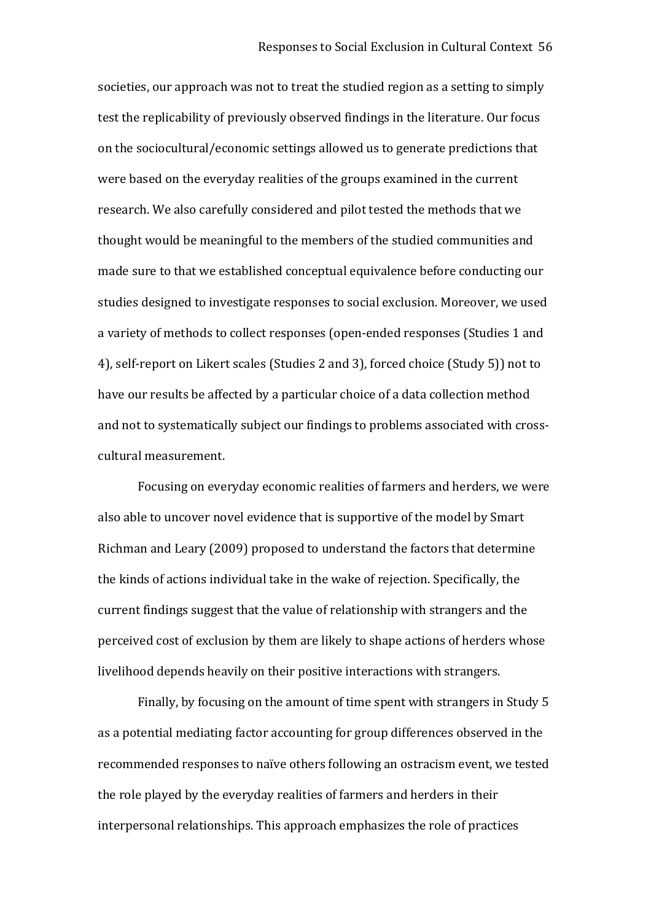societies, our approach was not to treat the studied region as a setting to simply test the replicability of previously observed findings in the literature. Our focus on the sociocultural/economic settings allowed us to generate predictions that were based on the everyday realities of the groups examined in the current research. We also carefully considered and pilot tested the methods that we thought would be meaningful to the members of the studied communities and made sure to that we established conceptual equivalence before conducting our studies designed to investigate responses to social exclusion. Moreover, we used a variety of methods to collect responses (open-ended responses (Studies 1 and 4), self-report on Likert scales (Studies 2 and 3), forced choice (Study 5)) not to have our results be affected by a particular choice of a data collection method and not to systematically subject our findings to problems associated with cross-cultural measurement.

Focusing on everyday economic realities of farmers and herders, we were also able to uncover novel evidence that is supportive of the model by Smart Richman and Leary (2009) proposed to understand the factors that determine the kinds of actions individual take in the wake of rejection. Specifically, the current findings suggest that the value of relationship with strangers and the perceived cost of exclusion by them are likely to shape actions of herders whose livelihood depends heavily on their positive interactions with strangers.

Finally, by focusing on the amount of time spent with strangers in Study 5 as a potential mediating factor accounting for group differences observed in the recommended responses to naïve others following an ostracism event, we tested the role played by the everyday realities of farmers and herders in their interpersonal relationships. This approach emphasizes the role of practices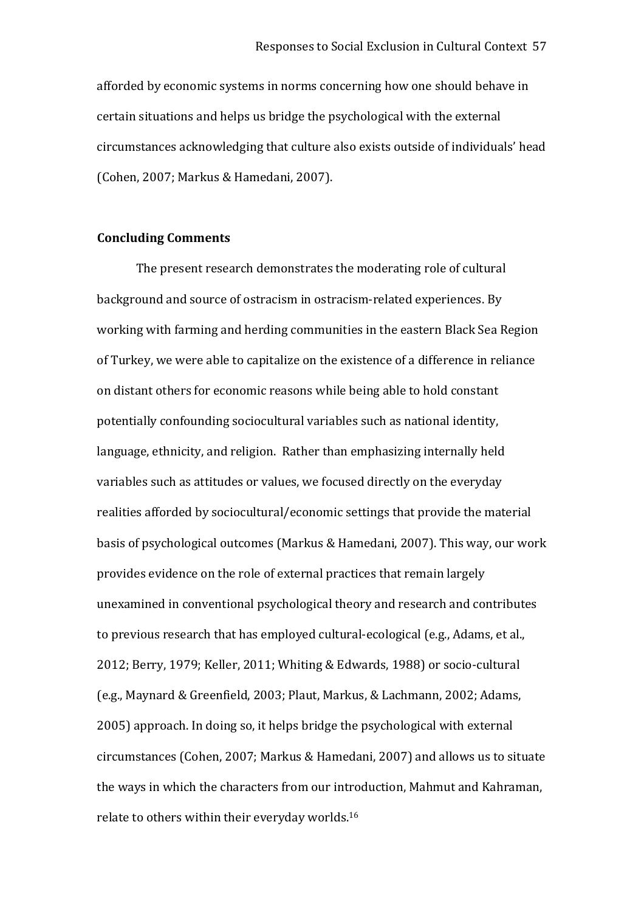afforded by economic systems in norms concerning how one should behave in certain situations and helps us bridge the psychological with the external circumstances acknowledging that culture also exists outside of individuals' head (Cohen, 2007; Markus & Hamedani, 2007).

## Concluding Comments

The present research demonstrates the moderating role of cultural background and source of ostracism in ostracism-related experiences. By working with farming and herding communities in the eastern Black Sea Region of Turkey, we were able to capitalize on the existence of a difference in reliance on distant others for economic reasons while being able to hold constant potentially confounding sociocultural variables such as national identity, language, ethnicity, and religion. Rather than emphasizing internally held variables such as attitudes or values, we focused directly on the everyday realities afforded by sociocultural/economic settings that provide the material basis of psychological outcomes (Markus & Hamedani, 2007). This way, our work provides evidence on the role of external practices that remain largely unexamined in conventional psychological theory and research and contributes to previous research that has employed cultural-ecological (e.g., Adams, et al., 2012; Berry, 1979; Keller, 2011; Whiting & Edwards, 1988) or socio-cultural (e.g., Maynard & Greenfield, 2003; Plaut, Markus, & Lachmann, 2002; Adams, 2005) approach. In doing so, it helps bridge the psychological with external circumstances (Cohen, 2007; Markus & Hamedani, 2007) and allows us to situate the ways in which the characters from our introduction, Mahmut and Kahraman, relate to others within their everyday worlds.[16]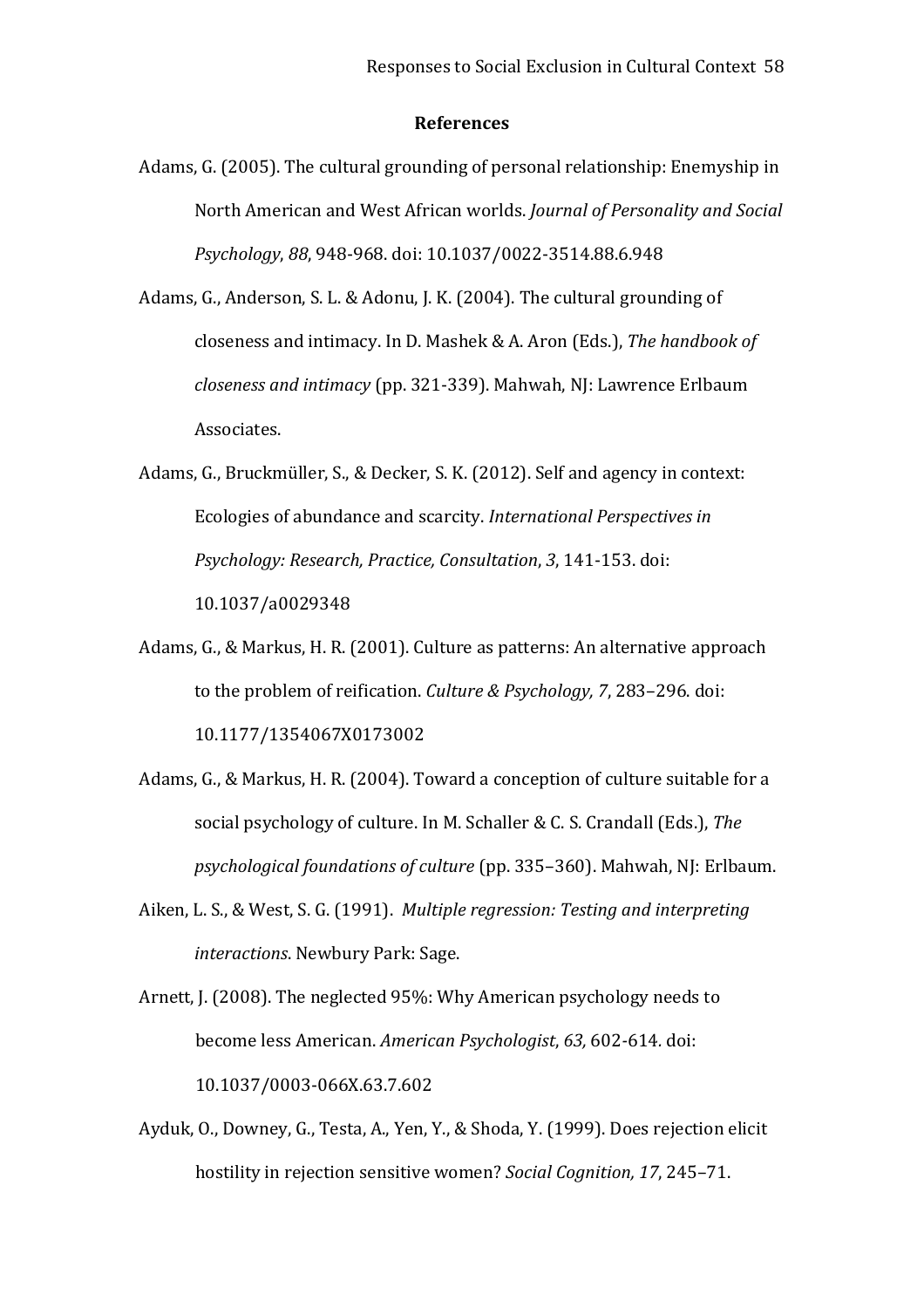## References

Adams, G. (2005). The cultural grounding of personal relationship: Enemyship in North American and West African worlds. *Journal of Personality and Social Psychology*, *88*, 948-968. doi: 10.1037/0022-3514.88.6.948

Adams, G., Anderson, S. L. & Adonu, J. K. (2004). The cultural grounding of closeness and intimacy. In D. Mashek & A. Aron (Eds.), *The handbook of closeness and intimacy* (pp. 321-339). Mahwah, NJ: Lawrence Erlbaum Associates.

Adams, G., Bruckmüller, S., & Decker, S. K. (2012). Self and agency in context: Ecologies of abundance and scarcity. *International Perspectives in Psychology: Research, Practice, Consultation*, *3*, 141-153. doi: 10.1037/a0029348

Adams, G., & Markus, H. R. (2001). Culture as patterns: An alternative approach to the problem of reification. *Culture & Psychology, 7*, 283–296. doi: 10.1177/1354067X0173002

Adams, G., & Markus, H. R. (2004). Toward a conception of culture suitable for a social psychology of culture. In M. Schaller & C. S. Crandall (Eds.), *The psychological foundations of culture* (pp. 335–360). Mahwah, NJ: Erlbaum.

Aiken, L. S., & West, S. G. (1991). *Multiple regression: Testing and interpreting interactions*. Newbury Park: Sage.

Arnett, J. (2008). The neglected 95%: Why American psychology needs to become less American. *American Psychologist*, *63,* 602-614. doi: 10.1037/0003-066X.63.7.602

Ayduk, O., Downey, G., Testa, A., Yen, Y., & Shoda, Y. (1999). Does rejection elicit hostility in rejection sensitive women? *Social Cognition, 17*, 245–71.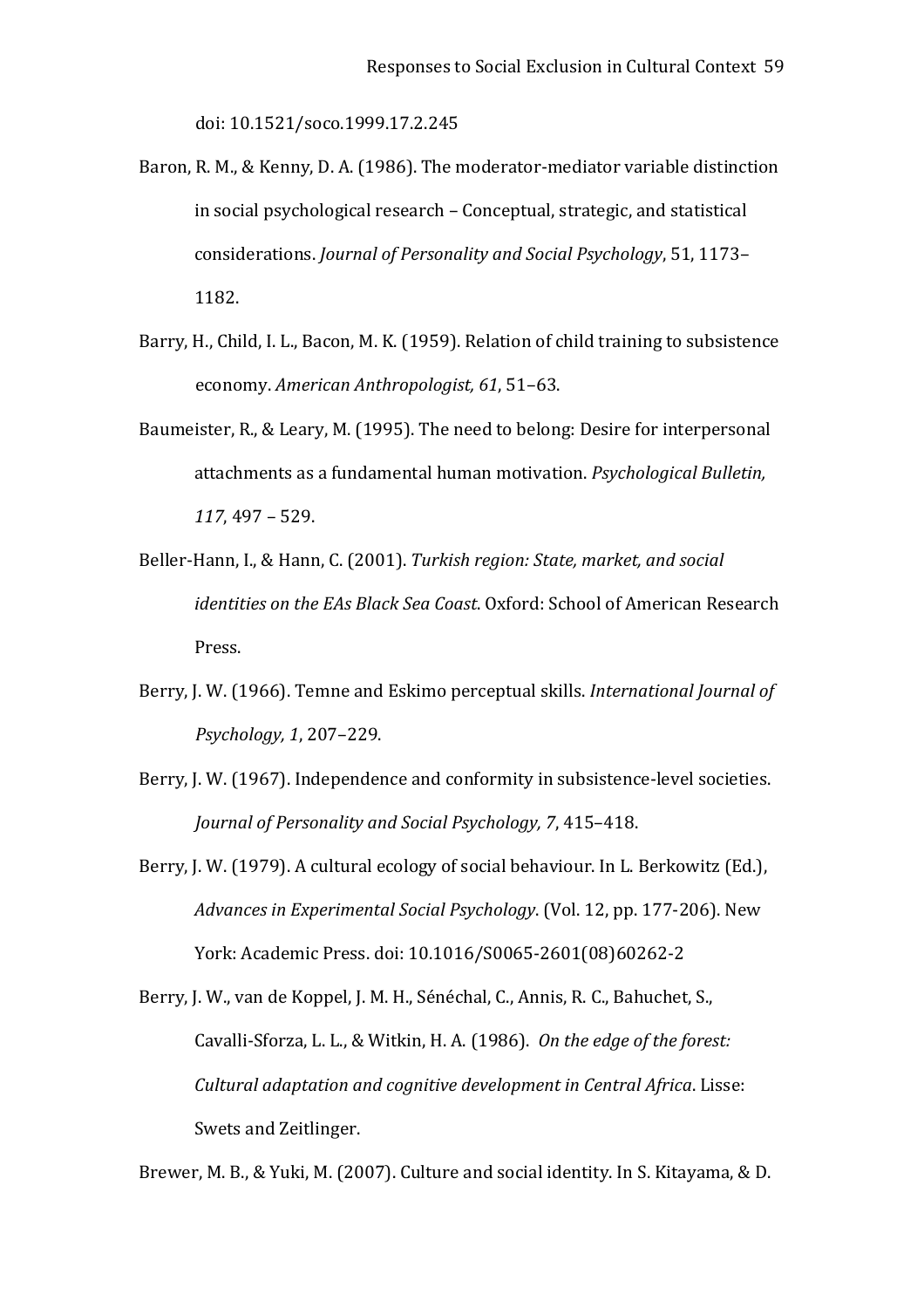doi: 10.1521/soco.1999.17.2.245

Baron, R. M., & Kenny, D. A. (1986). The moderator-mediator variable distinction in social psychological research – Conceptual, strategic, and statistical considerations. *Journal of Personality and Social Psychology*, 51, 1173–1182.

Barry, H., Child, I. L., Bacon, M. K. (1959). Relation of child training to subsistence economy. *American Anthropologist, 61*, 51–63.

Baumeister, R., & Leary, M. (1995). The need to belong: Desire for interpersonal attachments as a fundamental human motivation. *Psychological Bulletin, 117*, 497 – 529.

Beller-Hann, I., & Hann, C. (2001). *Turkish region: State, market, and social identities on the EAs Black Sea Coast*. Oxford: School of American Research Press.

Berry, J. W. (1966). Temne and Eskimo perceptual skills. *International Journal of Psychology, 1*, 207–229.

Berry, J. W. (1967). Independence and conformity in subsistence-level societies. *Journal of Personality and Social Psychology, 7*, 415–418.

Berry, J. W. (1979). A cultural ecology of social behaviour. In L. Berkowitz (Ed.), *Advances in Experimental Social Psychology*. (Vol. 12, pp. 177-206). New York: Academic Press. doi: 10.1016/S0065-2601(08)60262-2

Berry, J. W., van de Koppel, J. M. H., Sénéchal, C., Annis, R. C., Bahuchet, S., Cavalli-Sforza, L. L., & Witkin, H. A. (1986). *On the edge of the forest: Cultural adaptation and cognitive development in Central Africa*. Lisse: Swets and Zeitlinger.

Brewer, M. B., & Yuki, M. (2007). Culture and social identity. In S. Kitayama, & D.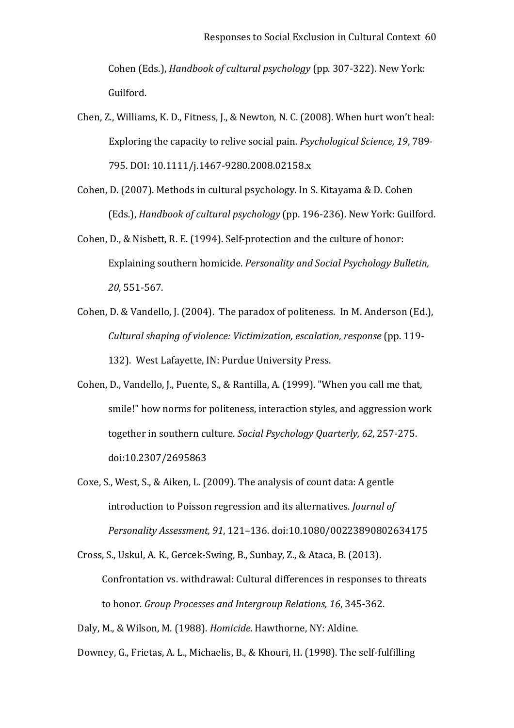Cohen (Eds.), *Handbook of cultural psychology* (pp. 307-322). New York: Guilford.

Chen, Z., Williams, K. D., Fitness, J., & Newton, N. C. (2008). When hurt won't heal: Exploring the capacity to relive social pain. *Psychological Science, 19*, 789-795. DOI: 10.1111/j.1467-9280.2008.02158.x

Cohen, D. (2007). Methods in cultural psychology. In S. Kitayama & D. Cohen (Eds.), *Handbook of cultural psychology* (pp. 196-236). New York: Guilford.

Cohen, D., & Nisbett, R. E. (1994). Self-protection and the culture of honor: Explaining southern homicide. *Personality and Social Psychology Bulletin, 20*, 551-567.

Cohen, D. & Vandello, J. (2004). The paradox of politeness. In M. Anderson (Ed.), *Cultural shaping of violence: Victimization, escalation, response* (pp. 119-132). West Lafayette, IN: Purdue University Press.

Cohen, D., Vandello, J., Puente, S., & Rantilla, A. (1999). "When you call me that, smile!" how norms for politeness, interaction styles, and aggression work together in southern culture. *Social Psychology Quarterly, 62*, 257-275. doi:10.2307/2695863

Coxe, S., West, S., & Aiken, L. (2009). The analysis of count data: A gentle introduction to Poisson regression and its alternatives. *Journal of Personality Assessment, 91*, 121–136. doi:10.1080/00223890802634175

Cross, S., Uskul, A. K., Gercek-Swing, B., Sunbay, Z., & Ataca, B. (2013). Confrontation vs. withdrawal: Cultural differences in responses to threats to honor. *Group Processes and Intergroup Relations, 16*, 345-362.

Daly, M., & Wilson, M. (1988). *Homicide*. Hawthorne, NY: Aldine.

Downey, G., Frietas, A. L., Michaelis, B., & Khouri, H. (1998). The self-fulfilling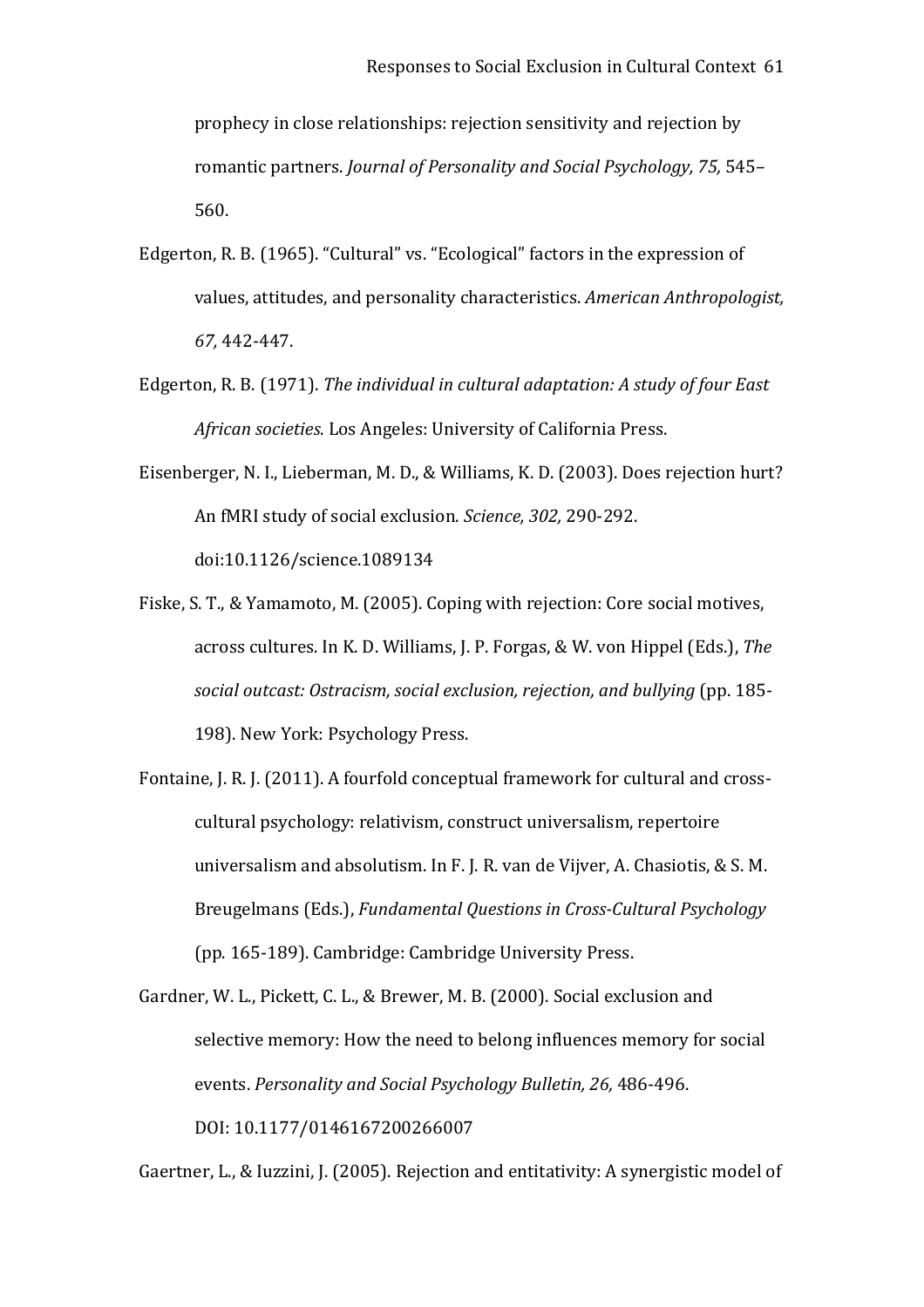prophecy in close relationships: rejection sensitivity and rejection by romantic partners. *Journal of Personality and Social Psychology, 75,* 545–560.

Edgerton, R. B. (1965). "Cultural" vs. "Ecological" factors in the expression of values, attitudes, and personality characteristics. *American Anthropologist, 67,* 442-447.

Edgerton, R. B. (1971). *The individual in cultural adaptation: A study of four East African societies*. Los Angeles: University of California Press.

Eisenberger, N. I., Lieberman, M. D., & Williams, K. D. (2003). Does rejection hurt? An fMRI study of social exclusion. *Science, 302,* 290-292. doi:10.1126/science.1089134

Fiske, S. T., & Yamamoto, M. (2005). Coping with rejection: Core social motives, across cultures. In K. D. Williams, J. P. Forgas, & W. von Hippel (Eds.), *The social outcast: Ostracism, social exclusion, rejection, and bullying* (pp. 185-198). New York: Psychology Press.

Fontaine, J. R. J. (2011). A fourfold conceptual framework for cultural and cross-cultural psychology: relativism, construct universalism, repertoire universalism and absolutism. In F. J. R. van de Vijver, A. Chasiotis, & S. M. Breugelmans (Eds.), *Fundamental Questions in Cross-Cultural Psychology* (pp. 165-189). Cambridge: Cambridge University Press.

Gardner, W. L., Pickett, C. L., & Brewer, M. B. (2000). Social exclusion and selective memory: How the need to belong influences memory for social events. *Personality and Social Psychology Bulletin, 26,* 486-496. DOI: 10.1177/0146167200266007

Gaertner, L., & Iuzzini, J. (2005). Rejection and entitativity: A synergistic model of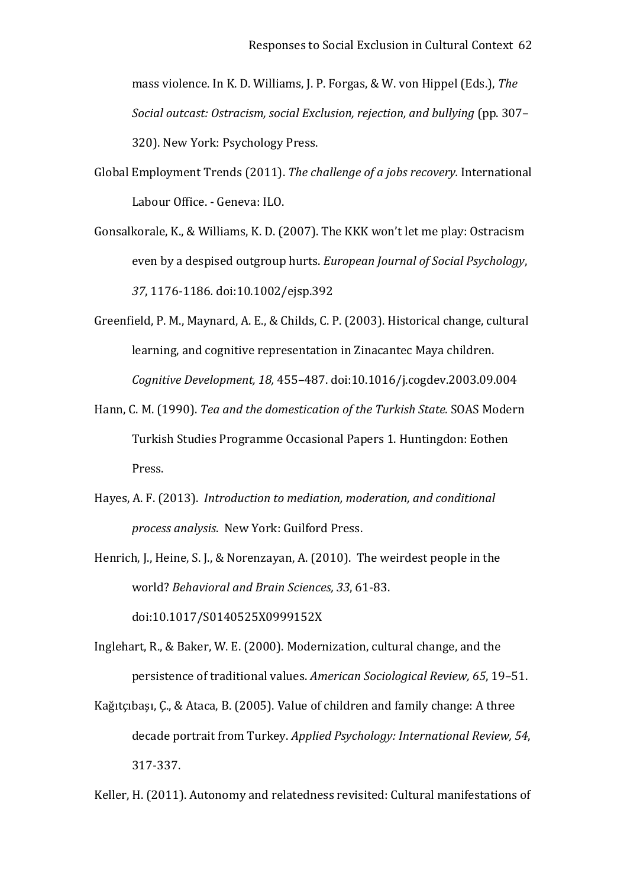mass violence. In K. D. Williams, J. P. Forgas, & W. von Hippel (Eds.), *The Social outcast: Ostracism, social Exclusion, rejection, and bullying* (pp. 307–320). New York: Psychology Press.

Global Employment Trends (2011). *The challenge of a jobs recovery.* International Labour Office. - Geneva: ILO.

Gonsalkorale, K., & Williams, K. D. (2007). The KKK won't let me play: Ostracism even by a despised outgroup hurts. *European Journal of Social Psychology*, *37*, 1176-1186. doi:10.1002/ejsp.392

Greenfield, P. M., Maynard, A. E., & Childs, C. P. (2003). Historical change, cultural learning, and cognitive representation in Zinacantec Maya children. *Cognitive Development, 18,* 455–487. doi:10.1016/j.cogdev.2003.09.004

Hann, C. M. (1990). *Tea and the domestication of the Turkish State.* SOAS Modern Turkish Studies Programme Occasional Papers 1. Huntingdon: Eothen Press.

Hayes, A. F. (2013). *Introduction to mediation, moderation, and conditional process analysis*. New York: Guilford Press.

Henrich, J., Heine, S. J., & Norenzayan, A. (2010). The weirdest people in the world? *Behavioral and Brain Sciences, 33*, 61-83. doi:10.1017/S0140525X0999152X

Inglehart, R., & Baker, W. E. (2000). Modernization, cultural change, and the persistence of traditional values. *American Sociological Review, 65*, 19–51.

Kağıtçıbaşı, Ç., & Ataca, B. (2005). Value of children and family change: A three decade portrait from Turkey. *Applied Psychology: International Review, 54*, 317-337.

Keller, H. (2011). Autonomy and relatedness revisited: Cultural manifestations of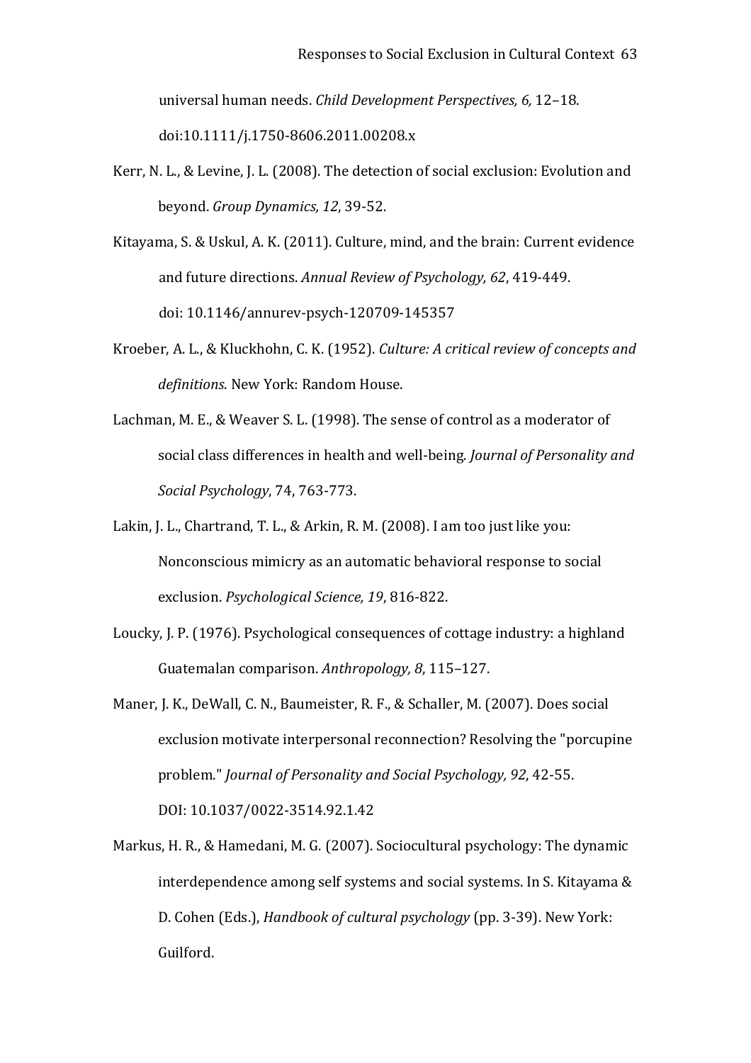universal human needs. *Child Development Perspectives, 6,* 12–18. doi:10.1111/j.1750-8606.2011.00208.x

Kerr, N. L., & Levine, J. L. (2008). The detection of social exclusion: Evolution and beyond. *Group Dynamics, 12*, 39-52.

Kitayama, S. & Uskul, A. K. (2011). Culture, mind, and the brain: Current evidence and future directions. *Annual Review of Psychology, 62*, 419-449. doi: 10.1146/annurev-psych-120709-145357

Kroeber, A. L., & Kluckhohn, C. K. (1952). *Culture: A critical review of concepts and definitions*. New York: Random House.

Lachman, M. E., & Weaver S. L. (1998). The sense of control as a moderator of social class differences in health and well-being. *Journal of Personality and Social Psychology*, 74, 763-773.

Lakin, J. L., Chartrand, T. L., & Arkin, R. M. (2008). I am too just like you: Nonconscious mimicry as an automatic behavioral response to social exclusion. *Psychological Science, 19*, 816-822.

Loucky, J. P. (1976). Psychological consequences of cottage industry: a highland Guatemalan comparison. *Anthropology, 8*, 115–127.

Maner, J. K., DeWall, C. N., Baumeister, R. F., & Schaller, M. (2007). Does social exclusion motivate interpersonal reconnection? Resolving the "porcupine problem." *Journal of Personality and Social Psychology, 92*, 42-55. DOI: 10.1037/0022-3514.92.1.42

Markus, H. R., & Hamedani, M. G. (2007). Sociocultural psychology: The dynamic interdependence among self systems and social systems. In S. Kitayama & D. Cohen (Eds.), *Handbook of cultural psychology* (pp. 3-39). New York: Guilford.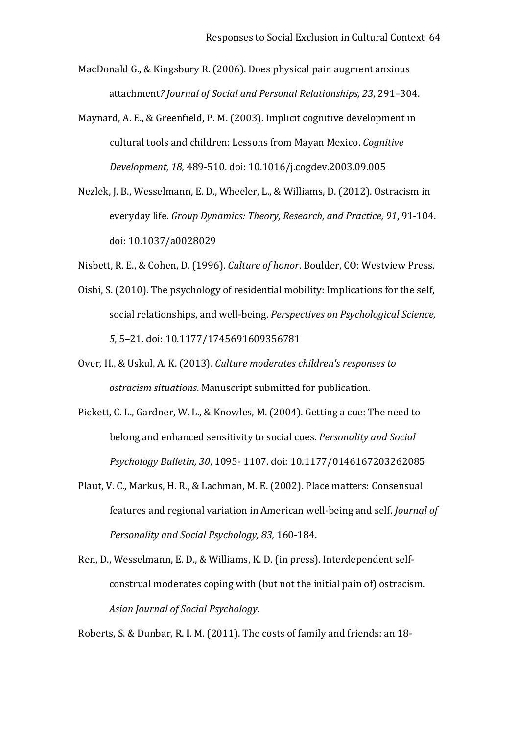MacDonald G., & Kingsbury R. (2006). Does physical pain augment anxious attachment*? Journal of Social and Personal Relationships, 23*, 291–304.

Maynard, A. E., & Greenfield, P. M. (2003). Implicit cognitive development in cultural tools and children: Lessons from Mayan Mexico. *Cognitive Development, 18,* 489-510. doi: 10.1016/j.cogdev.2003.09.005

Nezlek, J. B., Wesselmann, E. D., Wheeler, L., & Williams, D. (2012). Ostracism in everyday life. *Group Dynamics: Theory, Research, and Practice, 91*, 91-104. doi: 10.1037/a0028029

Nisbett, R. E., & Cohen, D. (1996). *Culture of honor*. Boulder, CO: Westview Press.

Oishi, S. (2010). The psychology of residential mobility: Implications for the self, social relationships, and well-being. *Perspectives on Psychological Science, 5*, 5–21. doi: 10.1177/1745691609356781

Over, H., & Uskul, A. K. (2013). *Culture moderates children's responses to ostracism situations*. Manuscript submitted for publication.

Pickett, C. L., Gardner, W. L., & Knowles, M. (2004). Getting a cue: The need to belong and enhanced sensitivity to social cues. *Personality and Social Psychology Bulletin, 30*, 1095- 1107. doi: 10.1177/0146167203262085

Plaut, V. C., Markus, H. R., & Lachman, M. E. (2002). Place matters: Consensual features and regional variation in American well-being and self. *Journal of Personality and Social Psychology, 83,* 160-184.

Ren, D., Wesselmann, E. D., & Williams, K. D. (in press). Interdependent self-construal moderates coping with (but not the initial pain of) ostracism. *Asian Journal of Social Psychology.*

Roberts, S. & Dunbar, R. I. M. (2011). The costs of family and friends: an 18-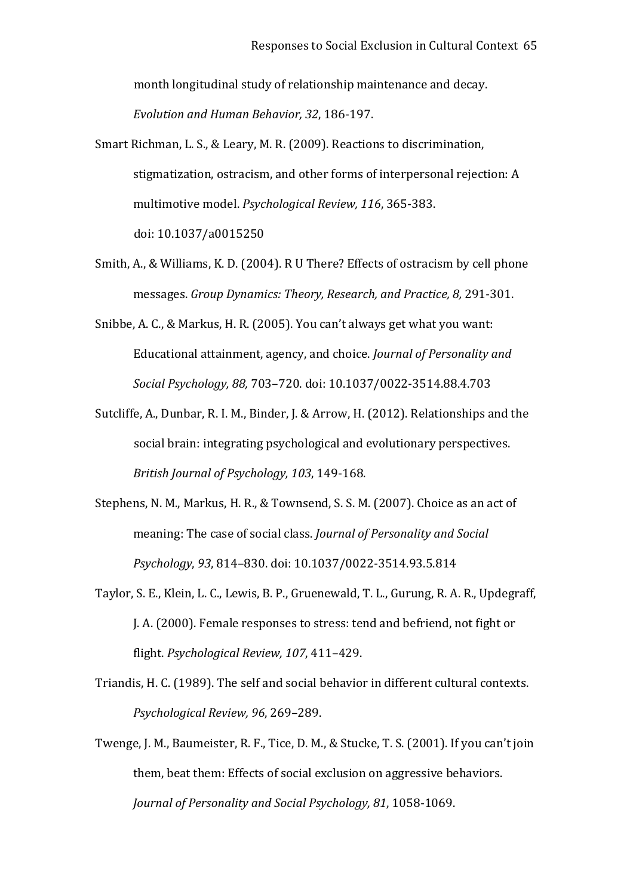month longitudinal study of relationship maintenance and decay. *Evolution and Human Behavior, 32*, 186-197.

Smart Richman, L. S., & Leary, M. R. (2009). Reactions to discrimination, stigmatization, ostracism, and other forms of interpersonal rejection: A multimotive model. *Psychological Review, 116*, 365-383. doi: 10.1037/a0015250

Smith, A., & Williams, K. D. (2004). R U There? Effects of ostracism by cell phone messages. *Group Dynamics: Theory, Research, and Practice, 8,* 291-301.

Snibbe, A. C., & Markus, H. R. (2005). You can't always get what you want: Educational attainment, agency, and choice. *Journal of Personality and Social Psychology, 88,* 703–720. doi: 10.1037/0022-3514.88.4.703

Sutcliffe, A., Dunbar, R. I. M., Binder, J. & Arrow, H. (2012). Relationships and the social brain: integrating psychological and evolutionary perspectives. *British Journal of Psychology, 103*, 149-168.

Stephens, N. M., Markus, H. R., & Townsend, S. S. M. (2007). Choice as an act of meaning: The case of social class. *Journal of Personality and Social Psychology, 93*, 814–830. doi: 10.1037/0022-3514.93.5.814

Taylor, S. E., Klein, L. C., Lewis, B. P., Gruenewald, T. L., Gurung, R. A. R., Updegraff, J. A. (2000). Female responses to stress: tend and befriend, not fight or flight. *Psychological Review, 107*, 411–429.

Triandis, H. C. (1989). The self and social behavior in different cultural contexts. *Psychological Review, 96*, 269–289.

Twenge, J. M., Baumeister, R. F., Tice, D. M., & Stucke, T. S. (2001). If you can't join them, beat them: Effects of social exclusion on aggressive behaviors. *Journal of Personality and Social Psychology, 81*, 1058-1069.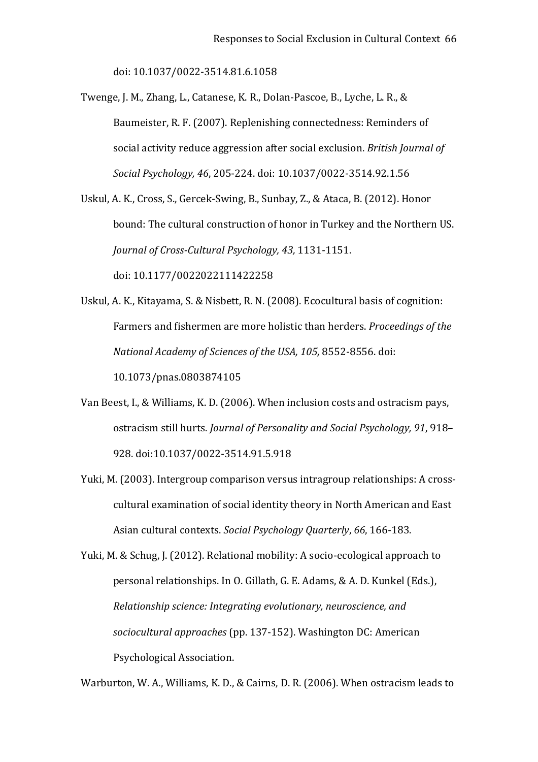doi: 10.1037/0022-3514.81.6.1058

Twenge, J. M., Zhang, L., Catanese, K. R., Dolan-Pascoe, B., Lyche, L. R., & Baumeister, R. F. (2007). Replenishing connectedness: Reminders of social activity reduce aggression after social exclusion. *British Journal of Social Psychology, 46*, 205-224. doi: 10.1037/0022-3514.92.1.56

Uskul, A. K., Cross, S., Gercek-Swing, B., Sunbay, Z., & Ataca, B. (2012). Honor bound: The cultural construction of honor in Turkey and the Northern US. *Journal of Cross-Cultural Psychology, 43,* 1131-1151. doi: 10.1177/0022022111422258

Uskul, A. K., Kitayama, S. & Nisbett, R. N. (2008). Ecocultural basis of cognition: Farmers and fishermen are more holistic than herders. *Proceedings of the National Academy of Sciences of the USA, 105,* 8552-8556. doi: 10.1073/pnas.0803874105

Van Beest, I., & Williams, K. D. (2006). When inclusion costs and ostracism pays, ostracism still hurts. *Journal of Personality and Social Psychology, 91*, 918–928. doi:10.1037/0022-3514.91.5.918

Yuki, M. (2003). Intergroup comparison versus intragroup relationships: A cross-cultural examination of social identity theory in North American and East Asian cultural contexts. *Social Psychology Quarterly*, *66*, 166-183.

Yuki, M. & Schug, J. (2012). Relational mobility: A socio-ecological approach to personal relationships. In O. Gillath, G. E. Adams, & A. D. Kunkel (Eds.), *Relationship science: Integrating evolutionary, neuroscience, and sociocultural approaches* (pp. 137-152). Washington DC: American Psychological Association.

Warburton, W. A., Williams, K. D., & Cairns, D. R. (2006). When ostracism leads to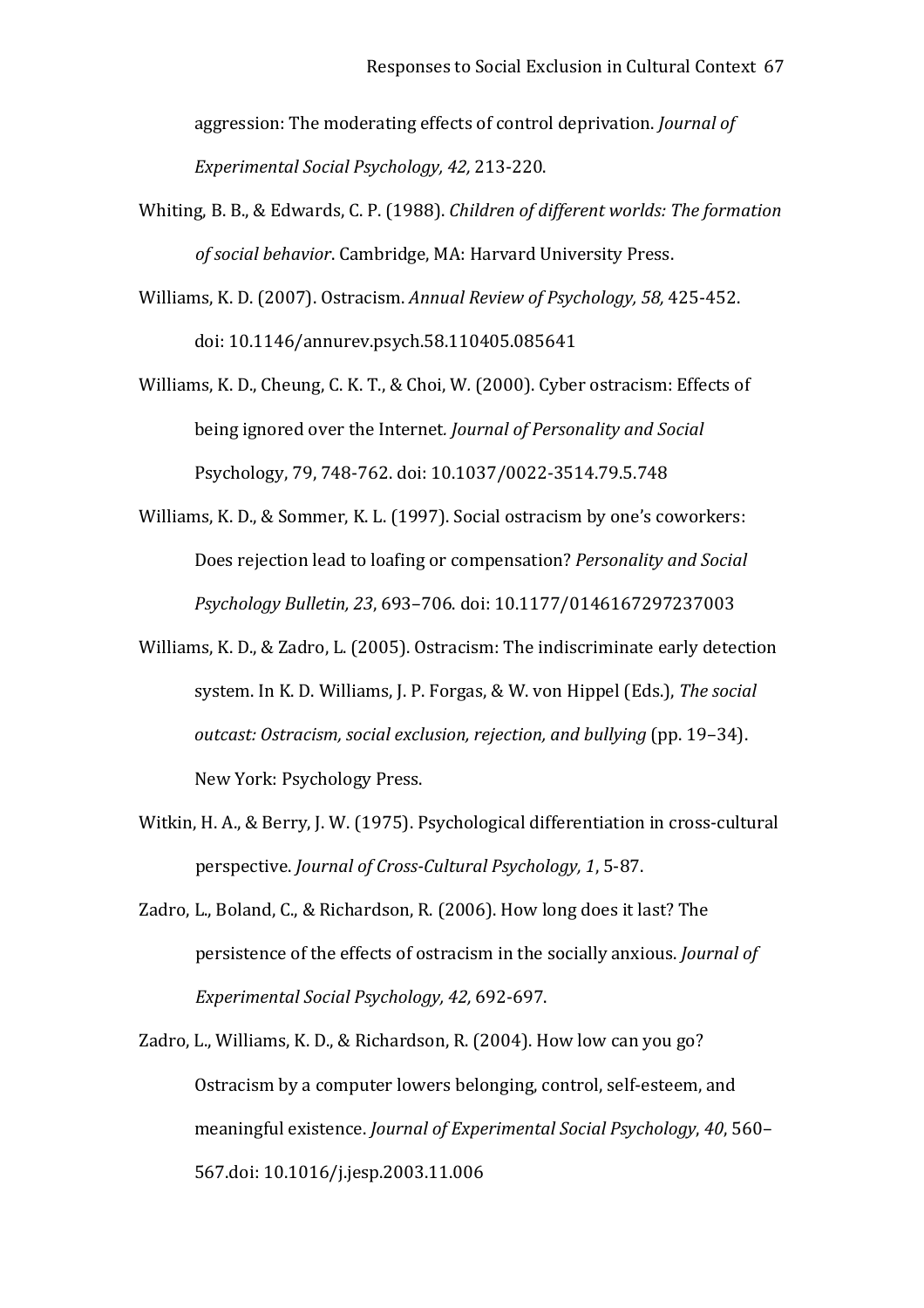aggression: The moderating effects of control deprivation. *Journal of Experimental Social Psychology, 42,* 213-220.

Whiting, B. B., & Edwards, C. P. (1988). *Children of different worlds: The formation of social behavior*. Cambridge, MA: Harvard University Press.

Williams, K. D. (2007). Ostracism. *Annual Review of Psychology, 58,* 425-452. doi: 10.1146/annurev.psych.58.110405.085641

Williams, K. D., Cheung, C. K. T., & Choi, W. (2000). Cyber ostracism: Effects of being ignored over the Internet*. Journal of Personality and Social* Psychology, 79, 748-762. doi: 10.1037/0022-3514.79.5.748

Williams, K. D., & Sommer, K. L. (1997). Social ostracism by one's coworkers: Does rejection lead to loafing or compensation? *Personality and Social Psychology Bulletin, 23*, 693–706. doi: 10.1177/0146167297237003

Williams, K. D., & Zadro, L. (2005). Ostracism: The indiscriminate early detection system. In K. D. Williams, J. P. Forgas, & W. von Hippel (Eds.), *The social outcast: Ostracism, social exclusion, rejection, and bullying* (pp. 19–34). New York: Psychology Press.

Witkin, H. A., & Berry, J. W. (1975). Psychological differentiation in cross-cultural perspective. *Journal of Cross-Cultural Psychology, 1*, 5-87.

Zadro, L., Boland, C., & Richardson, R. (2006). How long does it last? The persistence of the effects of ostracism in the socially anxious. *Journal of Experimental Social Psychology, 42,* 692-697.

Zadro, L., Williams, K. D., & Richardson, R. (2004). How low can you go? Ostracism by a computer lowers belonging, control, self-esteem, and meaningful existence. *Journal of Experimental Social Psychology*, *40*, 560–567.doi: 10.1016/j.jesp.2003.11.006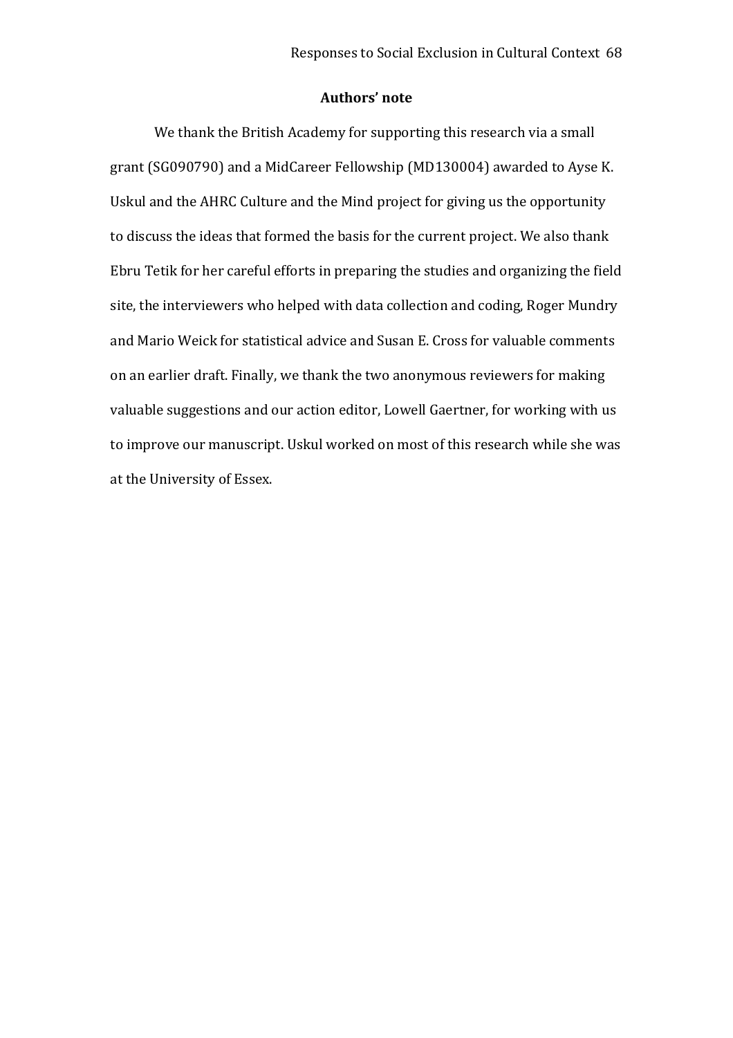## Authors' note

We thank the British Academy for supporting this research via a small grant (SG090790) and a MidCareer Fellowship (MD130004) awarded to Ayse K. Uskul and the AHRC Culture and the Mind project for giving us the opportunity to discuss the ideas that formed the basis for the current project. We also thank Ebru Tetik for her careful efforts in preparing the studies and organizing the field site, the interviewers who helped with data collection and coding, Roger Mundry and Mario Weick for statistical advice and Susan E. Cross for valuable comments on an earlier draft. Finally, we thank the two anonymous reviewers for making valuable suggestions and our action editor, Lowell Gaertner, for working with us to improve our manuscript. Uskul worked on most of this research while she was at the University of Essex.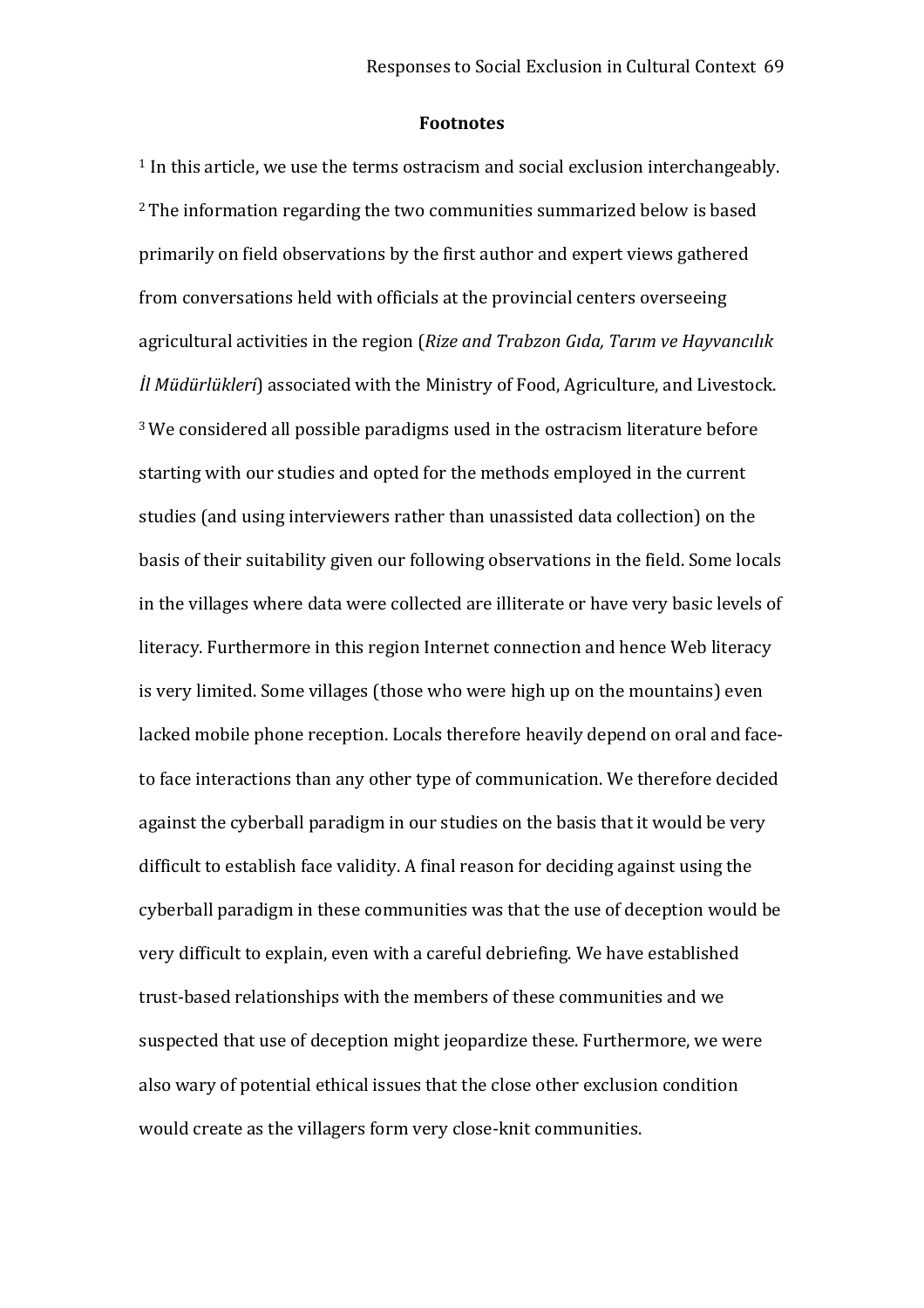**Footnotes**

[1] In this article, we use the terms ostracism and social exclusion interchangeably.

[2] The information regarding the two communities summarized below is based primarily on field observations by the first author and expert views gathered from conversations held with officials at the provincial centers overseeing agricultural activities in the region (*Rize and Trabzon Gıda, Tarım ve Hayvancılık İl Müdürlükleri*) associated with the Ministry of Food, Agriculture, and Livestock.

[3] We considered all possible paradigms used in the ostracism literature before starting with our studies and opted for the methods employed in the current studies (and using interviewers rather than unassisted data collection) on the basis of their suitability given our following observations in the field. Some locals in the villages where data were collected are illiterate or have very basic levels of literacy. Furthermore in this region Internet connection and hence Web literacy is very limited. Some villages (those who were high up on the mountains) even lacked mobile phone reception. Locals therefore heavily depend on oral and face-to face interactions than any other type of communication. We therefore decided against the cyberball paradigm in our studies on the basis that it would be very difficult to establish face validity. A final reason for deciding against using the cyberball paradigm in these communities was that the use of deception would be very difficult to explain, even with a careful debriefing. We have established trust-based relationships with the members of these communities and we suspected that use of deception might jeopardize these. Furthermore, we were also wary of potential ethical issues that the close other exclusion condition would create as the villagers form very close-knit communities.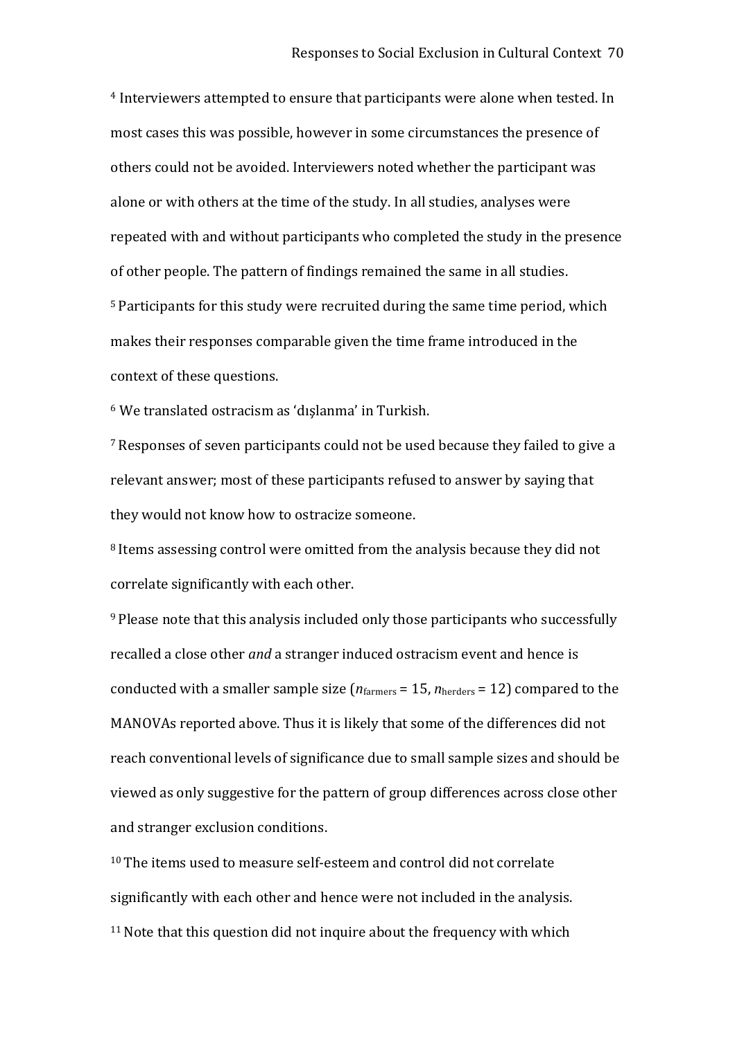[4] Interviewers attempted to ensure that participants were alone when tested. In most cases this was possible, however in some circumstances the presence of others could not be avoided. Interviewers noted whether the participant was alone or with others at the time of the study. In all studies, analyses were repeated with and without participants who completed the study in the presence of other people. The pattern of findings remained the same in all studies.

[5] Participants for this study were recruited during the same time period, which makes their responses comparable given the time frame introduced in the context of these questions.

[6] We translated ostracism as 'dışlanma' in Turkish.

[7] Responses of seven participants could not be used because they failed to give a relevant answer; most of these participants refused to answer by saying that they would not know how to ostracize someone.

[8] Items assessing control were omitted from the analysis because they did not correlate significantly with each other.

[9] Please note that this analysis included only those participants who successfully recalled a close other *and* a stranger induced ostracism event and hence is conducted with a smaller sample size ($n_{\text{farmers}} = 15$, $n_{\text{herders}} = 12$) compared to the MANOVAs reported above. Thus it is likely that some of the differences did not reach conventional levels of significance due to small sample sizes and should be viewed as only suggestive for the pattern of group differences across close other and stranger exclusion conditions.

[10] The items used to measure self-esteem and control did not correlate significantly with each other and hence were not included in the analysis.

[11] Note that this question did not inquire about the frequency with which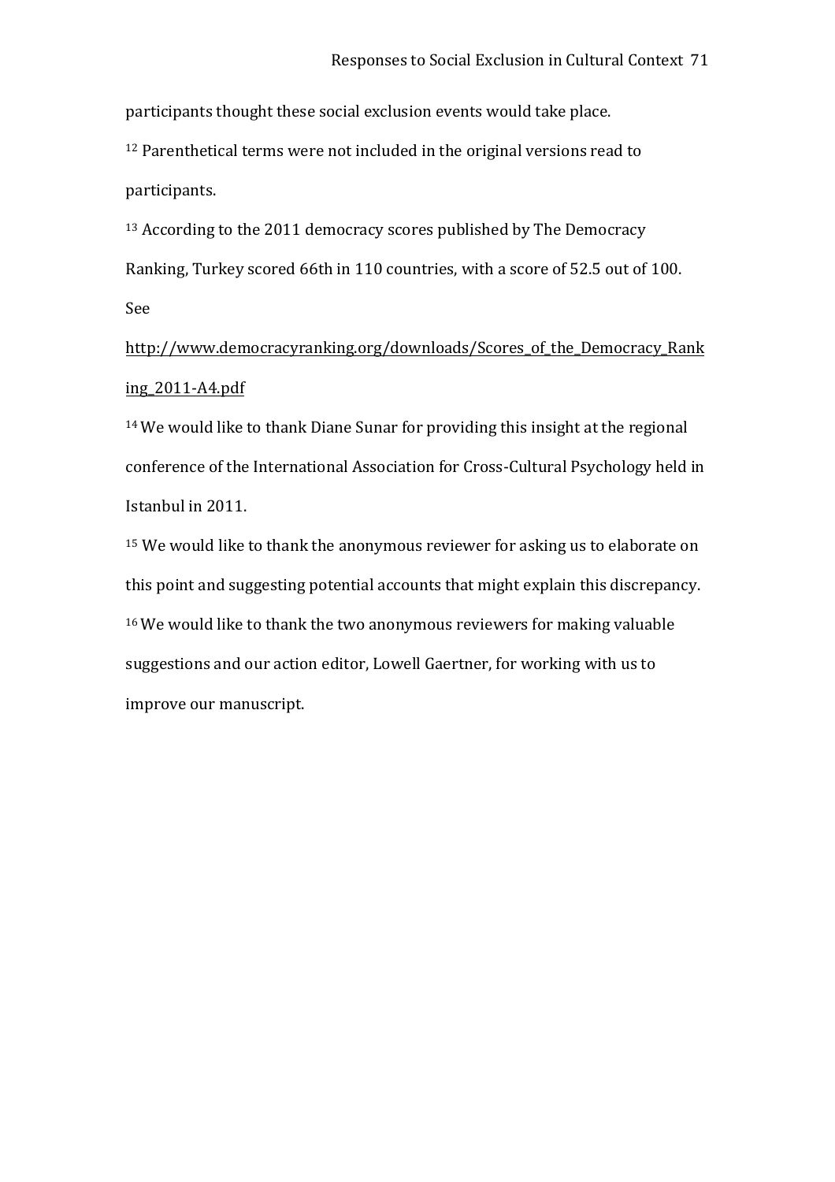participants thought these social exclusion events would take place.

[12] Parenthetical terms were not included in the original versions read to participants.

[13] According to the 2011 democracy scores published by The Democracy Ranking, Turkey scored 66th in 110 countries, with a score of 52.5 out of 100. See http://www.democracyranking.org/downloads/Scores_of_the_Democracy_Ranking_2011-A4.pdf

[14] We would like to thank Diane Sunar for providing this insight at the regional conference of the International Association for Cross-Cultural Psychology held in Istanbul in 2011.

[15] We would like to thank the anonymous reviewer for asking us to elaborate on this point and suggesting potential accounts that might explain this discrepancy.

[16] We would like to thank the two anonymous reviewers for making valuable suggestions and our action editor, Lowell Gaertner, for working with us to improve our manuscript.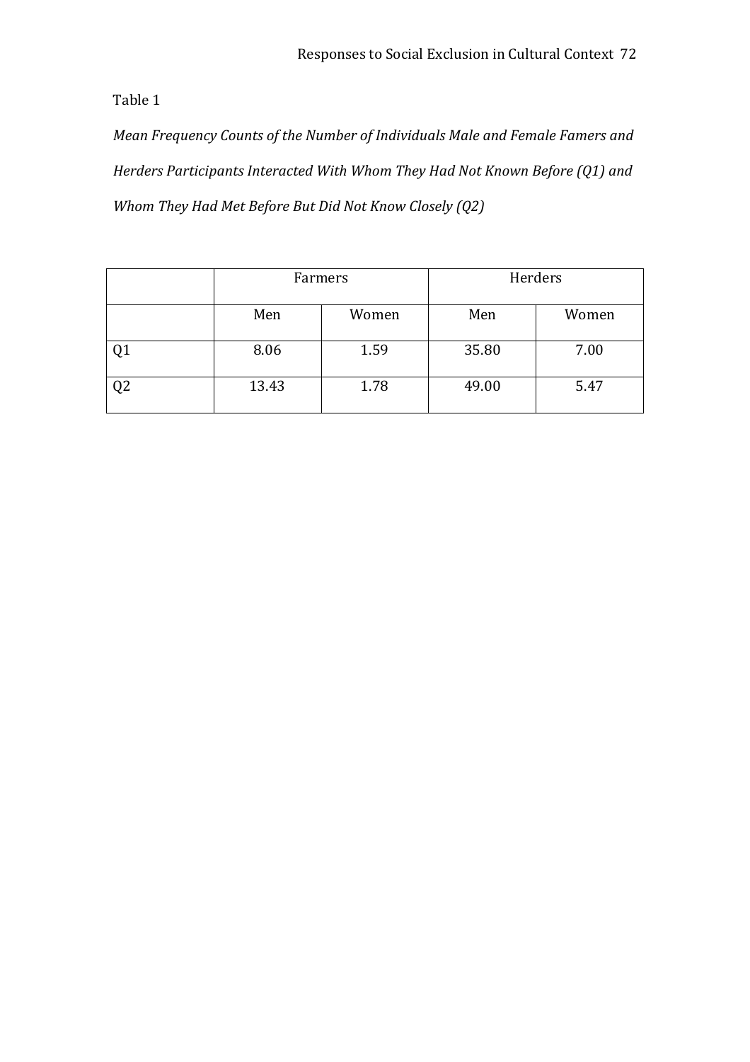Table 1

*Mean Frequency Counts of the Number of Individuals Male and Female Famers and Herders Participants Interacted With Whom They Had Not Known Before (Q1) and Whom They Had Met Before But Did Not Know Closely (Q2)*

| | Farmers | | Herders | |
|---|---|---|---|---|
| | Men | Women | Men | Women |
| Q1 | 8.06 | 1.59 | 35.80 | 7.00 |
| Q2 | 13.43 | 1.78 | 49.00 | 5.47 |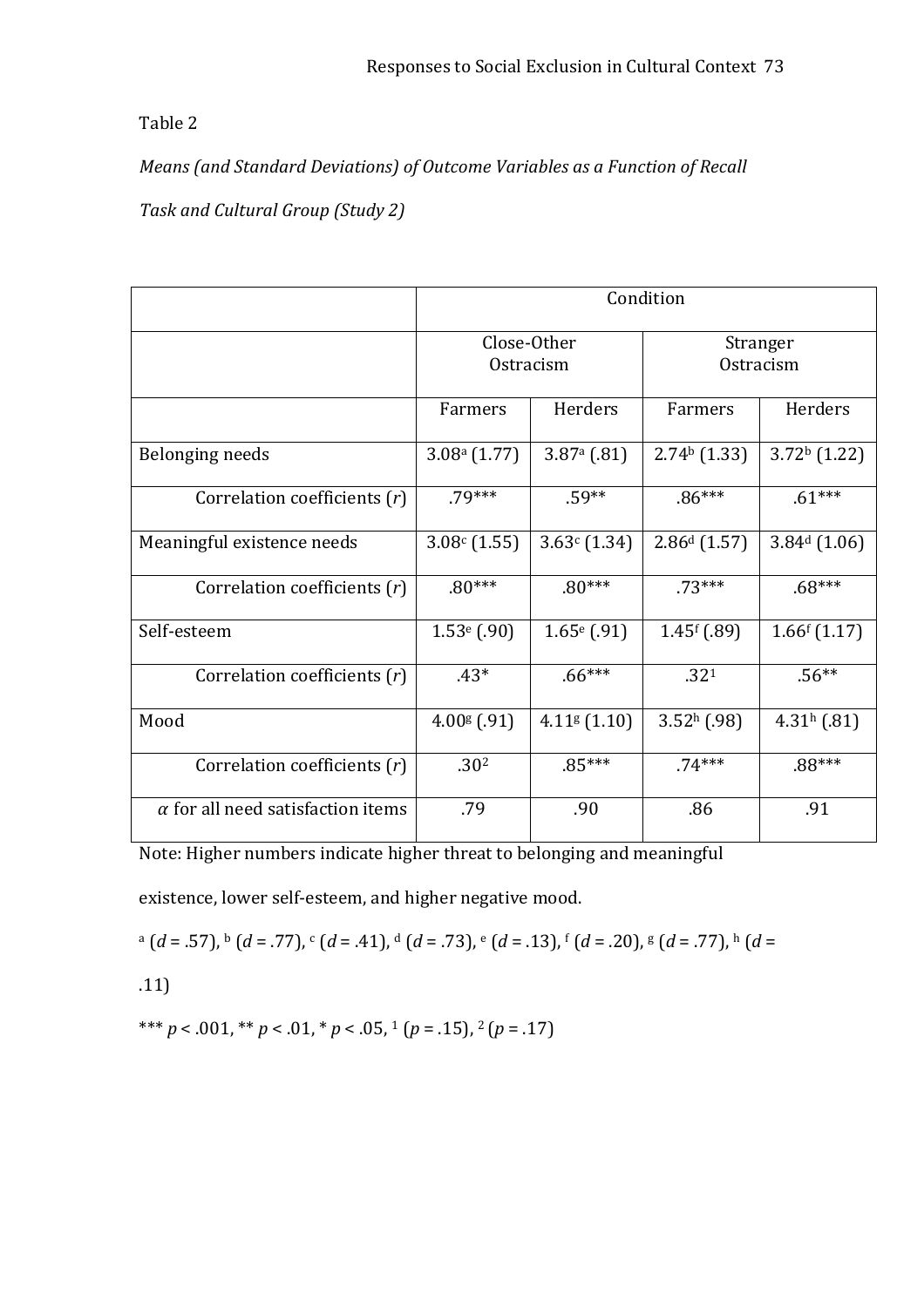Table 2

*Means (and Standard Deviations) of Outcome Variables as a Function of Recall Task and Cultural Group (Study 2)*

| | Condition | | | |
|---|---|---|---|---|
| | Close-Other Ostracism | | Stranger Ostracism | |
| | Farmers | Herders | Farmers | Herders |
| Belonging needs | 3.08[a] (1.77) | 3.87[a] (.81) | 2.74[b] (1.33) | 3.72[b] (1.22) |
| Correlation coefficients (*r*) | .79*** | .59** | .86*** | .61*** |
| Meaningful existence needs | 3.08[c] (1.55) | 3.63[c] (1.34) | 2.86[d] (1.57) | 3.84[d] (1.06) |
| Correlation coefficients (*r*) | .80*** | .80*** | .73*** | .68*** |
| Self-esteem | 1.53[e] (.90) | 1.65[e] (.91) | 1.45[f] (.89) | 1.66[f] (1.17) |
| Correlation coefficients (*r*) | .43* | .66*** | .32[1] | .56** |
| Mood | 4.00[g] (.91) | 4.11[g] (1.10) | 3.52[h] (.98) | 4.31[h] (.81) |
| Correlation coefficients (*r*) | .30[2] | .85*** | .74*** | .88*** |
| $\alpha$ for all need satisfaction items | .79 | .90 | .86 | .91 |

Note: Higher numbers indicate higher threat to belonging and meaningful existence, lower self-esteem, and higher negative mood.

[a] ($d$ = .57), [b] ($d$ = .77), [c] ($d$ = .41), [d] ($d$ = .73), [e] ($d$ = .13), [f] ($d$ = .20), [g] ($d$ = .77), [h] ($d$ = .11)

*** $p < .001$, ** $p < .01$, * $p < .05$, [1] ($p = .15$), [2] ($p = .17$)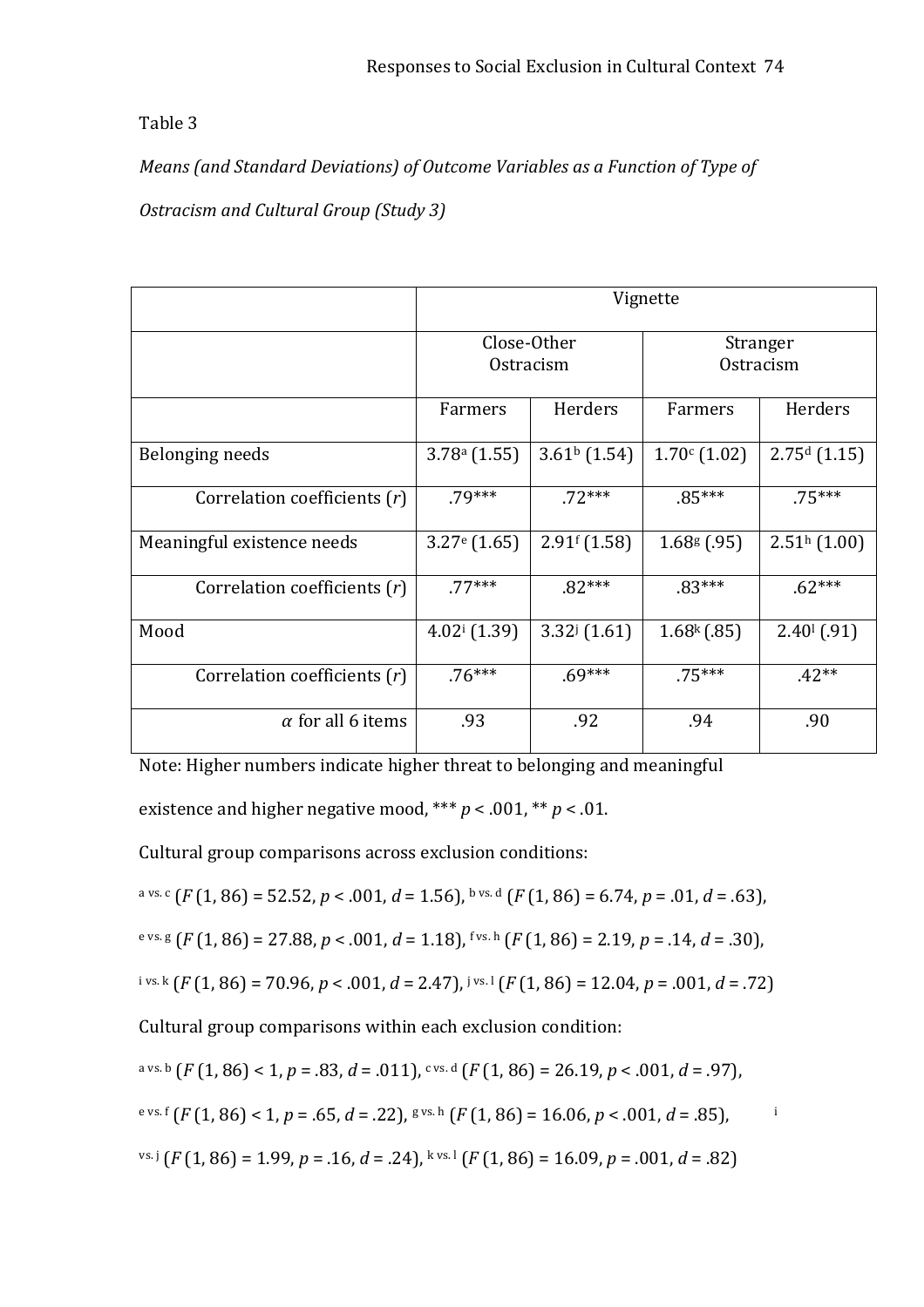Table 3

*Means (and Standard Deviations) of Outcome Variables as a Function of Type of Ostracism and Cultural Group (Study 3)*

| | Vignette | | | |
|---|---|---|---|---|
| | Close-Other Ostracism | | Stranger Ostracism | |
| | Farmers | Herders | Farmers | Herders |
| Belonging needs | 3.78[a] (1.55) | 3.61[b] (1.54) | 1.70[c] (1.02) | 2.75[d] (1.15) |
| Correlation coefficients (*r*) | .79*** | .72*** | .85*** | .75*** |
| Meaningful existence needs | 3.27[e] (1.65) | 2.91[f] (1.58) | 1.68[g] (.95) | 2.51[h] (1.00) |
| Correlation coefficients (*r*) | .77*** | .82*** | .83*** | .62*** |
| Mood | 4.02[i] (1.39) | 3.32[j] (1.61) | 1.68[k] (.85) | 2.40[l] (.91) |
| Correlation coefficients (*r*) | .76*** | .69*** | .75*** | .42** |
| $\alpha$ for all 6 items | .93 | .92 | .94 | .90 |

Note: Higher numbers indicate higher threat to belonging and meaningful existence and higher negative mood, *** $p < .001$, ** $p < .01$.

Cultural group comparisons across exclusion conditions:

[a vs. c] ($F(1, 86) = 52.52$, $p < .001$, $d = 1.56$), [b vs. d] ($F(1, 86) = 6.74$, $p = .01$, $d = .63$), [e vs. g] ($F(1, 86) = 27.88$, $p < .001$, $d = 1.18$), [f vs. h] ($F(1, 86) = 2.19$, $p = .14$, $d = .30$), [i vs. k] ($F(1, 86) = 70.96$, $p < .001$, $d = 2.47$), [j vs. l] ($F(1, 86) = 12.04$, $p = .001$, $d = .72$)

Cultural group comparisons within each exclusion condition:

[a vs. b] ($F(1, 86) < 1$, $p = .83$, $d = .011$), [c vs. d] ($F(1, 86) = 26.19$, $p < .001$, $d = .97$), [e vs. f] ($F(1, 86) < 1$, $p = .65$, $d = .22$), [g vs. h] ($F(1, 86) = 16.06$, $p < .001$, $d = .85$), [i vs. j] ($F(1, 86) = 1.99$, $p = .16$, $d = .24$), [k vs. l] ($F(1, 86) = 16.09$, $p = .001$, $d = .82$)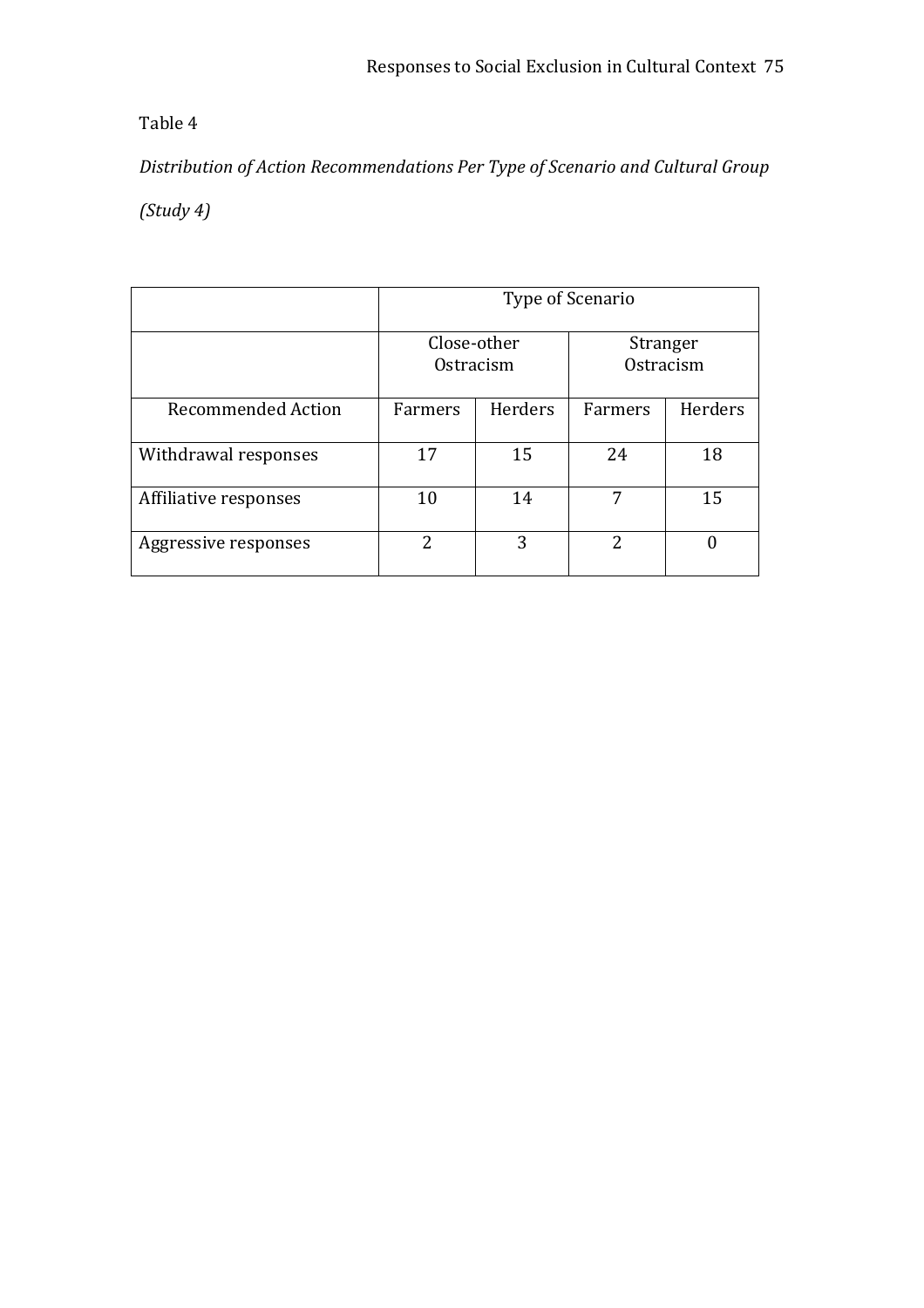Table 4

*Distribution of Action Recommendations Per Type of Scenario and Cultural Group (Study 4)*

| | Type of Scenario | | | |
|---|---|---|---|---|
| | Close-other Ostracism | | Stranger Ostracism | |
| Recommended Action | Farmers | Herders | Farmers | Herders |
| Withdrawal responses | 17 | 15 | 24 | 18 |
| Affiliative responses | 10 | 14 | 7 | 15 |
| Aggressive responses | 2 | 3 | 2 | 0 |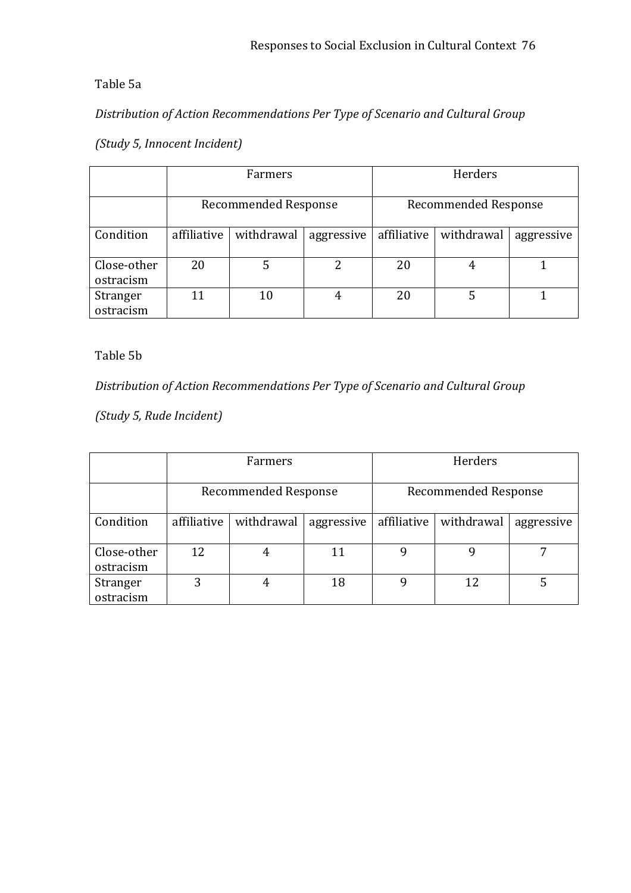Table 5a

*Distribution of Action Recommendations Per Type of Scenario and Cultural Group*

*(Study 5, Innocent Incident)*

| | Farmers | | | Herders | | |
|---|---|---|---|---|---|---|
| | Recommended Response | | | Recommended Response | | |
| Condition | affiliative | withdrawal | aggressive | affiliative | withdrawal | aggressive |
| Close-other ostracism | 20 | 5 | 2 | 20 | 4 | 1 |
| Stranger ostracism | 11 | 10 | 4 | 20 | 5 | 1 |

Table 5b

*Distribution of Action Recommendations Per Type of Scenario and Cultural Group*

*(Study 5, Rude Incident)*

| | Farmers | | | Herders | | |
|---|---|---|---|---|---|---|
| | Recommended Response | | | Recommended Response | | |
| Condition | affiliative | withdrawal | aggressive | affiliative | withdrawal | aggressive |
| Close-other ostracism | 12 | 4 | 11 | 9 | 9 | 7 |
| Stranger ostracism | 3 | 4 | 18 | 9 | 12 | 5 |